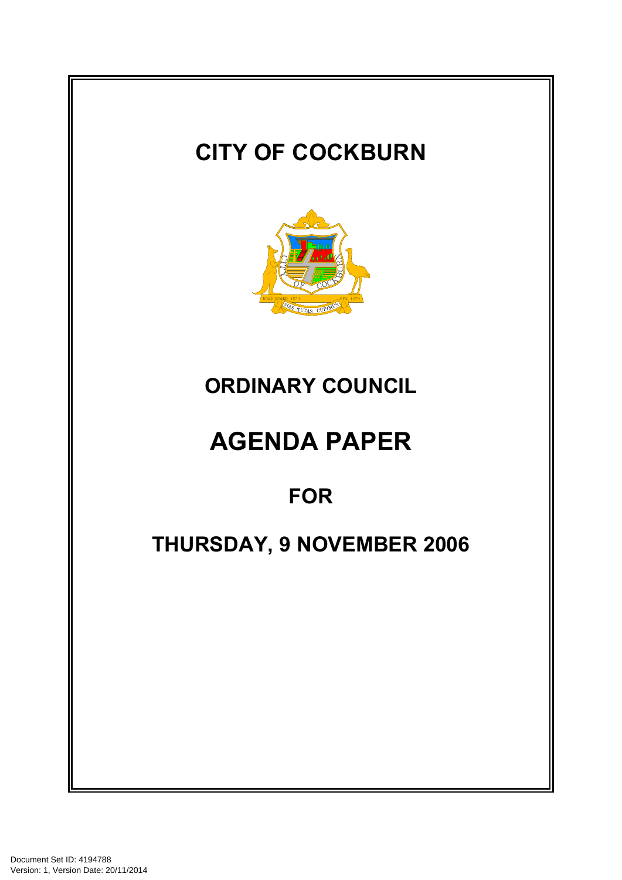# CITY OF COCKBURN

# ORDINARY COUNCIL

# AGENDA PAPER

## FOR

## THURSDAY, 9 NOVEMBER 2006

Document Set ID: 4194788
Version: 1, Version Date: 20/11/2014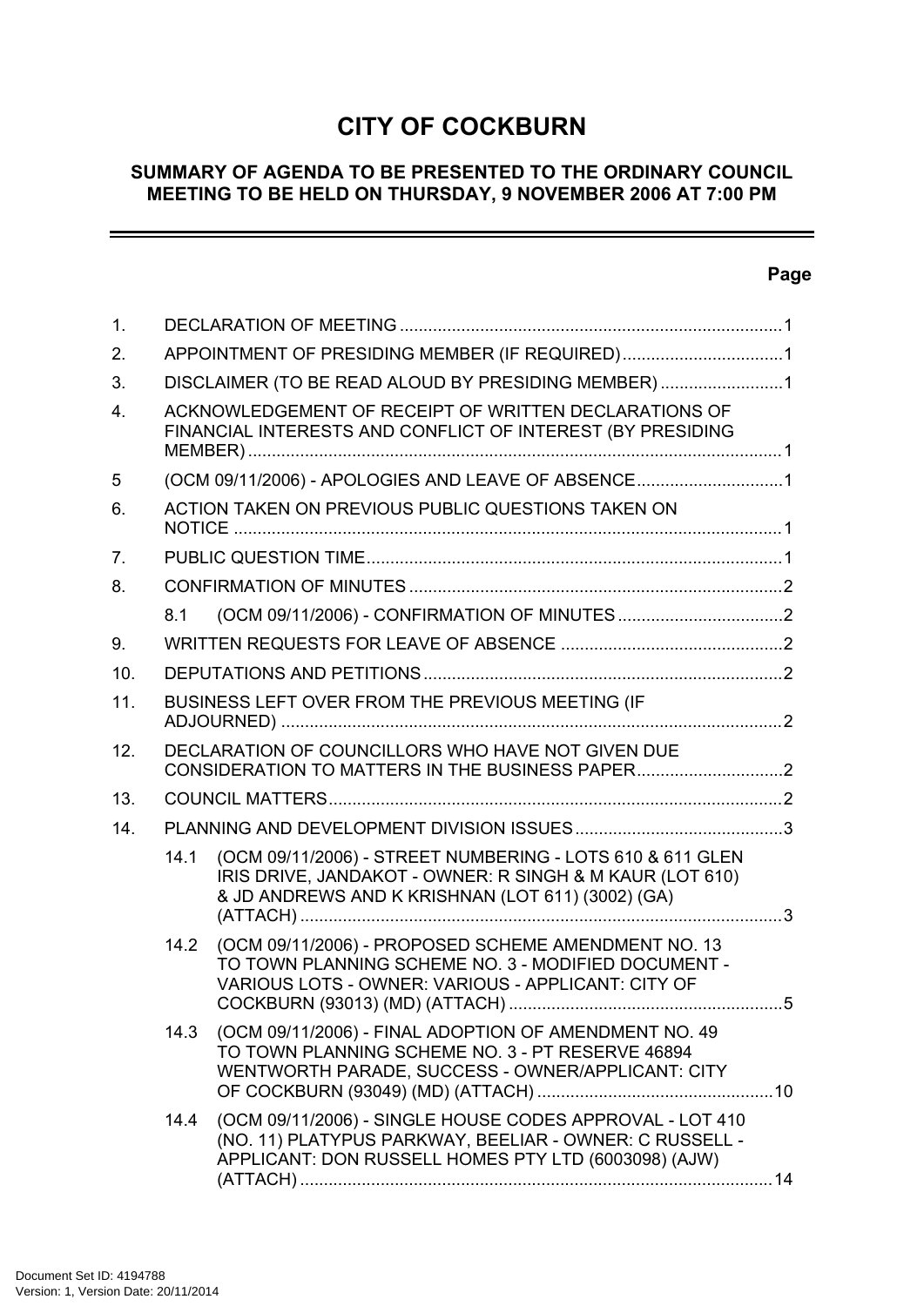# CITY OF COCKBURN

## SUMMARY OF AGENDA TO BE PRESENTED TO THE ORDINARY COUNCIL MEETING TO BE HELD ON THURSDAY, 9 NOVEMBER 2006 AT 7:00 PM

| | | Page |
|---|---|---|
| 1. | DECLARATION OF MEETING | 1 |
| 2. | APPOINTMENT OF PRESIDING MEMBER (IF REQUIRED) | 1 |
| 3. | DISCLAIMER (TO BE READ ALOUD BY PRESIDING MEMBER) | 1 |
| 4. | ACKNOWLEDGEMENT OF RECEIPT OF WRITTEN DECLARATIONS OF FINANCIAL INTERESTS AND CONFLICT OF INTEREST (BY PRESIDING MEMBER) | 1 |
| 5 | (OCM 09/11/2006) - APOLOGIES AND LEAVE OF ABSENCE | 1 |
| 6. | ACTION TAKEN ON PREVIOUS PUBLIC QUESTIONS TAKEN ON NOTICE | 1 |
| 7. | PUBLIC QUESTION TIME | 1 |
| 8. | CONFIRMATION OF MINUTES | 2 |
| | 8.1 (OCM 09/11/2006) - CONFIRMATION OF MINUTES | 2 |
| 9. | WRITTEN REQUESTS FOR LEAVE OF ABSENCE | 2 |
| 10. | DEPUTATIONS AND PETITIONS | 2 |
| 11. | BUSINESS LEFT OVER FROM THE PREVIOUS MEETING (IF ADJOURNED) | 2 |
| 12. | DECLARATION OF COUNCILLORS WHO HAVE NOT GIVEN DUE CONSIDERATION TO MATTERS IN THE BUSINESS PAPER | 2 |
| 13. | COUNCIL MATTERS | 2 |
| 14. | PLANNING AND DEVELOPMENT DIVISION ISSUES | 3 |
| | 14.1 (OCM 09/11/2006) - STREET NUMBERING - LOTS 610 & 611 GLEN IRIS DRIVE, JANDAKOT - OWNER: R SINGH & M KAUR (LOT 610) & JD ANDREWS AND K KRISHNAN (LOT 611) (3002) (GA) (ATTACH) | 3 |
| | 14.2 (OCM 09/11/2006) - PROPOSED SCHEME AMENDMENT NO. 13 TO TOWN PLANNING SCHEME NO. 3 - MODIFIED DOCUMENT - VARIOUS LOTS - OWNER: VARIOUS - APPLICANT: CITY OF COCKBURN (93013) (MD) (ATTACH) | 5 |
| | 14.3 (OCM 09/11/2006) - FINAL ADOPTION OF AMENDMENT NO. 49 TO TOWN PLANNING SCHEME NO. 3 - PT RESERVE 46894 WENTWORTH PARADE, SUCCESS - OWNER/APPLICANT: CITY OF COCKBURN (93049) (MD) (ATTACH) | 10 |
| | 14.4 (OCM 09/11/2006) - SINGLE HOUSE CODES APPROVAL - LOT 410 (NO. 11) PLATYPUS PARKWAY, BEELIAR - OWNER: C RUSSELL - APPLICANT: DON RUSSELL HOMES PTY LTD (6003098) (AJW) (ATTACH) | 14 |

Document Set ID: 4194788
Version: 1, Version Date: 20/11/2014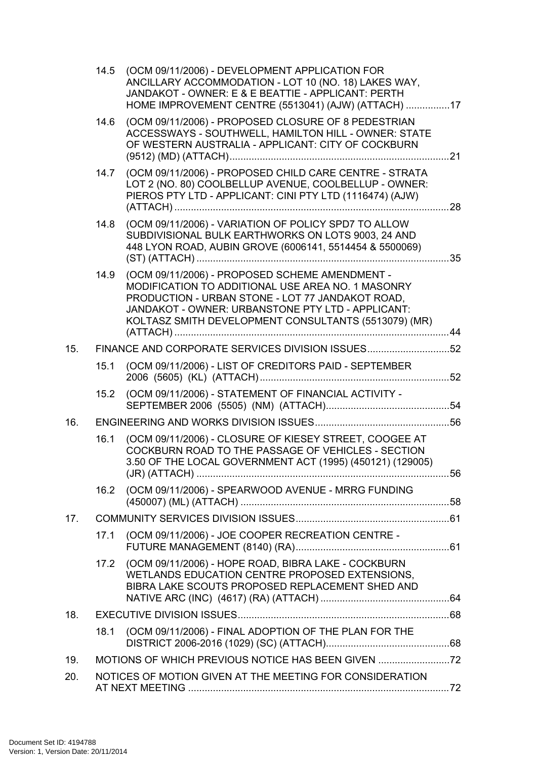14.5 (OCM 09/11/2006) - DEVELOPMENT APPLICATION FOR ANCILLARY ACCOMMODATION - LOT 10 (NO. 18) LAKES WAY, JANDAKOT - OWNER: E & E BEATTIE - APPLICANT: PERTH HOME IMPROVEMENT CENTRE (5513041) (AJW) (ATTACH) ................17

14.6 (OCM 09/11/2006) - PROPOSED CLOSURE OF 8 PEDESTRIAN ACCESSWAYS - SOUTHWELL, HAMILTON HILL - OWNER: STATE OF WESTERN AUSTRALIA - APPLICANT: CITY OF COCKBURN (9512) (MD) (ATTACH)................................................................................21

14.7 (OCM 09/11/2006) - PROPOSED CHILD CARE CENTRE - STRATA LOT 2 (NO. 80) COOLBELLUP AVENUE, COOLBELLUP - OWNER: PIEROS PTY LTD - APPLICANT: CINI PTY LTD (1116474) (AJW) (ATTACH) ....................................................................................................28

14.8 (OCM 09/11/2006) - VARIATION OF POLICY SPD7 TO ALLOW SUBDIVISIONAL BULK EARTHWORKS ON LOTS 9003, 24 AND 448 LYON ROAD, AUBIN GROVE (6006141, 5514454 & 5500069) (ST) (ATTACH) ............................................................................................35

14.9 (OCM 09/11/2006) - PROPOSED SCHEME AMENDMENT - MODIFICATION TO ADDITIONAL USE AREA NO. 1 MASONRY PRODUCTION - URBAN STONE - LOT 77 JANDAKOT ROAD, JANDAKOT - OWNER: URBANSTONE PTY LTD - APPLICANT: KOLTASZ SMITH DEVELOPMENT CONSULTANTS (5513079) (MR) (ATTACH) ....................................................................................................44

15. FINANCE AND CORPORATE SERVICES DIVISION ISSUES..............................52

15.1 (OCM 09/11/2006) - LIST OF CREDITORS PAID - SEPTEMBER 2006 (5605) (KL) (ATTACH).....................................................................52

15.2 (OCM 09/11/2006) - STATEMENT OF FINANCIAL ACTIVITY - SEPTEMBER 2006 (5505) (NM) (ATTACH).............................................54

16. ENGINEERING AND WORKS DIVISION ISSUES.................................................56

16.1 (OCM 09/11/2006) - CLOSURE OF KIESEY STREET, COOGEE AT COCKBURN ROAD TO THE PASSAGE OF VEHICLES - SECTION 3.50 OF THE LOCAL GOVERNMENT ACT (1995) (450121) (129005) (JR) (ATTACH) ............................................................................................56

16.2 (OCM 09/11/2006) - SPEARWOOD AVENUE - MRRG FUNDING (450007) (ML) (ATTACH) ............................................................................58

17. COMMUNITY SERVICES DIVISION ISSUES........................................................61

17.1 (OCM 09/11/2006) - JOE COOPER RECREATION CENTRE - FUTURE MANAGEMENT (8140) (RA)........................................................61

17.2 (OCM 09/11/2006) - HOPE ROAD, BIBRA LAKE - COCKBURN WETLANDS EDUCATION CENTRE PROPOSED EXTENSIONS, BIBRA LAKE SCOUTS PROPOSED REPLACEMENT SHED AND NATIVE ARC (INC) (4617) (RA) (ATTACH) ...............................................64

18. EXECUTIVE DIVISION ISSUES.............................................................................68

18.1 (OCM 09/11/2006) - FINAL ADOPTION OF THE PLAN FOR THE DISTRICT 2006-2016 (1029) (SC) (ATTACH).............................................68

19. MOTIONS OF WHICH PREVIOUS NOTICE HAS BEEN GIVEN ..........................72

20. NOTICES OF MOTION GIVEN AT THE MEETING FOR CONSIDERATION AT NEXT MEETING ...............................................................................................72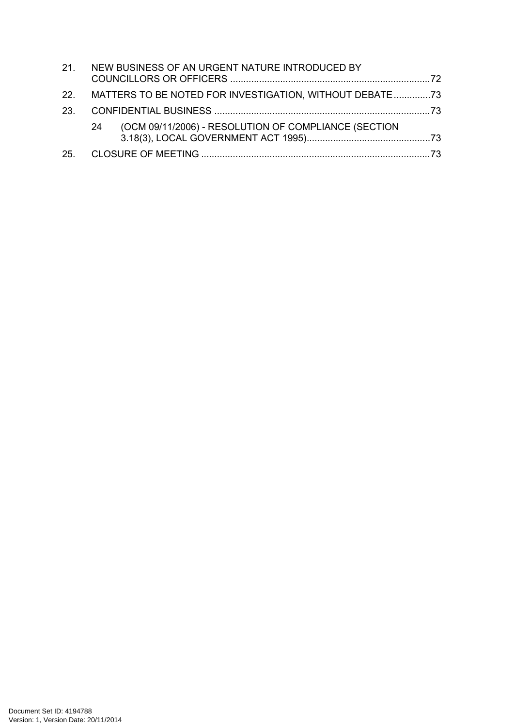21. NEW BUSINESS OF AN URGENT NATURE INTRODUCED BY COUNCILLORS OR OFFICERS ............................................................................72

22. MATTERS TO BE NOTED FOR INVESTIGATION, WITHOUT DEBATE..............73

23. CONFIDENTIAL BUSINESS ..................................................................................73

    24 (OCM 09/11/2006) - RESOLUTION OF COMPLIANCE (SECTION 3.18(3), LOCAL GOVERNMENT ACT 1995)...............................................73

25. CLOSURE OF MEETING .......................................................................................73

Document Set ID: 4194788
Version: 1, Version Date: 20/11/2014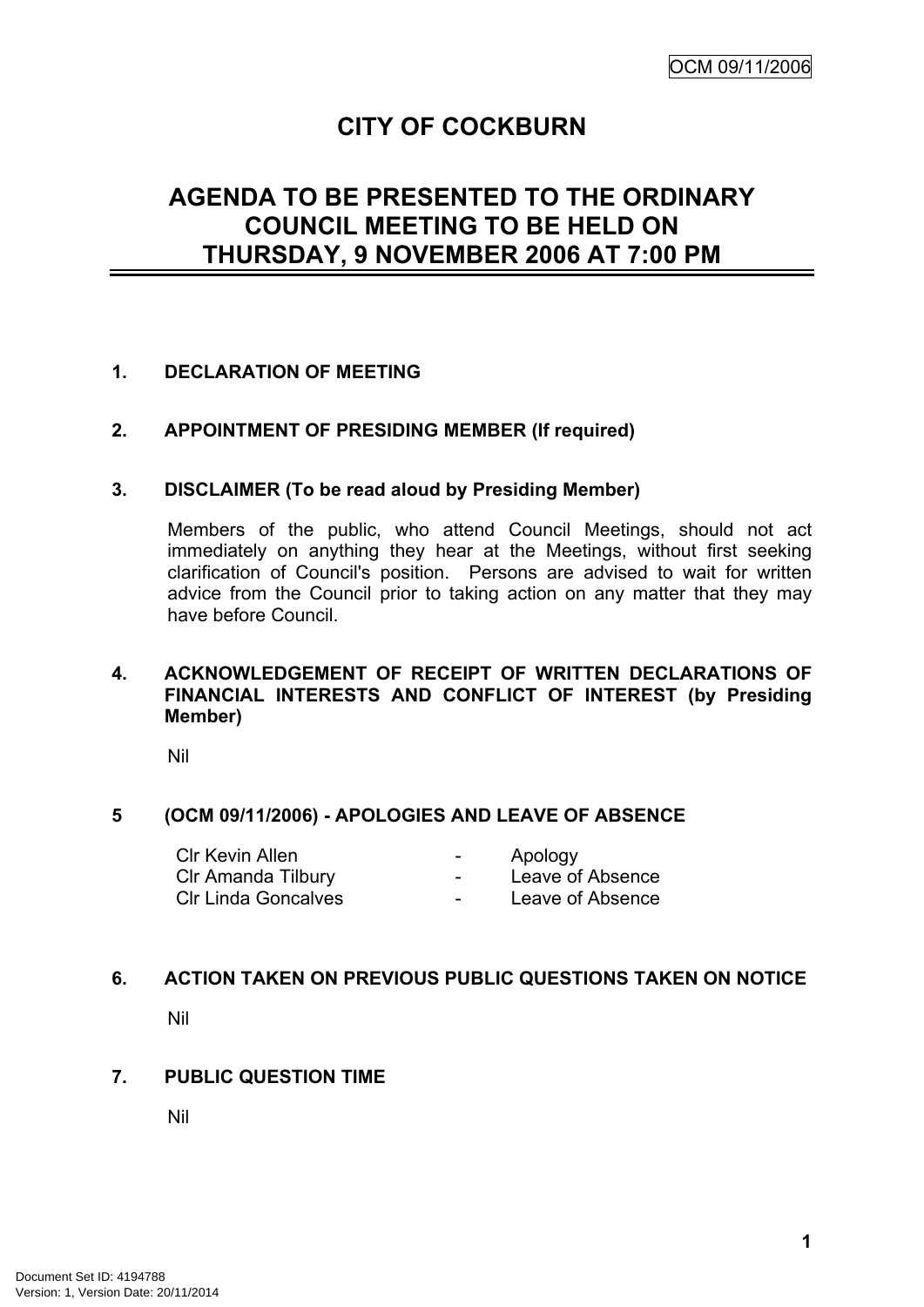# CITY OF COCKBURN

## AGENDA TO BE PRESENTED TO THE ORDINARY COUNCIL MEETING TO BE HELD ON THURSDAY, 9 NOVEMBER 2006 AT 7:00 PM

### 1. DECLARATION OF MEETING

### 2. APPOINTMENT OF PRESIDING MEMBER (If required)

### 3. DISCLAIMER (To be read aloud by Presiding Member)

Members of the public, who attend Council Meetings, should not act immediately on anything they hear at the Meetings, without first seeking clarification of Council's position. Persons are advised to wait for written advice from the Council prior to taking action on any matter that they may have before Council.

### 4. ACKNOWLEDGEMENT OF RECEIPT OF WRITTEN DECLARATIONS OF FINANCIAL INTERESTS AND CONFLICT OF INTEREST (by Presiding Member)

Nil

### 5 (OCM 09/11/2006) - APOLOGIES AND LEAVE OF ABSENCE

| | | |
|---|---|---|
| Clr Kevin Allen | - | Apology |
| Clr Amanda Tilbury | - | Leave of Absence |
| Clr Linda Goncalves | - | Leave of Absence |

### 6. ACTION TAKEN ON PREVIOUS PUBLIC QUESTIONS TAKEN ON NOTICE

Nil

### 7. PUBLIC QUESTION TIME

Nil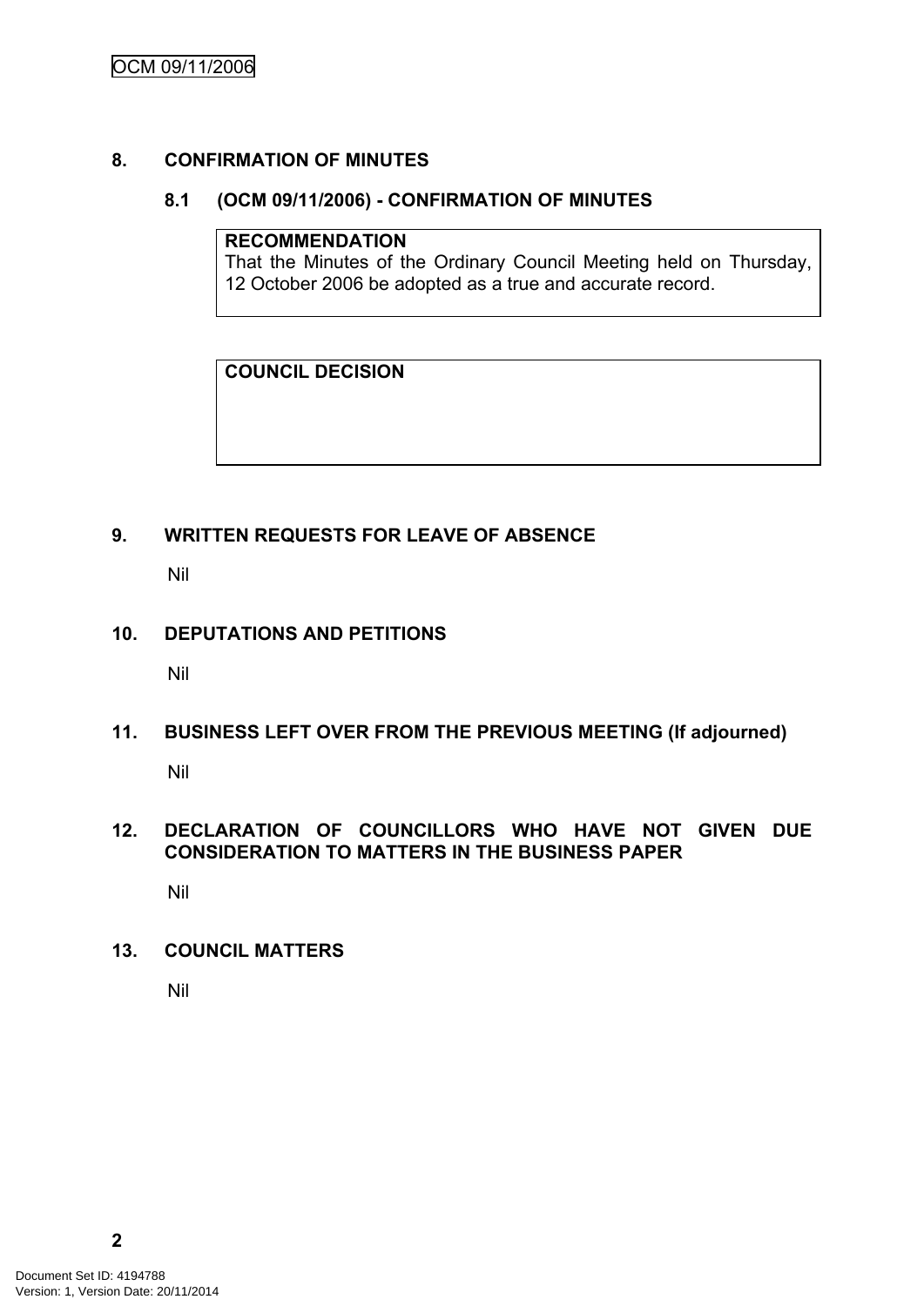## 8. CONFIRMATION OF MINUTES

### 8.1 (OCM 09/11/2006) - CONFIRMATION OF MINUTES

**RECOMMENDATION**
That the Minutes of the Ordinary Council Meeting held on Thursday, 12 October 2006 be adopted as a true and accurate record.

**COUNCIL DECISION**

## 9. WRITTEN REQUESTS FOR LEAVE OF ABSENCE

Nil

## 10. DEPUTATIONS AND PETITIONS

Nil

## 11. BUSINESS LEFT OVER FROM THE PREVIOUS MEETING (If adjourned)

Nil

## 12. DECLARATION OF COUNCILLORS WHO HAVE NOT GIVEN DUE CONSIDERATION TO MATTERS IN THE BUSINESS PAPER

Nil

## 13. COUNCIL MATTERS

Nil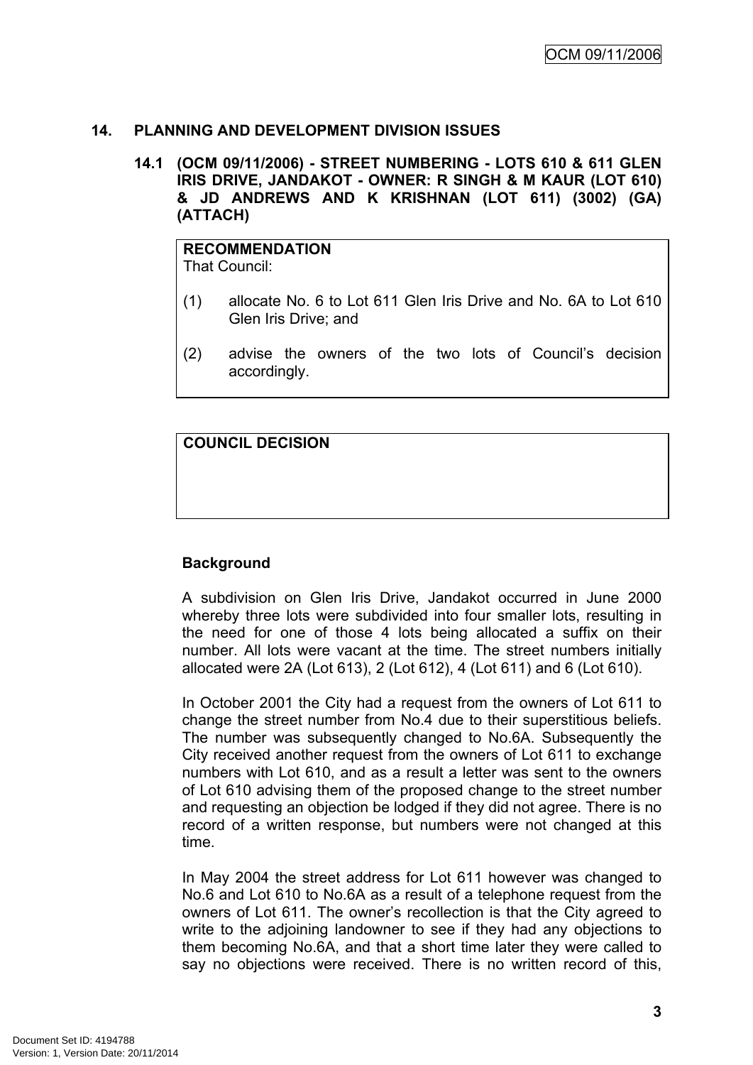## 14. PLANNING AND DEVELOPMENT DIVISION ISSUES

### 14.1 (OCM 09/11/2006) - STREET NUMBERING - LOTS 610 & 611 GLEN IRIS DRIVE, JANDAKOT - OWNER: R SINGH & M KAUR (LOT 610) & JD ANDREWS AND K KRISHNAN (LOT 611) (3002) (GA) (ATTACH)

**RECOMMENDATION**
That Council:

(1) allocate No. 6 to Lot 611 Glen Iris Drive and No. 6A to Lot 610 Glen Iris Drive; and

(2) advise the owners of the two lots of Council's decision accordingly.

**COUNCIL DECISION**

**Background**

A subdivision on Glen Iris Drive, Jandakot occurred in June 2000 whereby three lots were subdivided into four smaller lots, resulting in the need for one of those 4 lots being allocated a suffix on their number. All lots were vacant at the time. The street numbers initially allocated were 2A (Lot 613), 2 (Lot 612), 4 (Lot 611) and 6 (Lot 610).

In October 2001 the City had a request from the owners of Lot 611 to change the street number from No.4 due to their superstitious beliefs. The number was subsequently changed to No.6A. Subsequently the City received another request from the owners of Lot 611 to exchange numbers with Lot 610, and as a result a letter was sent to the owners of Lot 610 advising them of the proposed change to the street number and requesting an objection be lodged if they did not agree. There is no record of a written response, but numbers were not changed at this time.

In May 2004 the street address for Lot 611 however was changed to No.6 and Lot 610 to No.6A as a result of a telephone request from the owners of Lot 611. The owner's recollection is that the City agreed to write to the adjoining landowner to see if they had any objections to them becoming No.6A, and that a short time later they were called to say no objections were received. There is no written record of this,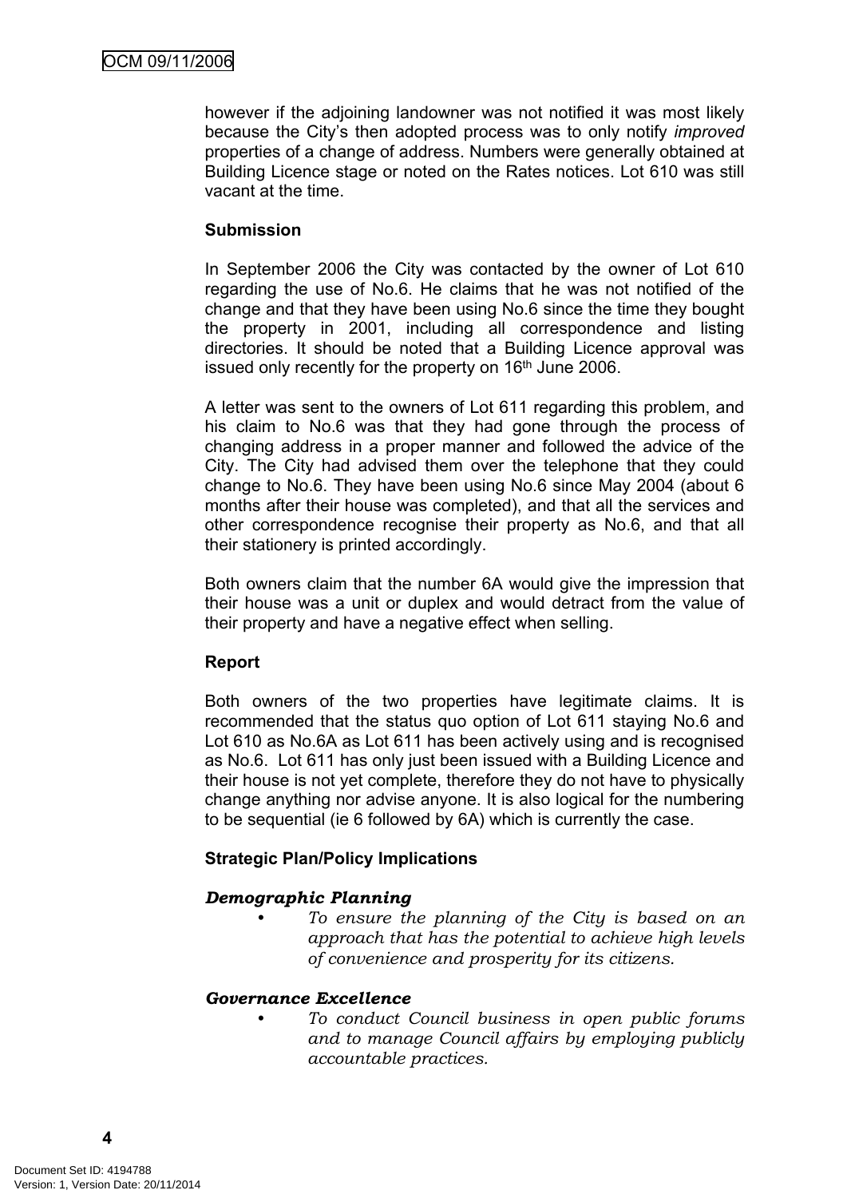however if the adjoining landowner was not notified it was most likely because the City's then adopted process was to only notify *improved* properties of a change of address. Numbers were generally obtained at Building Licence stage or noted on the Rates notices. Lot 610 was still vacant at the time.

**Submission**

In September 2006 the City was contacted by the owner of Lot 610 regarding the use of No.6. He claims that he was not notified of the change and that they have been using No.6 since the time they bought the property in 2001, including all correspondence and listing directories. It should be noted that a Building Licence approval was issued only recently for the property on 16th June 2006.

A letter was sent to the owners of Lot 611 regarding this problem, and his claim to No.6 was that they had gone through the process of changing address in a proper manner and followed the advice of the City. The City had advised them over the telephone that they could change to No.6. They have been using No.6 since May 2004 (about 6 months after their house was completed), and that all the services and other correspondence recognise their property as No.6, and that all their stationery is printed accordingly.

Both owners claim that the number 6A would give the impression that their house was a unit or duplex and would detract from the value of their property and have a negative effect when selling.

**Report**

Both owners of the two properties have legitimate claims. It is recommended that the status quo option of Lot 611 staying No.6 and Lot 610 as No.6A as Lot 611 has been actively using and is recognised as No.6. Lot 611 has only just been issued with a Building Licence and their house is not yet complete, therefore they do not have to physically change anything nor advise anyone. It is also logical for the numbering to be sequential (ie 6 followed by 6A) which is currently the case.

**Strategic Plan/Policy Implications**

***Demographic Planning***

- *To ensure the planning of the City is based on an approach that has the potential to achieve high levels of convenience and prosperity for its citizens.*

***Governance Excellence***

- *To conduct Council business in open public forums and to manage Council affairs by employing publicly accountable practices.*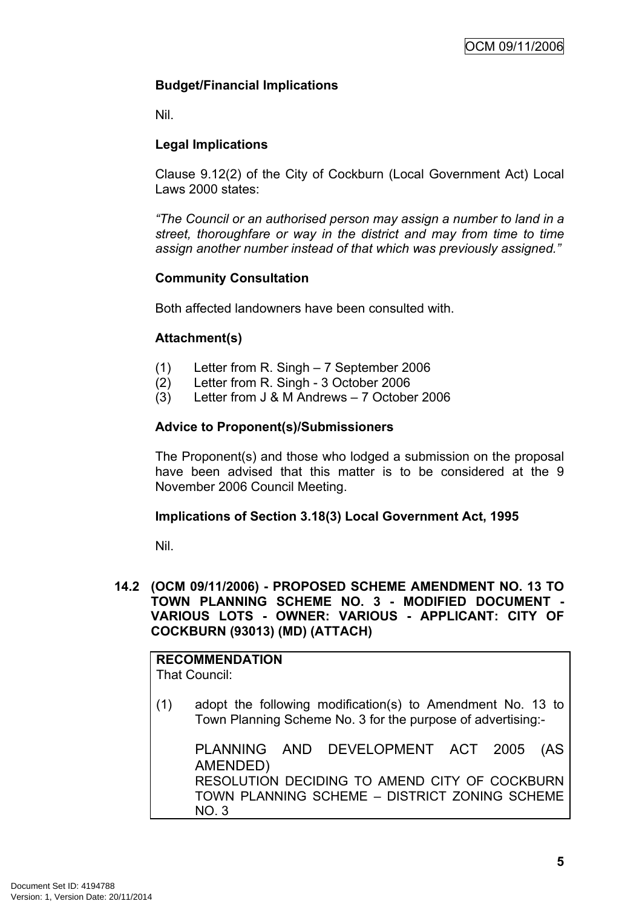**Budget/Financial Implications**

Nil.

**Legal Implications**

Clause 9.12(2) of the City of Cockburn (Local Government Act) Local Laws 2000 states:

*"The Council or an authorised person may assign a number to land in a street, thoroughfare or way in the district and may from time to time assign another number instead of that which was previously assigned."*

**Community Consultation**

Both affected landowners have been consulted with.

**Attachment(s)**

(1) Letter from R. Singh – 7 September 2006
(2) Letter from R. Singh - 3 October 2006
(3) Letter from J & M Andrews – 7 October 2006

**Advice to Proponent(s)/Submissioners**

The Proponent(s) and those who lodged a submission on the proposal have been advised that this matter is to be considered at the 9 November 2006 Council Meeting.

**Implications of Section 3.18(3) Local Government Act, 1995**

Nil.

## 14.2 (OCM 09/11/2006) - PROPOSED SCHEME AMENDMENT NO. 13 TO TOWN PLANNING SCHEME NO. 3 - MODIFIED DOCUMENT - VARIOUS LOTS - OWNER: VARIOUS - APPLICANT: CITY OF COCKBURN (93013) (MD) (ATTACH)

**RECOMMENDATION**
That Council:

(1) adopt the following modification(s) to Amendment No. 13 to Town Planning Scheme No. 3 for the purpose of advertising:-

PLANNING AND DEVELOPMENT ACT 2005 (AS AMENDED)
RESOLUTION DECIDING TO AMEND CITY OF COCKBURN TOWN PLANNING SCHEME – DISTRICT ZONING SCHEME NO. 3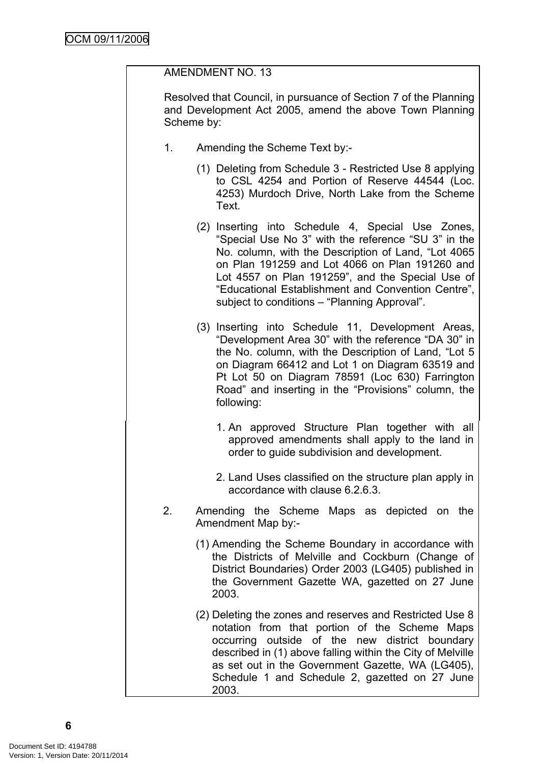AMENDMENT NO. 13

Resolved that Council, in pursuance of Section 7 of the Planning and Development Act 2005, amend the above Town Planning Scheme by:

1. Amending the Scheme Text by:-

   (1) Deleting from Schedule 3 - Restricted Use 8 applying to CSL 4254 and Portion of Reserve 44544 (Loc. 4253) Murdoch Drive, North Lake from the Scheme Text.

   (2) Inserting into Schedule 4, Special Use Zones, "Special Use No 3" with the reference "SU 3" in the No. column, with the Description of Land, "Lot 4065 on Plan 191259 and Lot 4066 on Plan 191260 and Lot 4557 on Plan 191259", and the Special Use of "Educational Establishment and Convention Centre", subject to conditions – "Planning Approval".

   (3) Inserting into Schedule 11, Development Areas, "Development Area 30" with the reference "DA 30" in the No. column, with the Description of Land, "Lot 5 on Diagram 66412 and Lot 1 on Diagram 63519 and Pt Lot 50 on Diagram 78591 (Loc 630) Farrington Road" and inserting in the "Provisions" column, the following:

      1. An approved Structure Plan together with all approved amendments shall apply to the land in order to guide subdivision and development.

      2. Land Uses classified on the structure plan apply in accordance with clause 6.2.6.3.

2. Amending the Scheme Maps as depicted on the Amendment Map by:-

   (1) Amending the Scheme Boundary in accordance with the Districts of Melville and Cockburn (Change of District Boundaries) Order 2003 (LG405) published in the Government Gazette WA, gazetted on 27 June 2003.

   (2) Deleting the zones and reserves and Restricted Use 8 notation from that portion of the Scheme Maps occurring outside of the new district boundary described in (1) above falling within the City of Melville as set out in the Government Gazette, WA (LG405), Schedule 1 and Schedule 2, gazetted on 27 June 2003.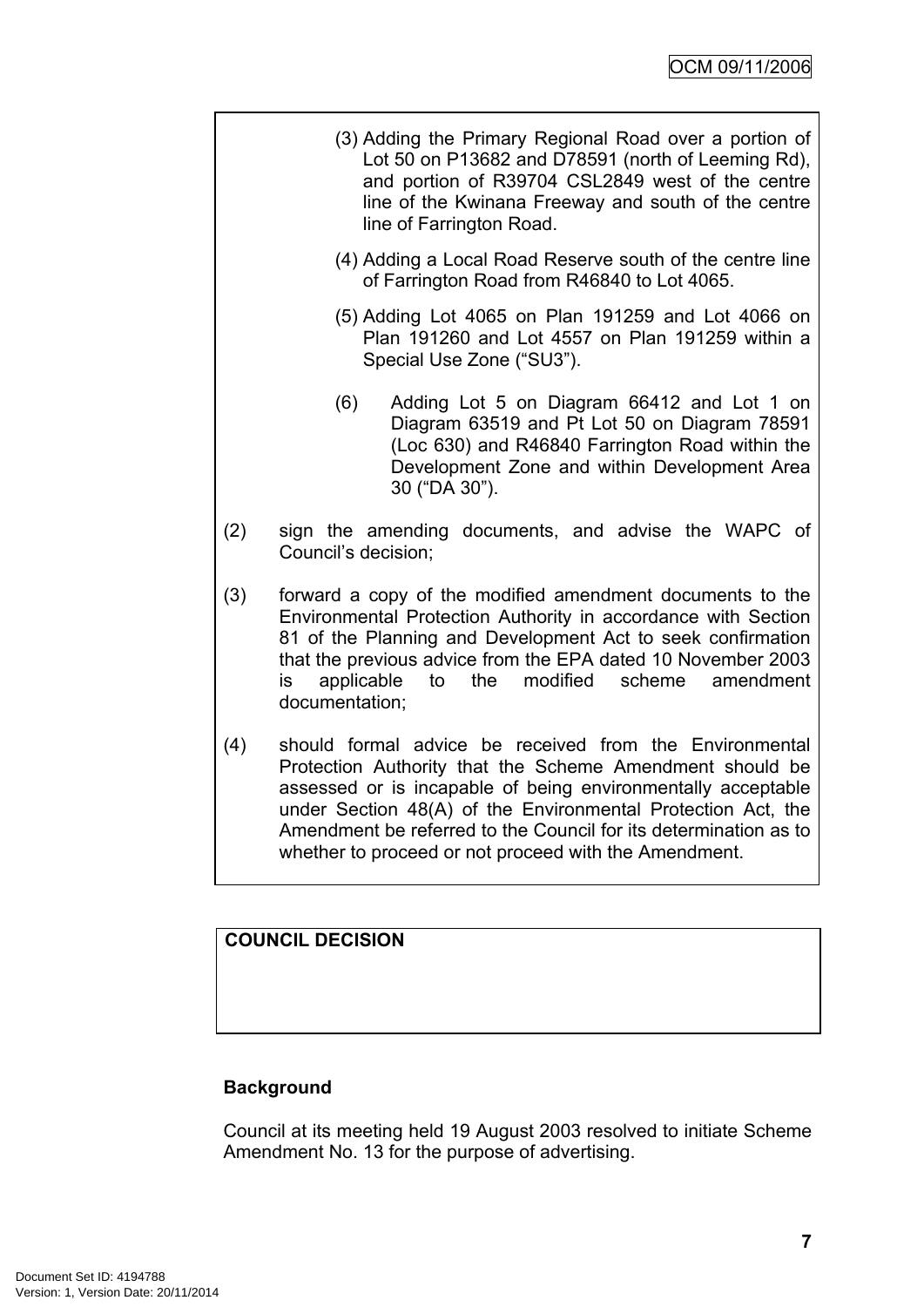(3) Adding the Primary Regional Road over a portion of Lot 50 on P13682 and D78591 (north of Leeming Rd), and portion of R39704 CSL2849 west of the centre line of the Kwinana Freeway and south of the centre line of Farrington Road.

(4) Adding a Local Road Reserve south of the centre line of Farrington Road from R46840 to Lot 4065.

(5) Adding Lot 4065 on Plan 191259 and Lot 4066 on Plan 191260 and Lot 4557 on Plan 191259 within a Special Use Zone ("SU3").

(6) Adding Lot 5 on Diagram 66412 and Lot 1 on Diagram 63519 and Pt Lot 50 on Diagram 78591 (Loc 630) and R46840 Farrington Road within the Development Zone and within Development Area 30 ("DA 30").

(2) sign the amending documents, and advise the WAPC of Council's decision;

(3) forward a copy of the modified amendment documents to the Environmental Protection Authority in accordance with Section 81 of the Planning and Development Act to seek confirmation that the previous advice from the EPA dated 10 November 2003 is applicable to the modified scheme amendment documentation;

(4) should formal advice be received from the Environmental Protection Authority that the Scheme Amendment should be assessed or is incapable of being environmentally acceptable under Section 48(A) of the Environmental Protection Act, the Amendment be referred to the Council for its determination as to whether to proceed or not proceed with the Amendment.

**COUNCIL DECISION**

**Background**

Council at its meeting held 19 August 2003 resolved to initiate Scheme Amendment No. 13 for the purpose of advertising.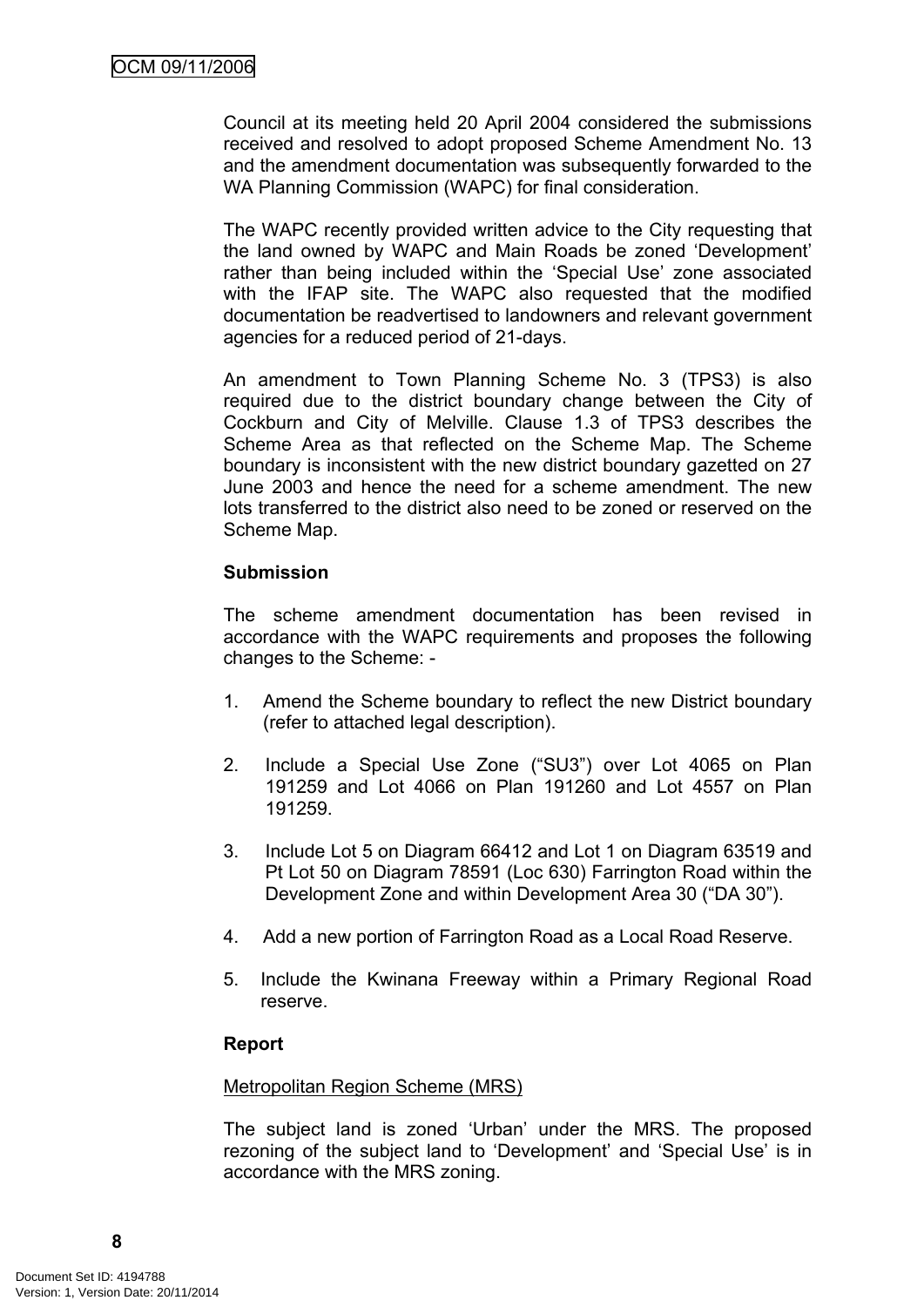Council at its meeting held 20 April 2004 considered the submissions received and resolved to adopt proposed Scheme Amendment No. 13 and the amendment documentation was subsequently forwarded to the WA Planning Commission (WAPC) for final consideration.

The WAPC recently provided written advice to the City requesting that the land owned by WAPC and Main Roads be zoned 'Development' rather than being included within the 'Special Use' zone associated with the IFAP site. The WAPC also requested that the modified documentation be readvertised to landowners and relevant government agencies for a reduced period of 21-days.

An amendment to Town Planning Scheme No. 3 (TPS3) is also required due to the district boundary change between the City of Cockburn and City of Melville. Clause 1.3 of TPS3 describes the Scheme Area as that reflected on the Scheme Map. The Scheme boundary is inconsistent with the new district boundary gazetted on 27 June 2003 and hence the need for a scheme amendment. The new lots transferred to the district also need to be zoned or reserved on the Scheme Map.

**Submission**

The scheme amendment documentation has been revised in accordance with the WAPC requirements and proposes the following changes to the Scheme: -

1. Amend the Scheme boundary to reflect the new District boundary (refer to attached legal description).

2. Include a Special Use Zone ("SU3") over Lot 4065 on Plan 191259 and Lot 4066 on Plan 191260 and Lot 4557 on Plan 191259.

3. Include Lot 5 on Diagram 66412 and Lot 1 on Diagram 63519 and Pt Lot 50 on Diagram 78591 (Loc 630) Farrington Road within the Development Zone and within Development Area 30 ("DA 30").

4. Add a new portion of Farrington Road as a Local Road Reserve.

5. Include the Kwinana Freeway within a Primary Regional Road reserve.

**Report**

<u>Metropolitan Region Scheme (MRS)</u>

The subject land is zoned 'Urban' under the MRS. The proposed rezoning of the subject land to 'Development' and 'Special Use' is in accordance with the MRS zoning.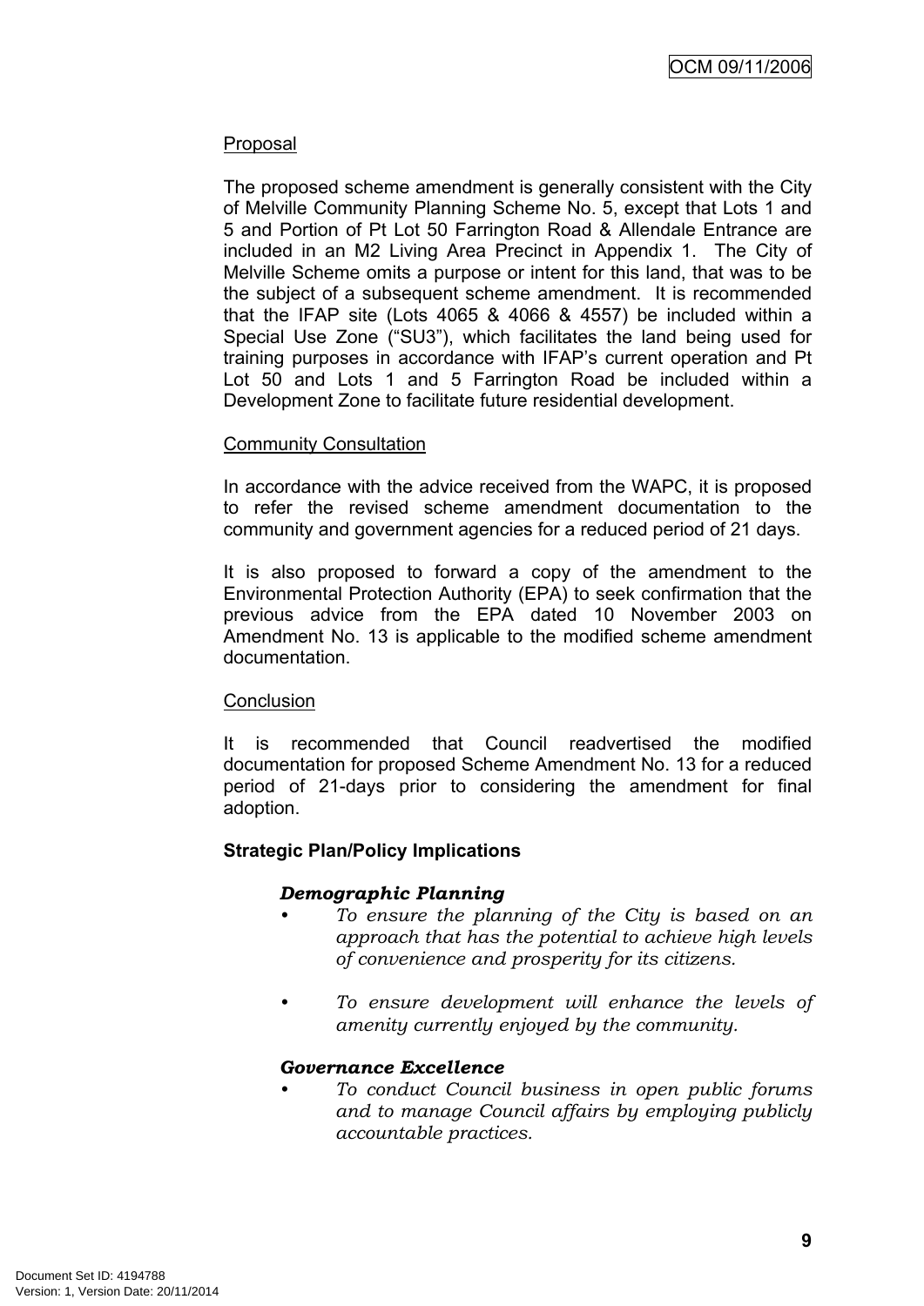Proposal

The proposed scheme amendment is generally consistent with the City of Melville Community Planning Scheme No. 5, except that Lots 1 and 5 and Portion of Pt Lot 50 Farrington Road & Allendale Entrance are included in an M2 Living Area Precinct in Appendix 1. The City of Melville Scheme omits a purpose or intent for this land, that was to be the subject of a subsequent scheme amendment. It is recommended that the IFAP site (Lots 4065 & 4066 & 4557) be included within a Special Use Zone ("SU3"), which facilitates the land being used for training purposes in accordance with IFAP's current operation and Pt Lot 50 and Lots 1 and 5 Farrington Road be included within a Development Zone to facilitate future residential development.

Community Consultation

In accordance with the advice received from the WAPC, it is proposed to refer the revised scheme amendment documentation to the community and government agencies for a reduced period of 21 days.

It is also proposed to forward a copy of the amendment to the Environmental Protection Authority (EPA) to seek confirmation that the previous advice from the EPA dated 10 November 2003 on Amendment No. 13 is applicable to the modified scheme amendment documentation.

Conclusion

It is recommended that Council readvertised the modified documentation for proposed Scheme Amendment No. 13 for a reduced period of 21-days prior to considering the amendment for final adoption.

**Strategic Plan/Policy Implications**

***Demographic Planning***

- *To ensure the planning of the City is based on an approach that has the potential to achieve high levels of convenience and prosperity for its citizens.*

- *To ensure development will enhance the levels of amenity currently enjoyed by the community.*

***Governance Excellence***

- *To conduct Council business in open public forums and to manage Council affairs by employing publicly accountable practices.*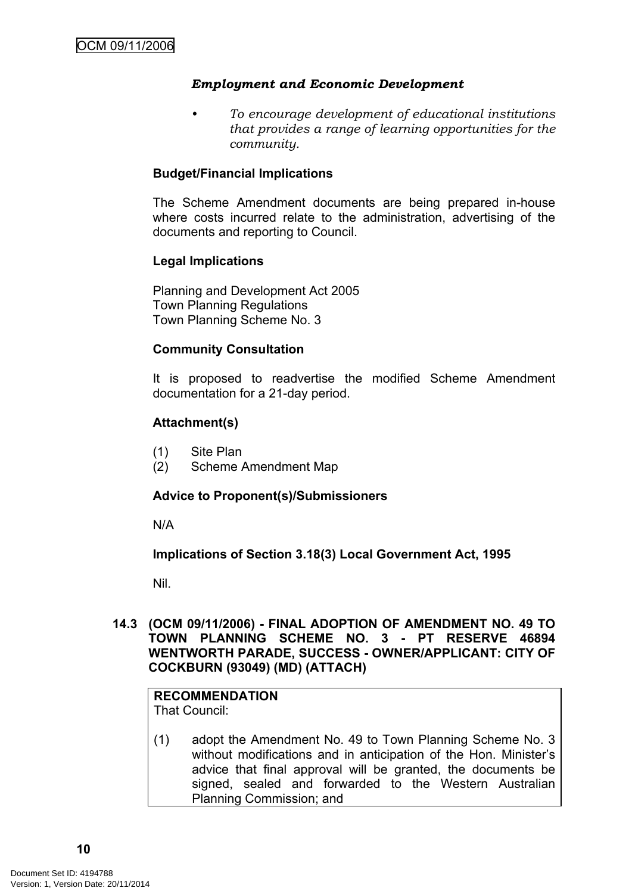***Employment and Economic Development***

- *To encourage development of educational institutions that provides a range of learning opportunities for the community.*

**Budget/Financial Implications**

The Scheme Amendment documents are being prepared in-house where costs incurred relate to the administration, advertising of the documents and reporting to Council.

**Legal Implications**

Planning and Development Act 2005
Town Planning Regulations
Town Planning Scheme No. 3

**Community Consultation**

It is proposed to readvertise the modified Scheme Amendment documentation for a 21-day period.

**Attachment(s)**

(1) Site Plan
(2) Scheme Amendment Map

**Advice to Proponent(s)/Submissioners**

N/A

**Implications of Section 3.18(3) Local Government Act, 1995**

Nil.

### 14.3 (OCM 09/11/2006) - FINAL ADOPTION OF AMENDMENT NO. 49 TO TOWN PLANNING SCHEME NO. 3 - PT RESERVE 46894 WENTWORTH PARADE, SUCCESS - OWNER/APPLICANT: CITY OF COCKBURN (93049) (MD) (ATTACH)

**RECOMMENDATION**
That Council:

(1) adopt the Amendment No. 49 to Town Planning Scheme No. 3 without modifications and in anticipation of the Hon. Minister's advice that final approval will be granted, the documents be signed, sealed and forwarded to the Western Australian Planning Commission; and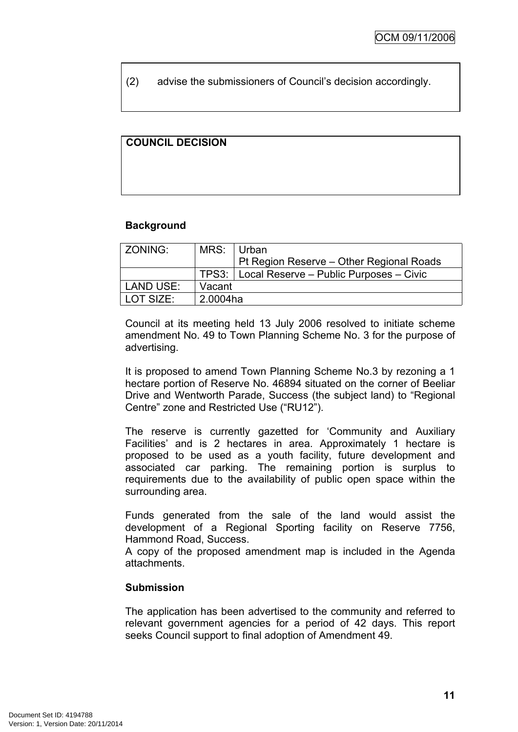(2) advise the submissioners of Council's decision accordingly.

**COUNCIL DECISION**

**Background**

| ZONING: | MRS: | Urban<br>Pt Region Reserve – Other Regional Roads |
|---|---|---|
| | TPS3: | Local Reserve – Public Purposes – Civic |
| LAND USE: | Vacant | |
| LOT SIZE: | 2.0004ha | |

Council at its meeting held 13 July 2006 resolved to initiate scheme amendment No. 49 to Town Planning Scheme No. 3 for the purpose of advertising.

It is proposed to amend Town Planning Scheme No.3 by rezoning a 1 hectare portion of Reserve No. 46894 situated on the corner of Beeliar Drive and Wentworth Parade, Success (the subject land) to "Regional Centre" zone and Restricted Use ("RU12").

The reserve is currently gazetted for 'Community and Auxiliary Facilities' and is 2 hectares in area. Approximately 1 hectare is proposed to be used as a youth facility, future development and associated car parking. The remaining portion is surplus to requirements due to the availability of public open space within the surrounding area.

Funds generated from the sale of the land would assist the development of a Regional Sporting facility on Reserve 7756, Hammond Road, Success.
A copy of the proposed amendment map is included in the Agenda attachments.

**Submission**

The application has been advertised to the community and referred to relevant government agencies for a period of 42 days. This report seeks Council support to final adoption of Amendment 49.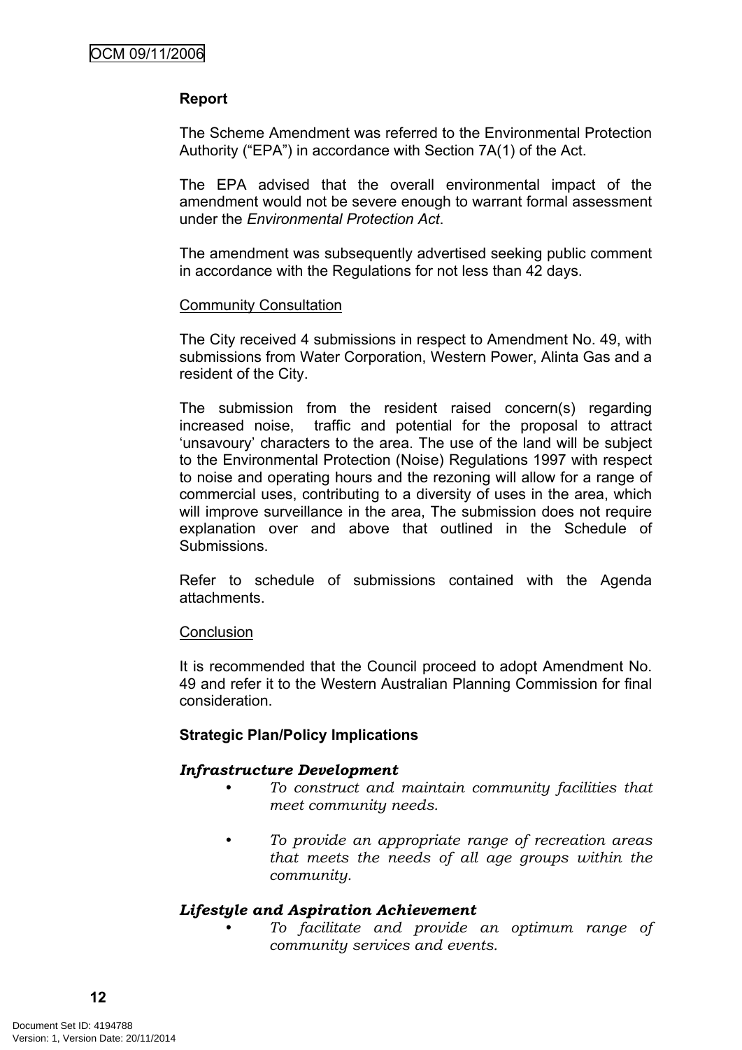**Report**

The Scheme Amendment was referred to the Environmental Protection Authority ("EPA") in accordance with Section 7A(1) of the Act.

The EPA advised that the overall environmental impact of the amendment would not be severe enough to warrant formal assessment under the *Environmental Protection Act*.

The amendment was subsequently advertised seeking public comment in accordance with the Regulations for not less than 42 days.

Community Consultation

The City received 4 submissions in respect to Amendment No. 49, with submissions from Water Corporation, Western Power, Alinta Gas and a resident of the City.

The submission from the resident raised concern(s) regarding increased noise, traffic and potential for the proposal to attract 'unsavoury' characters to the area. The use of the land will be subject to the Environmental Protection (Noise) Regulations 1997 with respect to noise and operating hours and the rezoning will allow for a range of commercial uses, contributing to a diversity of uses in the area, which will improve surveillance in the area, The submission does not require explanation over and above that outlined in the Schedule of Submissions.

Refer to schedule of submissions contained with the Agenda attachments.

Conclusion

It is recommended that the Council proceed to adopt Amendment No. 49 and refer it to the Western Australian Planning Commission for final consideration.

**Strategic Plan/Policy Implications**

***Infrastructure Development***

- *To construct and maintain community facilities that meet community needs.*
- *To provide an appropriate range of recreation areas that meets the needs of all age groups within the community.*

***Lifestyle and Aspiration Achievement***

- *To facilitate and provide an optimum range of community services and events.*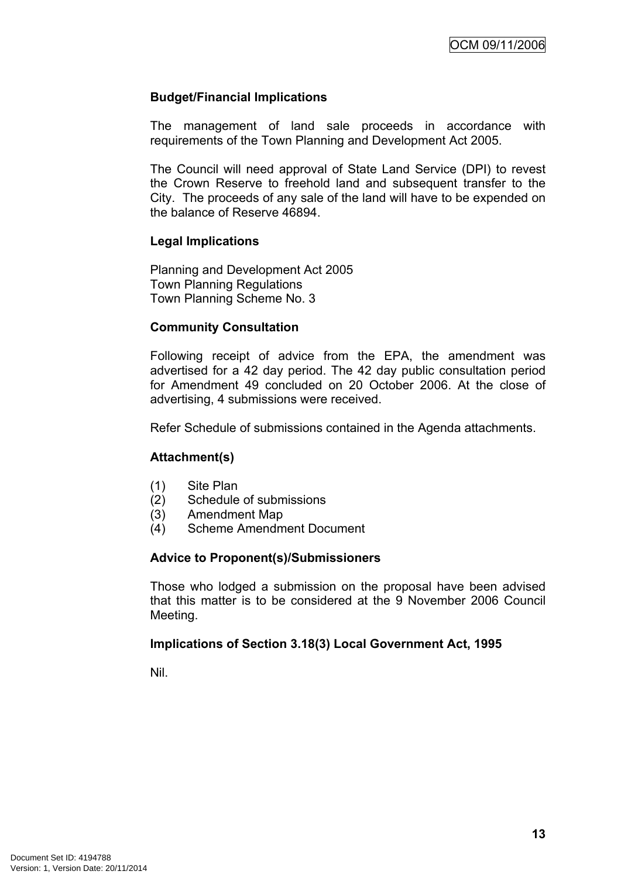**Budget/Financial Implications**

The management of land sale proceeds in accordance with requirements of the Town Planning and Development Act 2005.

The Council will need approval of State Land Service (DPI) to revest the Crown Reserve to freehold land and subsequent transfer to the City. The proceeds of any sale of the land will have to be expended on the balance of Reserve 46894.

**Legal Implications**

Planning and Development Act 2005
Town Planning Regulations
Town Planning Scheme No. 3

**Community Consultation**

Following receipt of advice from the EPA, the amendment was advertised for a 42 day period. The 42 day public consultation period for Amendment 49 concluded on 20 October 2006. At the close of advertising, 4 submissions were received.

Refer Schedule of submissions contained in the Agenda attachments.

**Attachment(s)**

(1) Site Plan
(2) Schedule of submissions
(3) Amendment Map
(4) Scheme Amendment Document

**Advice to Proponent(s)/Submissioners**

Those who lodged a submission on the proposal have been advised that this matter is to be considered at the 9 November 2006 Council Meeting.

**Implications of Section 3.18(3) Local Government Act, 1995**

Nil.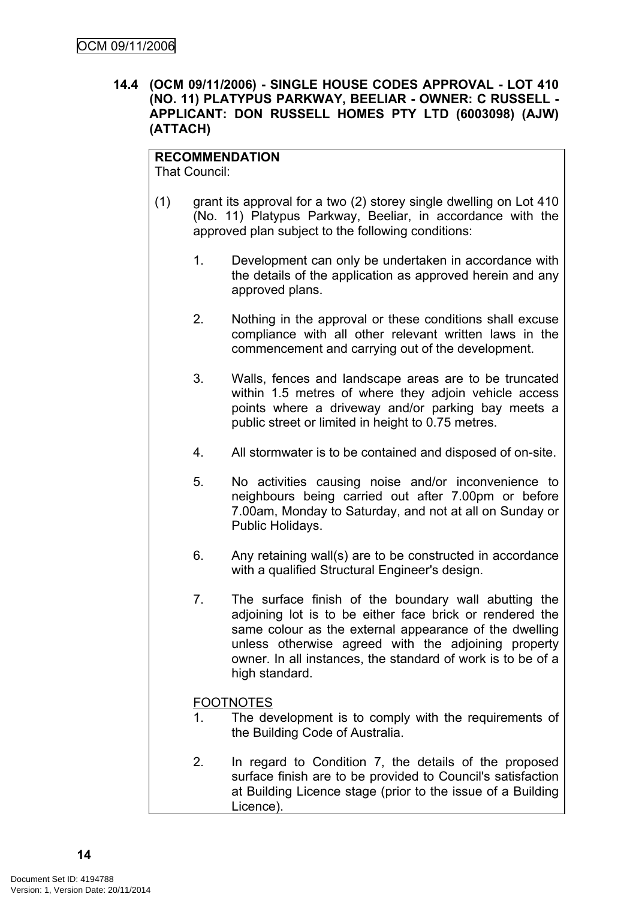### 14.4 (OCM 09/11/2006) - SINGLE HOUSE CODES APPROVAL - LOT 410 (NO. 11) PLATYPUS PARKWAY, BEELIAR - OWNER: C RUSSELL - APPLICANT: DON RUSSELL HOMES PTY LTD (6003098) (AJW) (ATTACH)

**RECOMMENDATION**
That Council:

(1) grant its approval for a two (2) storey single dwelling on Lot 410 (No. 11) Platypus Parkway, Beeliar, in accordance with the approved plan subject to the following conditions:

1. Development can only be undertaken in accordance with the details of the application as approved herein and any approved plans.

2. Nothing in the approval or these conditions shall excuse compliance with all other relevant written laws in the commencement and carrying out of the development.

3. Walls, fences and landscape areas are to be truncated within 1.5 metres of where they adjoin vehicle access points where a driveway and/or parking bay meets a public street or limited in height to 0.75 metres.

4. All stormwater is to be contained and disposed of on-site.

5. No activities causing noise and/or inconvenience to neighbours being carried out after 7.00pm or before 7.00am, Monday to Saturday, and not at all on Sunday or Public Holidays.

6. Any retaining wall(s) are to be constructed in accordance with a qualified Structural Engineer's design.

7. The surface finish of the boundary wall abutting the adjoining lot is to be either face brick or rendered the same colour as the external appearance of the dwelling unless otherwise agreed with the adjoining property owner. In all instances, the standard of work is to be of a high standard.

<u>FOOTNOTES</u>

1. The development is to comply with the requirements of the Building Code of Australia.

2. In regard to Condition 7, the details of the proposed surface finish are to be provided to Council's satisfaction at Building Licence stage (prior to the issue of a Building Licence).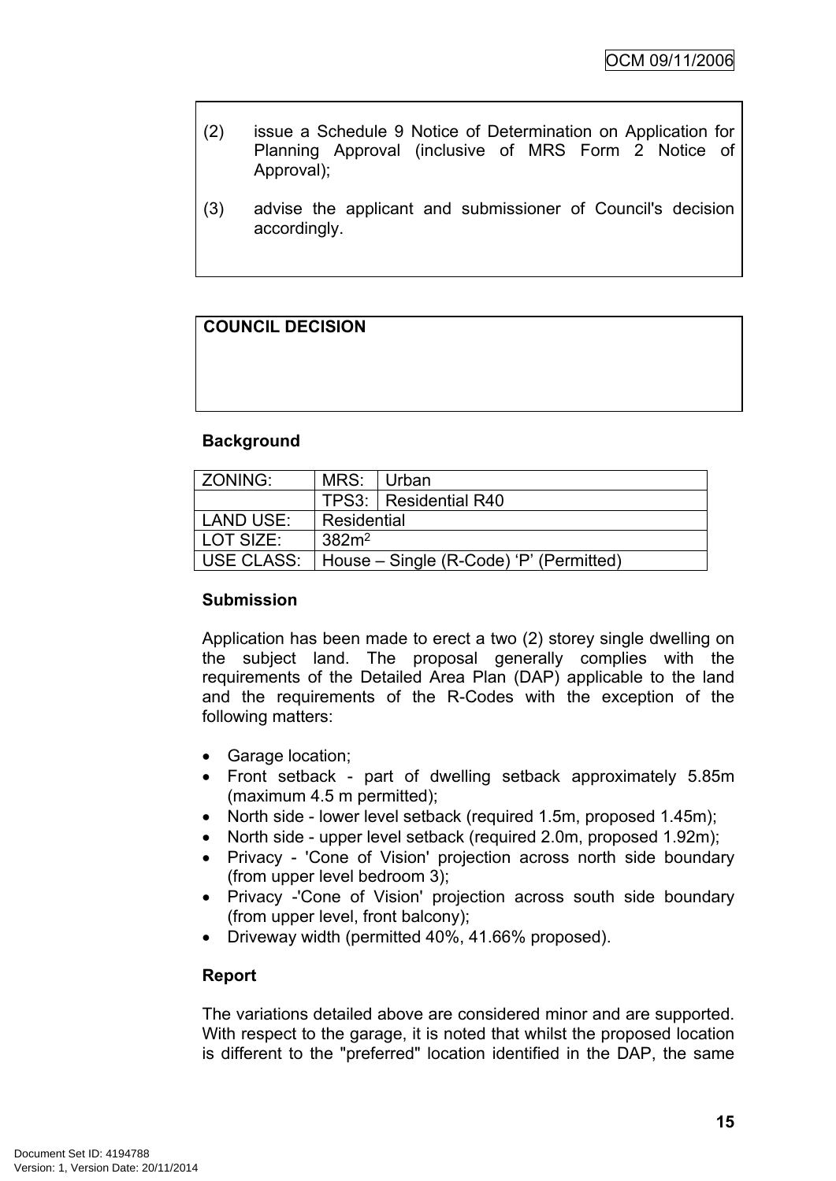(2) issue a Schedule 9 Notice of Determination on Application for Planning Approval (inclusive of MRS Form 2 Notice of Approval);

(3) advise the applicant and submissioner of Council's decision accordingly.

**COUNCIL DECISION**

**Background**

| ZONING: | MRS: | Urban |
|---|---|---|
| | TPS3: | Residential R40 |
| LAND USE: | Residential | |
| LOT SIZE: | 382m$^2$ | |
| USE CLASS: | House – Single (R-Code) 'P' (Permitted) | |

**Submission**

Application has been made to erect a two (2) storey single dwelling on the subject land. The proposal generally complies with the requirements of the Detailed Area Plan (DAP) applicable to the land and the requirements of the R-Codes with the exception of the following matters:

- Garage location;
- Front setback - part of dwelling setback approximately 5.85m (maximum 4.5 m permitted);
- North side - lower level setback (required 1.5m, proposed 1.45m);
- North side - upper level setback (required 2.0m, proposed 1.92m);
- Privacy - 'Cone of Vision' projection across north side boundary (from upper level bedroom 3);
- Privacy -'Cone of Vision' projection across south side boundary (from upper level, front balcony);
- Driveway width (permitted 40%, 41.66% proposed).

**Report**

The variations detailed above are considered minor and are supported. With respect to the garage, it is noted that whilst the proposed location is different to the "preferred" location identified in the DAP, the same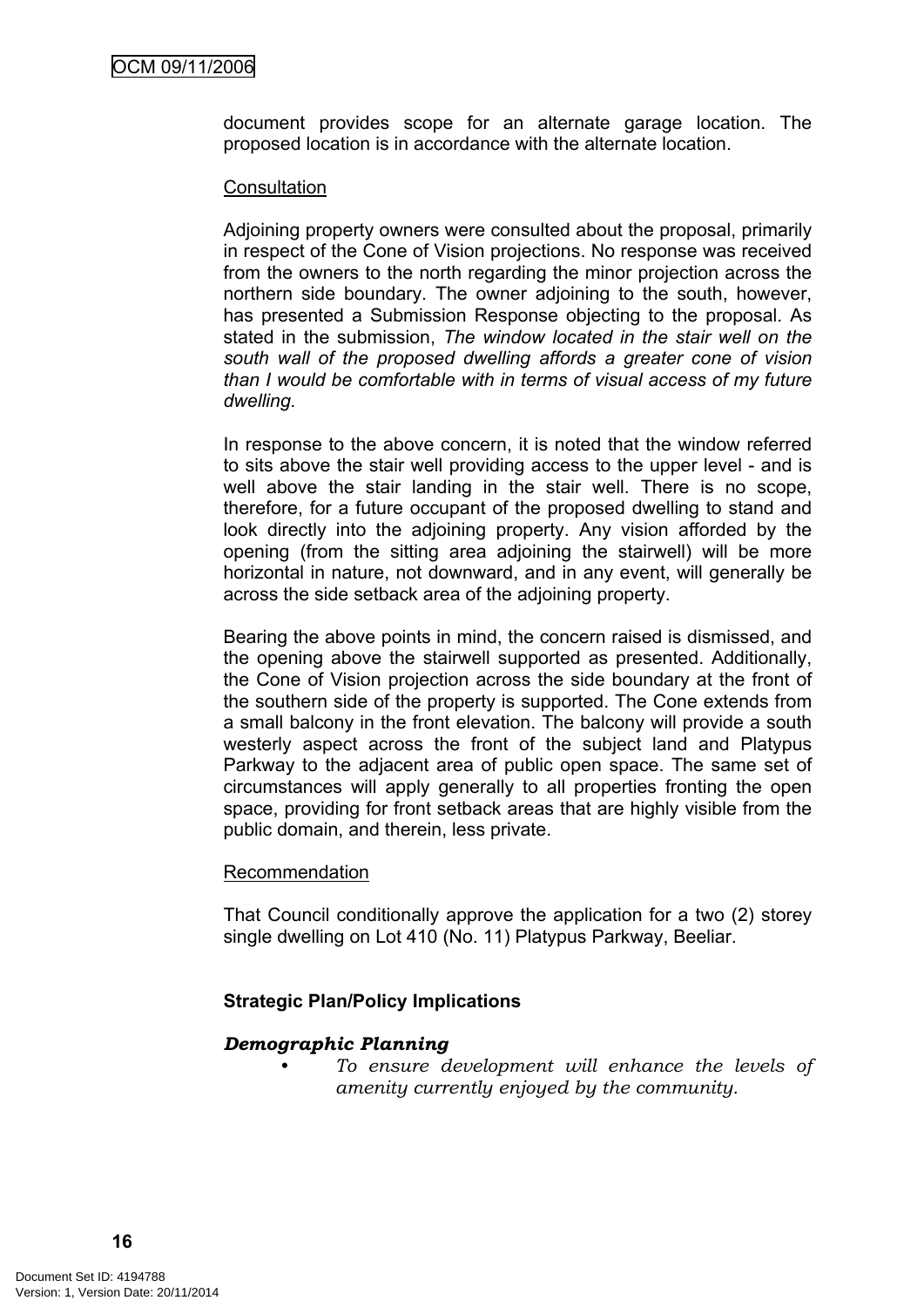document provides scope for an alternate garage location. The proposed location is in accordance with the alternate location.

Consultation

Adjoining property owners were consulted about the proposal, primarily in respect of the Cone of Vision projections. No response was received from the owners to the north regarding the minor projection across the northern side boundary. The owner adjoining to the south, however, has presented a Submission Response objecting to the proposal. As stated in the submission, *The window located in the stair well on the south wall of the proposed dwelling affords a greater cone of vision than I would be comfortable with in terms of visual access of my future dwelling.*

In response to the above concern, it is noted that the window referred to sits above the stair well providing access to the upper level - and is well above the stair landing in the stair well. There is no scope, therefore, for a future occupant of the proposed dwelling to stand and look directly into the adjoining property. Any vision afforded by the opening (from the sitting area adjoining the stairwell) will be more horizontal in nature, not downward, and in any event, will generally be across the side setback area of the adjoining property.

Bearing the above points in mind, the concern raised is dismissed, and the opening above the stairwell supported as presented. Additionally, the Cone of Vision projection across the side boundary at the front of the southern side of the property is supported. The Cone extends from a small balcony in the front elevation. The balcony will provide a south westerly aspect across the front of the subject land and Platypus Parkway to the adjacent area of public open space. The same set of circumstances will apply generally to all properties fronting the open space, providing for front setback areas that are highly visible from the public domain, and therein, less private.

Recommendation

That Council conditionally approve the application for a two (2) storey single dwelling on Lot 410 (No. 11) Platypus Parkway, Beeliar.

**Strategic Plan/Policy Implications**

***Demographic Planning***

- *To ensure development will enhance the levels of amenity currently enjoyed by the community.*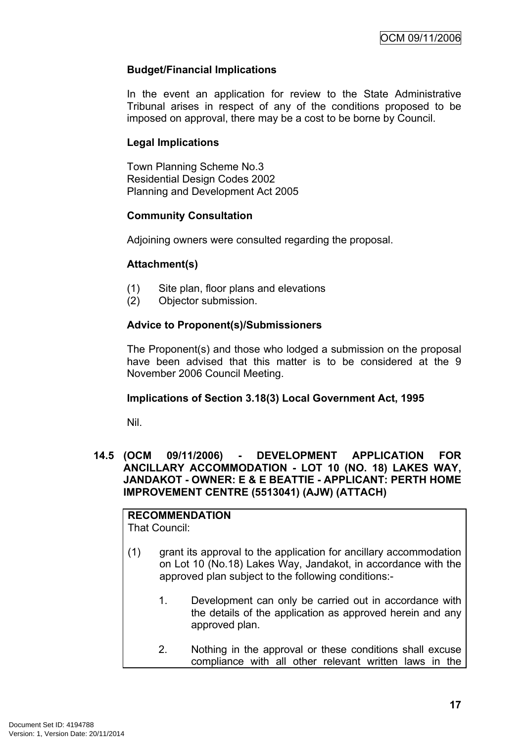**Budget/Financial Implications**

In the event an application for review to the State Administrative Tribunal arises in respect of any of the conditions proposed to be imposed on approval, there may be a cost to be borne by Council.

**Legal Implications**

Town Planning Scheme No.3
Residential Design Codes 2002
Planning and Development Act 2005

**Community Consultation**

Adjoining owners were consulted regarding the proposal.

**Attachment(s)**

(1) Site plan, floor plans and elevations
(2) Objector submission.

**Advice to Proponent(s)/Submissioners**

The Proponent(s) and those who lodged a submission on the proposal have been advised that this matter is to be considered at the 9 November 2006 Council Meeting.

**Implications of Section 3.18(3) Local Government Act, 1995**

Nil.

## 14.5 (OCM 09/11/2006) - DEVELOPMENT APPLICATION FOR ANCILLARY ACCOMMODATION - LOT 10 (NO. 18) LAKES WAY, JANDAKOT - OWNER: E & E BEATTIE - APPLICANT: PERTH HOME IMPROVEMENT CENTRE (5513041) (AJW) (ATTACH)

**RECOMMENDATION**
That Council:

(1) grant its approval to the application for ancillary accommodation on Lot 10 (No.18) Lakes Way, Jandakot, in accordance with the approved plan subject to the following conditions:-

1. Development can only be carried out in accordance with the details of the application as approved herein and any approved plan.

2. Nothing in the approval or these conditions shall excuse compliance with all other relevant written laws in the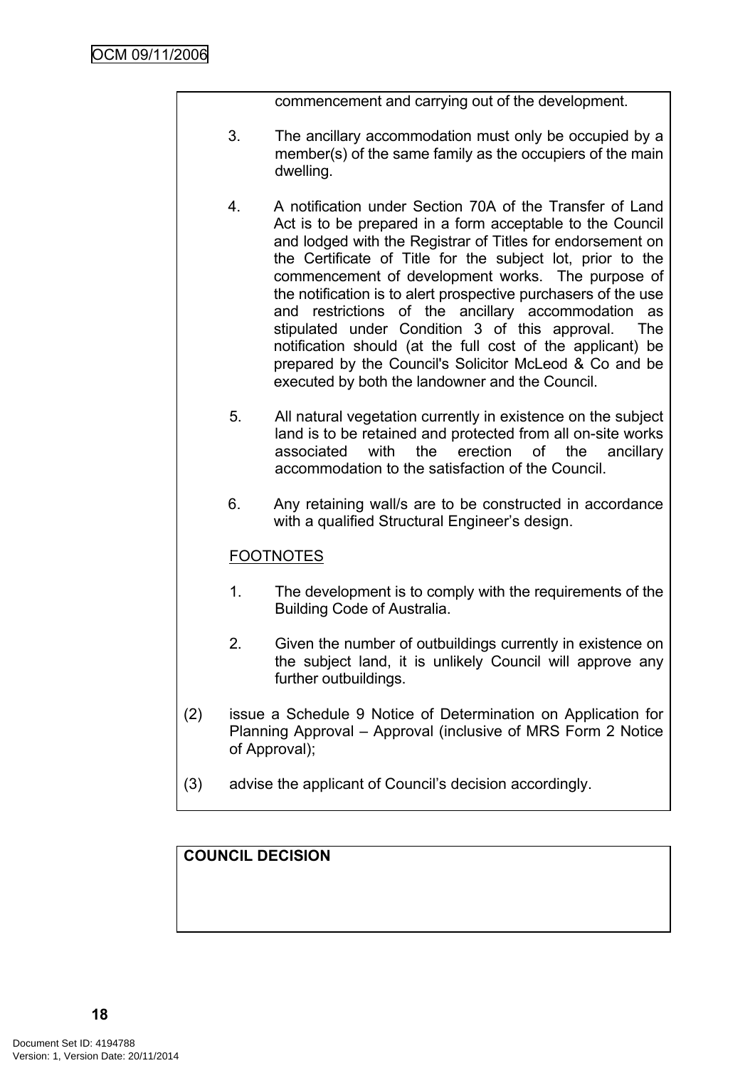commencement and carrying out of the development.

3. The ancillary accommodation must only be occupied by a member(s) of the same family as the occupiers of the main dwelling.

4. A notification under Section 70A of the Transfer of Land Act is to be prepared in a form acceptable to the Council and lodged with the Registrar of Titles for endorsement on the Certificate of Title for the subject lot, prior to the commencement of development works. The purpose of the notification is to alert prospective purchasers of the use and restrictions of the ancillary accommodation as stipulated under Condition 3 of this approval. The notification should (at the full cost of the applicant) be prepared by the Council's Solicitor McLeod & Co and be executed by both the landowner and the Council.

5. All natural vegetation currently in existence on the subject land is to be retained and protected from all on-site works associated with the erection of the ancillary accommodation to the satisfaction of the Council.

6. Any retaining wall/s are to be constructed in accordance with a qualified Structural Engineer's design.

FOOTNOTES

1. The development is to comply with the requirements of the Building Code of Australia.

2. Given the number of outbuildings currently in existence on the subject land, it is unlikely Council will approve any further outbuildings.

(2) issue a Schedule 9 Notice of Determination on Application for Planning Approval – Approval (inclusive of MRS Form 2 Notice of Approval);

(3) advise the applicant of Council's decision accordingly.

**COUNCIL DECISION**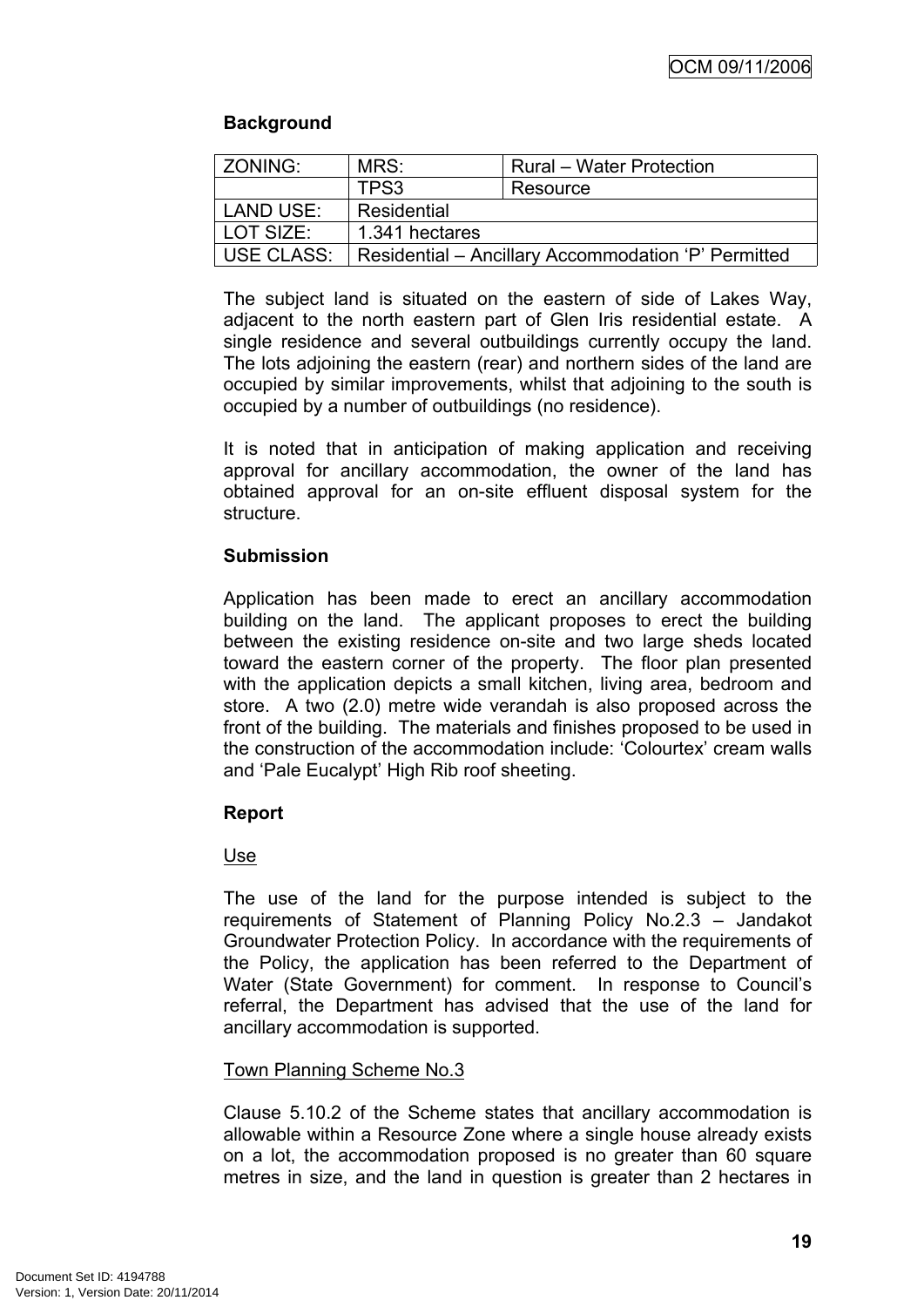**Background**

| ZONING: | MRS: | Rural – Water Protection |
|---|---|---|
| | TPS3 | Resource |
| LAND USE: | Residential | |
| LOT SIZE: | 1.341 hectares | |
| USE CLASS: | Residential – Ancillary Accommodation ‘P’ Permitted | |

The subject land is situated on the eastern of side of Lakes Way, adjacent to the north eastern part of Glen Iris residential estate. A single residence and several outbuildings currently occupy the land. The lots adjoining the eastern (rear) and northern sides of the land are occupied by similar improvements, whilst that adjoining to the south is occupied by a number of outbuildings (no residence).

It is noted that in anticipation of making application and receiving approval for ancillary accommodation, the owner of the land has obtained approval for an on-site effluent disposal system for the structure.

**Submission**

Application has been made to erect an ancillary accommodation building on the land. The applicant proposes to erect the building between the existing residence on-site and two large sheds located toward the eastern corner of the property. The floor plan presented with the application depicts a small kitchen, living area, bedroom and store. A two (2.0) metre wide verandah is also proposed across the front of the building. The materials and finishes proposed to be used in the construction of the accommodation include: ‘Colourtex’ cream walls and ‘Pale Eucalypt’ High Rib roof sheeting.

**Report**

Use

The use of the land for the purpose intended is subject to the requirements of Statement of Planning Policy No.2.3 – Jandakot Groundwater Protection Policy. In accordance with the requirements of the Policy, the application has been referred to the Department of Water (State Government) for comment. In response to Council’s referral, the Department has advised that the use of the land for ancillary accommodation is supported.

Town Planning Scheme No.3

Clause 5.10.2 of the Scheme states that ancillary accommodation is allowable within a Resource Zone where a single house already exists on a lot, the accommodation proposed is no greater than 60 square metres in size, and the land in question is greater than 2 hectares in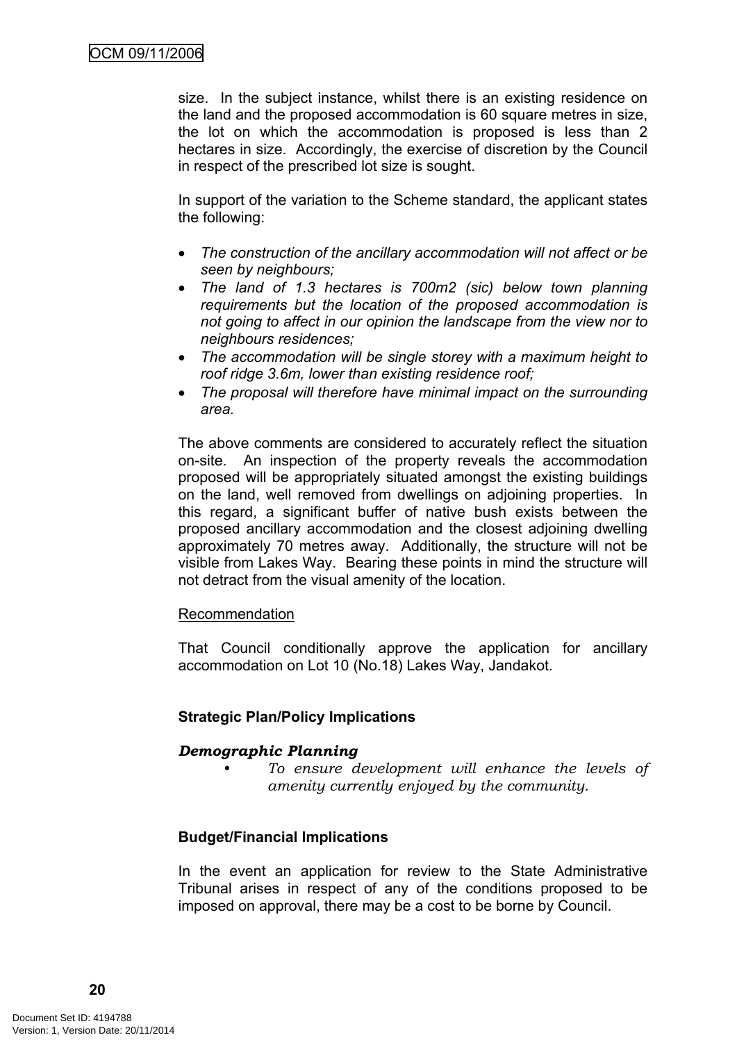size. In the subject instance, whilst there is an existing residence on the land and the proposed accommodation is 60 square metres in size, the lot on which the accommodation is proposed is less than 2 hectares in size. Accordingly, the exercise of discretion by the Council in respect of the prescribed lot size is sought.

In support of the variation to the Scheme standard, the applicant states the following:

- *The construction of the ancillary accommodation will not affect or be seen by neighbours;*
- *The land of 1.3 hectares is 700m2 (sic) below town planning requirements but the location of the proposed accommodation is not going to affect in our opinion the landscape from the view nor to neighbours residences;*
- *The accommodation will be single storey with a maximum height to roof ridge 3.6m, lower than existing residence roof;*
- *The proposal will therefore have minimal impact on the surrounding area.*

The above comments are considered to accurately reflect the situation on-site. An inspection of the property reveals the accommodation proposed will be appropriately situated amongst the existing buildings on the land, well removed from dwellings on adjoining properties. In this regard, a significant buffer of native bush exists between the proposed ancillary accommodation and the closest adjoining dwelling approximately 70 metres away. Additionally, the structure will not be visible from Lakes Way. Bearing these points in mind the structure will not detract from the visual amenity of the location.

Recommendation

That Council conditionally approve the application for ancillary accommodation on Lot 10 (No.18) Lakes Way, Jandakot.

**Strategic Plan/Policy Implications**

***Demographic Planning***

- *To ensure development will enhance the levels of amenity currently enjoyed by the community.*

**Budget/Financial Implications**

In the event an application for review to the State Administrative Tribunal arises in respect of any of the conditions proposed to be imposed on approval, there may be a cost to be borne by Council.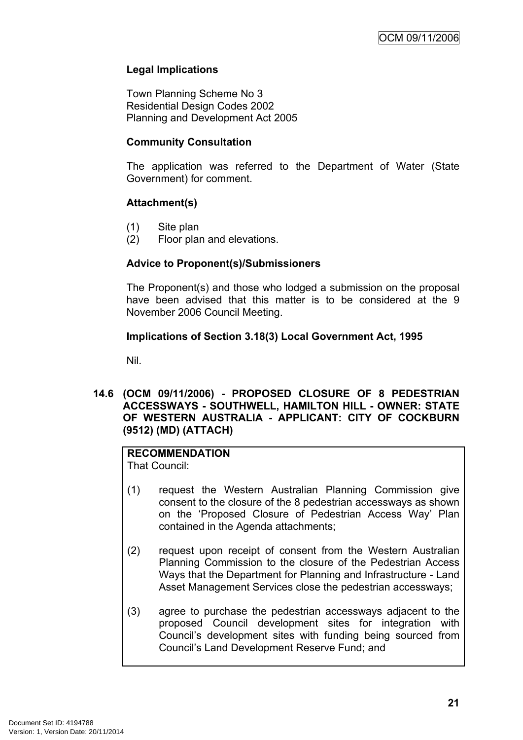**Legal Implications**

Town Planning Scheme No 3
Residential Design Codes 2002
Planning and Development Act 2005

**Community Consultation**

The application was referred to the Department of Water (State Government) for comment.

**Attachment(s)**

(1) Site plan
(2) Floor plan and elevations.

**Advice to Proponent(s)/Submissioners**

The Proponent(s) and those who lodged a submission on the proposal have been advised that this matter is to be considered at the 9 November 2006 Council Meeting.

**Implications of Section 3.18(3) Local Government Act, 1995**

Nil.

### 14.6 (OCM 09/11/2006) - PROPOSED CLOSURE OF 8 PEDESTRIAN ACCESSWAYS - SOUTHWELL, HAMILTON HILL - OWNER: STATE OF WESTERN AUSTRALIA - APPLICANT: CITY OF COCKBURN (9512) (MD) (ATTACH)

**RECOMMENDATION**
That Council:

(1) request the Western Australian Planning Commission give consent to the closure of the 8 pedestrian accessways as shown on the 'Proposed Closure of Pedestrian Access Way' Plan contained in the Agenda attachments;

(2) request upon receipt of consent from the Western Australian Planning Commission to the closure of the Pedestrian Access Ways that the Department for Planning and Infrastructure - Land Asset Management Services close the pedestrian accessways;

(3) agree to purchase the pedestrian accessways adjacent to the proposed Council development sites for integration with Council's development sites with funding being sourced from Council's Land Development Reserve Fund; and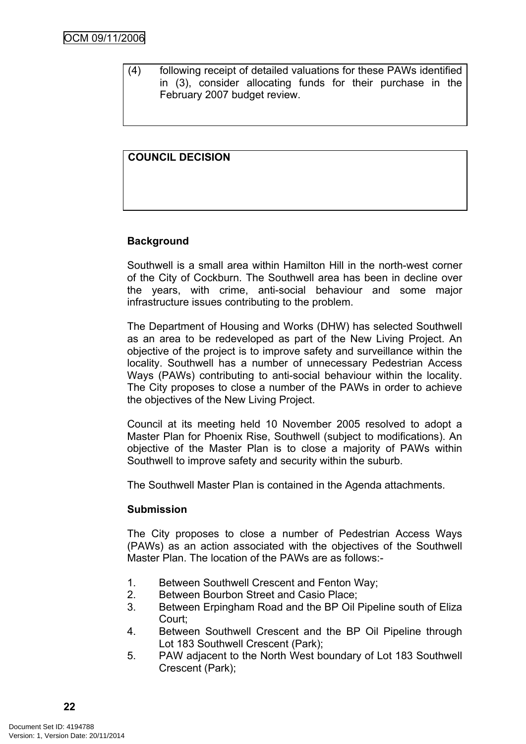(4) following receipt of detailed valuations for these PAWs identified in (3), consider allocating funds for their purchase in the February 2007 budget review.

**COUNCIL DECISION**

**Background**

Southwell is a small area within Hamilton Hill in the north-west corner of the City of Cockburn. The Southwell area has been in decline over the years, with crime, anti-social behaviour and some major infrastructure issues contributing to the problem.

The Department of Housing and Works (DHW) has selected Southwell as an area to be redeveloped as part of the New Living Project. An objective of the project is to improve safety and surveillance within the locality. Southwell has a number of unnecessary Pedestrian Access Ways (PAWs) contributing to anti-social behaviour within the locality. The City proposes to close a number of the PAWs in order to achieve the objectives of the New Living Project.

Council at its meeting held 10 November 2005 resolved to adopt a Master Plan for Phoenix Rise, Southwell (subject to modifications). An objective of the Master Plan is to close a majority of PAWs within Southwell to improve safety and security within the suburb.

The Southwell Master Plan is contained in the Agenda attachments.

**Submission**

The City proposes to close a number of Pedestrian Access Ways (PAWs) as an action associated with the objectives of the Southwell Master Plan. The location of the PAWs are as follows:-

1. Between Southwell Crescent and Fenton Way;
2. Between Bourbon Street and Casio Place;
3. Between Erpingham Road and the BP Oil Pipeline south of Eliza Court;
4. Between Southwell Crescent and the BP Oil Pipeline through Lot 183 Southwell Crescent (Park);
5. PAW adjacent to the North West boundary of Lot 183 Southwell Crescent (Park);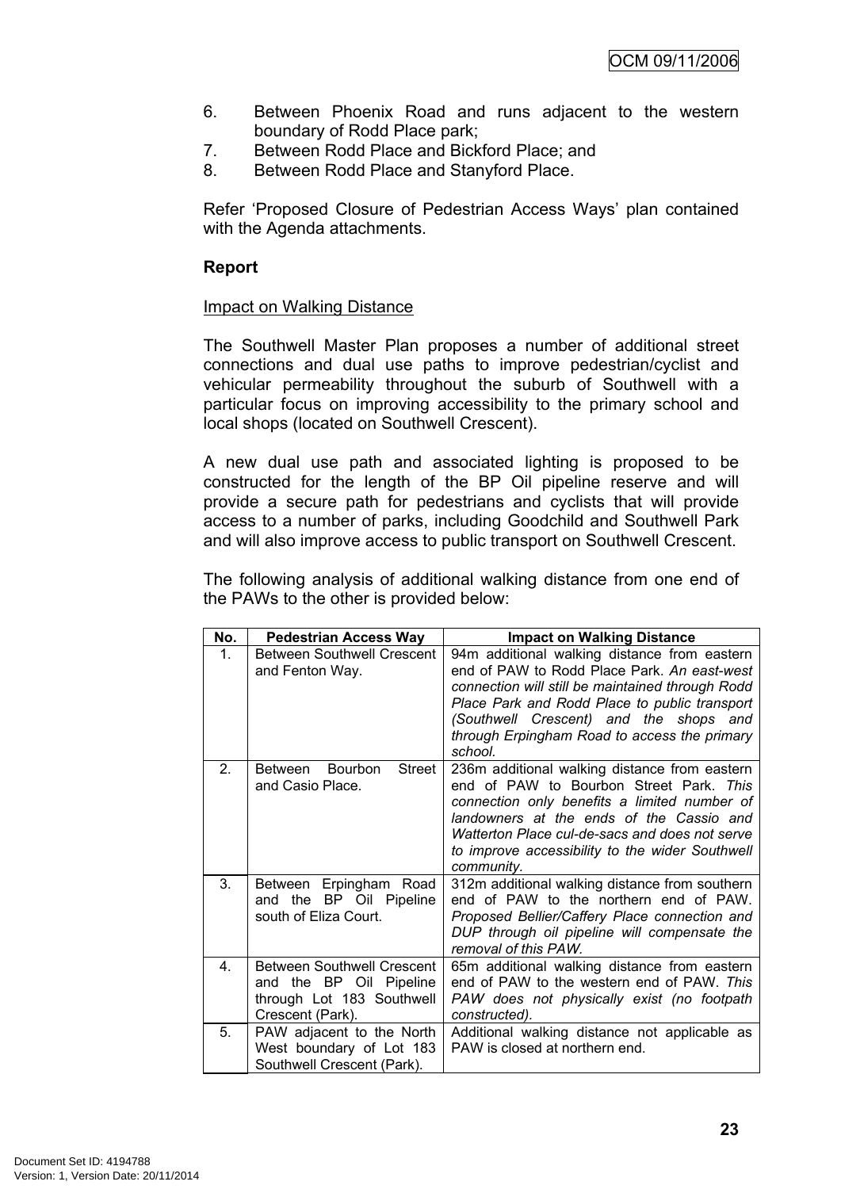6. Between Phoenix Road and runs adjacent to the western boundary of Rodd Place park;
7. Between Rodd Place and Bickford Place; and
8. Between Rodd Place and Stanyford Place.

Refer 'Proposed Closure of Pedestrian Access Ways' plan contained with the Agenda attachments.

**Report**

Impact on Walking Distance

The Southwell Master Plan proposes a number of additional street connections and dual use paths to improve pedestrian/cyclist and vehicular permeability throughout the suburb of Southwell with a particular focus on improving accessibility to the primary school and local shops (located on Southwell Crescent).

A new dual use path and associated lighting is proposed to be constructed for the length of the BP Oil pipeline reserve and will provide a secure path for pedestrians and cyclists that will provide access to a number of parks, including Goodchild and Southwell Park and will also improve access to public transport on Southwell Crescent.

The following analysis of additional walking distance from one end of the PAWs to the other is provided below:

| No. | Pedestrian Access Way | Impact on Walking Distance |
|---|---|---|
| 1. | Between Southwell Crescent and Fenton Way. | 94m additional walking distance from eastern end of PAW to Rodd Place Park. *An east-west connection will still be maintained through Rodd Place Park and Rodd Place to public transport (Southwell Crescent) and the shops and through Erpingham Road to access the primary school.* |
| 2. | Between Bourbon Street and Casio Place. | 236m additional walking distance from eastern end of PAW to Bourbon Street Park. *This connection only benefits a limited number of landowners at the ends of the Cassio and Watterton Place cul-de-sacs and does not serve to improve accessibility to the wider Southwell community.* |
| 3. | Between Erpingham Road and the BP Oil Pipeline south of Eliza Court. | 312m additional walking distance from southern end of PAW to the northern end of PAW. *Proposed Bellier/Caffery Place connection and DUP through oil pipeline will compensate the removal of this PAW.* |
| 4. | Between Southwell Crescent and the BP Oil Pipeline through Lot 183 Southwell Crescent (Park). | 65m additional walking distance from eastern end of PAW to the western end of PAW. *This PAW does not physically exist (no footpath constructed).* |
| 5. | PAW adjacent to the North West boundary of Lot 183 Southwell Crescent (Park). | Additional walking distance not applicable as PAW is closed at northern end. |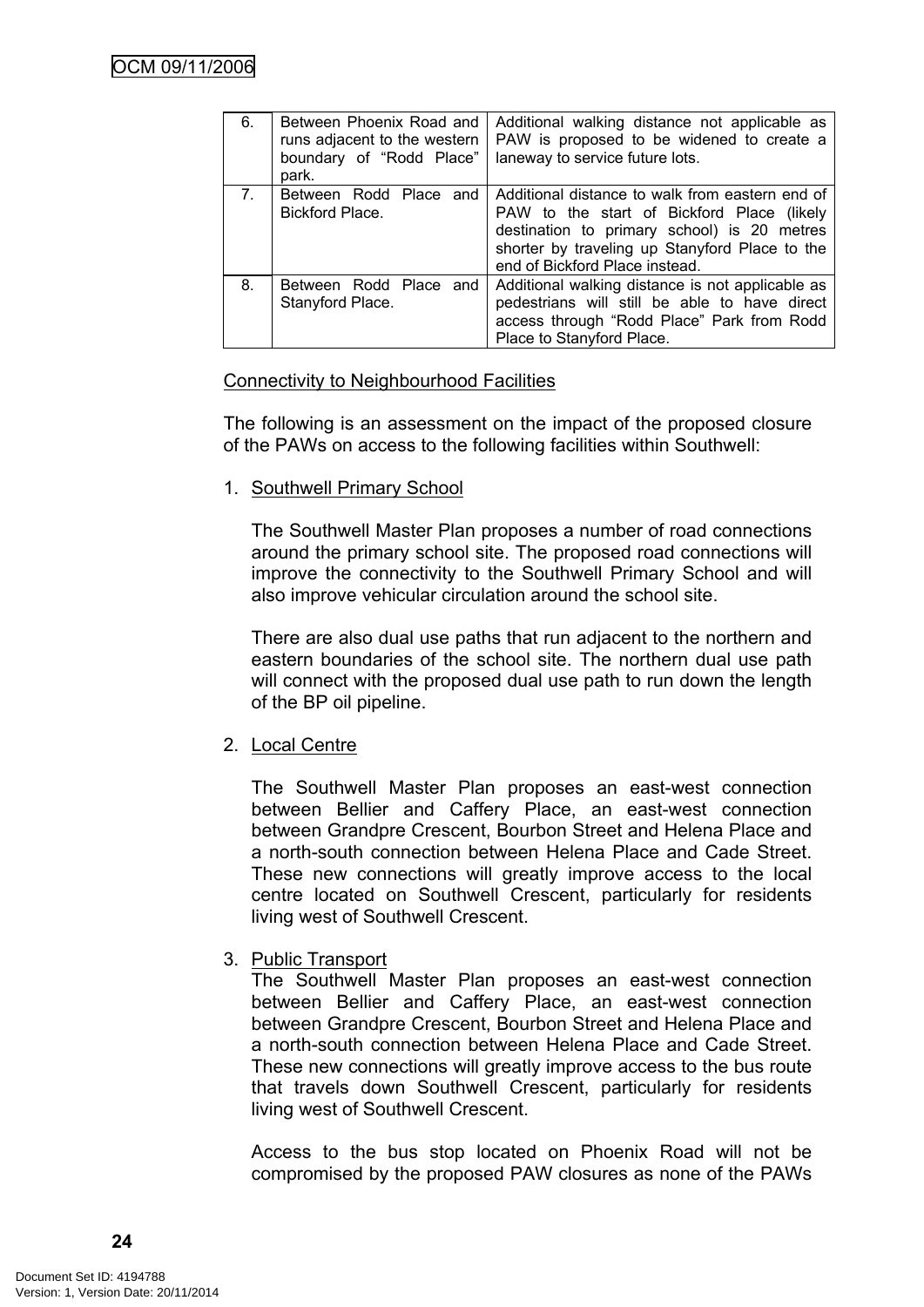| 6. | Between Phoenix Road and runs adjacent to the western boundary of "Rodd Place" park. | Additional walking distance not applicable as PAW is proposed to be widened to create a laneway to service future lots. |
|---|---|---|
| 7. | Between Rodd Place and Bickford Place. | Additional distance to walk from eastern end of PAW to the start of Bickford Place (likely destination to primary school) is 20 metres shorter by traveling up Stanyford Place to the end of Bickford Place instead. |
| 8. | Between Rodd Place and Stanyford Place. | Additional walking distance is not applicable as pedestrians will still be able to have direct access through "Rodd Place" Park from Rodd Place to Stanyford Place. |

Connectivity to Neighbourhood Facilities

The following is an assessment on the impact of the proposed closure of the PAWs on access to the following facilities within Southwell:

1. Southwell Primary School

   The Southwell Master Plan proposes a number of road connections around the primary school site. The proposed road connections will improve the connectivity to the Southwell Primary School and will also improve vehicular circulation around the school site.

   There are also dual use paths that run adjacent to the northern and eastern boundaries of the school site. The northern dual use path will connect with the proposed dual use path to run down the length of the BP oil pipeline.

2. Local Centre

   The Southwell Master Plan proposes an east-west connection between Bellier and Caffery Place, an east-west connection between Grandpre Crescent, Bourbon Street and Helena Place and a north-south connection between Helena Place and Cade Street. These new connections will greatly improve access to the local centre located on Southwell Crescent, particularly for residents living west of Southwell Crescent.

3. Public Transport

   The Southwell Master Plan proposes an east-west connection between Bellier and Caffery Place, an east-west connection between Grandpre Crescent, Bourbon Street and Helena Place and a north-south connection between Helena Place and Cade Street. These new connections will greatly improve access to the bus route that travels down Southwell Crescent, particularly for residents living west of Southwell Crescent.

   Access to the bus stop located on Phoenix Road will not be compromised by the proposed PAW closures as none of the PAWs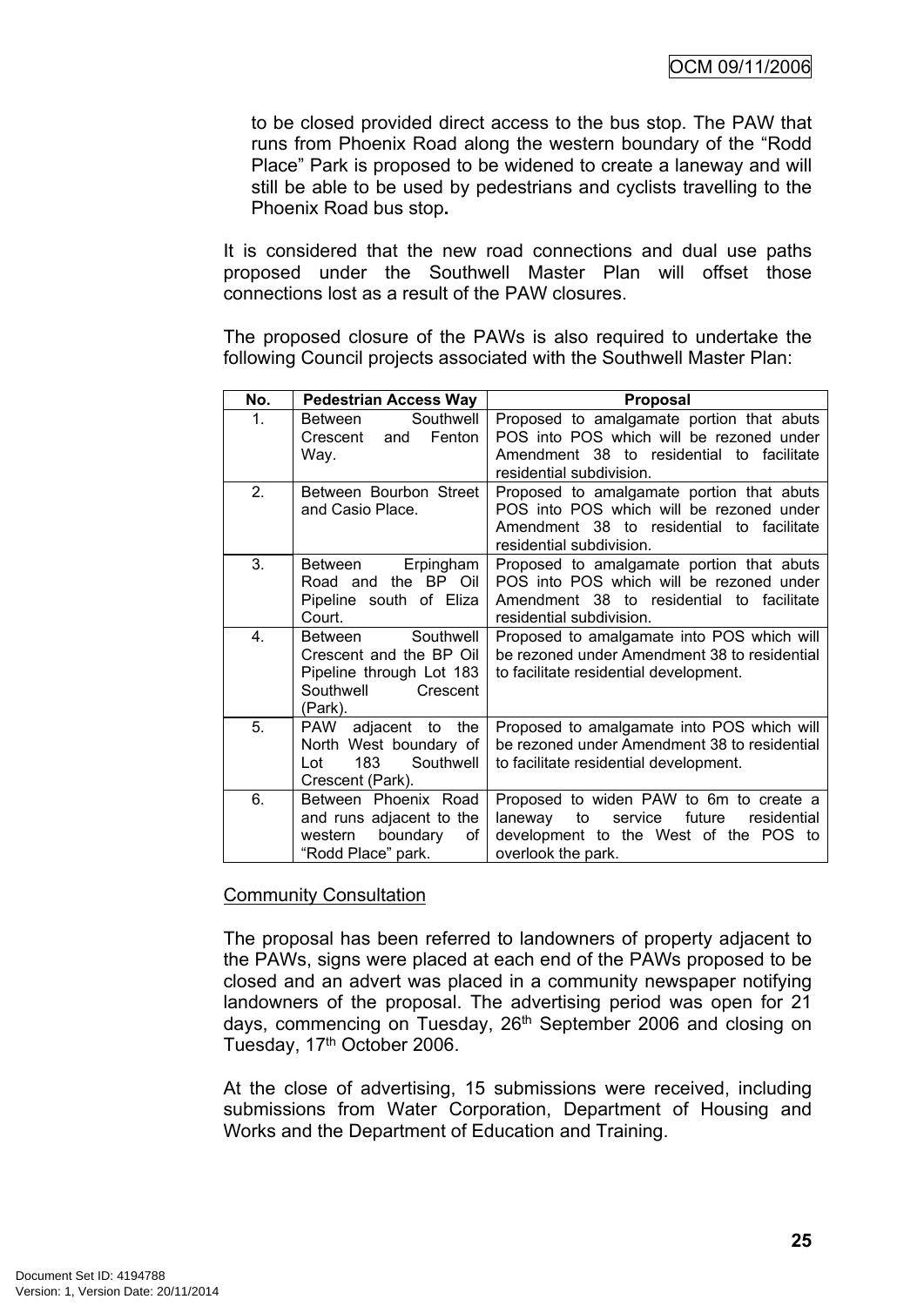to be closed provided direct access to the bus stop. The PAW that runs from Phoenix Road along the western boundary of the "Rodd Place" Park is proposed to be widened to create a laneway and will still be able to be used by pedestrians and cyclists travelling to the Phoenix Road bus stop**.**

It is considered that the new road connections and dual use paths proposed under the Southwell Master Plan will offset those connections lost as a result of the PAW closures.

The proposed closure of the PAWs is also required to undertake the following Council projects associated with the Southwell Master Plan:

| No. | Pedestrian Access Way | Proposal |
|---|---|---|
| 1. | Between Southwell Crescent and Fenton Way. | Proposed to amalgamate portion that abuts POS into POS which will be rezoned under Amendment 38 to residential to facilitate residential subdivision. |
| 2. | Between Bourbon Street and Casio Place. | Proposed to amalgamate portion that abuts POS into POS which will be rezoned under Amendment 38 to residential to facilitate residential subdivision. |
| 3. | Between Erpingham Road and the BP Oil Pipeline south of Eliza Court. | Proposed to amalgamate portion that abuts POS into POS which will be rezoned under Amendment 38 to residential to facilitate residential subdivision. |
| 4. | Between Southwell Crescent and the BP Oil Pipeline through Lot 183 Southwell Crescent (Park). | Proposed to amalgamate into POS which will be rezoned under Amendment 38 to residential to facilitate residential development. |
| 5. | PAW adjacent to the North West boundary of Lot 183 Southwell Crescent (Park). | Proposed to amalgamate into POS which will be rezoned under Amendment 38 to residential to facilitate residential development. |
| 6. | Between Phoenix Road and runs adjacent to the western boundary of "Rodd Place" park. | Proposed to widen PAW to 6m to create a laneway to service future residential development to the West of the POS to overlook the park. |

<u>Community Consultation</u>

The proposal has been referred to landowners of property adjacent to the PAWs, signs were placed at each end of the PAWs proposed to be closed and an advert was placed in a community newspaper notifying landowners of the proposal. The advertising period was open for 21 days, commencing on Tuesday, 26th September 2006 and closing on Tuesday, 17th October 2006.

At the close of advertising, 15 submissions were received, including submissions from Water Corporation, Department of Housing and Works and the Department of Education and Training.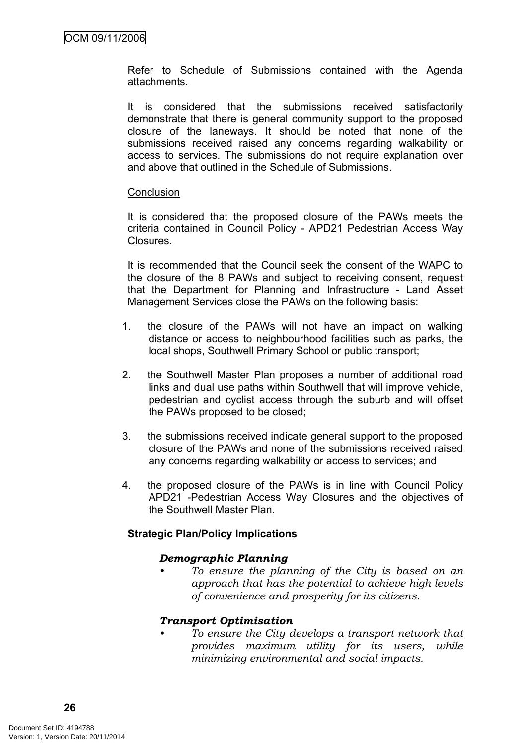Refer to Schedule of Submissions contained with the Agenda attachments.

It is considered that the submissions received satisfactorily demonstrate that there is general community support to the proposed closure of the laneways. It should be noted that none of the submissions received raised any concerns regarding walkability or access to services. The submissions do not require explanation over and above that outlined in the Schedule of Submissions.

Conclusion

It is considered that the proposed closure of the PAWs meets the criteria contained in Council Policy - APD21 Pedestrian Access Way Closures.

It is recommended that the Council seek the consent of the WAPC to the closure of the 8 PAWs and subject to receiving consent, request that the Department for Planning and Infrastructure - Land Asset Management Services close the PAWs on the following basis:

1. the closure of the PAWs will not have an impact on walking distance or access to neighbourhood facilities such as parks, the local shops, Southwell Primary School or public transport;

2. the Southwell Master Plan proposes a number of additional road links and dual use paths within Southwell that will improve vehicle, pedestrian and cyclist access through the suburb and will offset the PAWs proposed to be closed;

3. the submissions received indicate general support to the proposed closure of the PAWs and none of the submissions received raised any concerns regarding walkability or access to services; and

4. the proposed closure of the PAWs is in line with Council Policy APD21 -Pedestrian Access Way Closures and the objectives of the Southwell Master Plan.

**Strategic Plan/Policy Implications**

***Demographic Planning***

- *To ensure the planning of the City is based on an approach that has the potential to achieve high levels of convenience and prosperity for its citizens.*

***Transport Optimisation***

- *To ensure the City develops a transport network that provides maximum utility for its users, while minimizing environmental and social impacts.*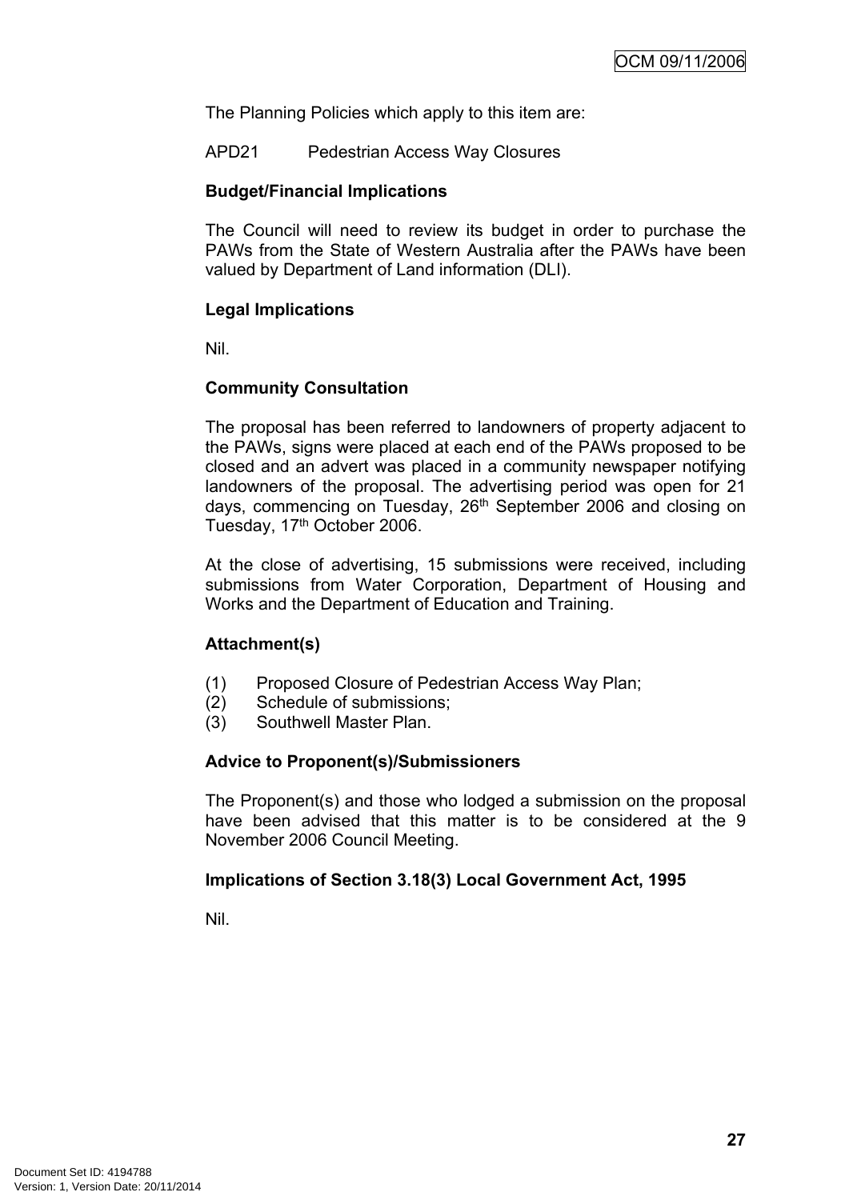The Planning Policies which apply to this item are:

APD21 Pedestrian Access Way Closures

**Budget/Financial Implications**

The Council will need to review its budget in order to purchase the PAWs from the State of Western Australia after the PAWs have been valued by Department of Land information (DLI).

**Legal Implications**

Nil.

**Community Consultation**

The proposal has been referred to landowners of property adjacent to the PAWs, signs were placed at each end of the PAWs proposed to be closed and an advert was placed in a community newspaper notifying landowners of the proposal. The advertising period was open for 21 days, commencing on Tuesday, 26th September 2006 and closing on Tuesday, 17th October 2006.

At the close of advertising, 15 submissions were received, including submissions from Water Corporation, Department of Housing and Works and the Department of Education and Training.

**Attachment(s)**

(1) Proposed Closure of Pedestrian Access Way Plan;
(2) Schedule of submissions;
(3) Southwell Master Plan.

**Advice to Proponent(s)/Submissioners**

The Proponent(s) and those who lodged a submission on the proposal have been advised that this matter is to be considered at the 9 November 2006 Council Meeting.

**Implications of Section 3.18(3) Local Government Act, 1995**

Nil.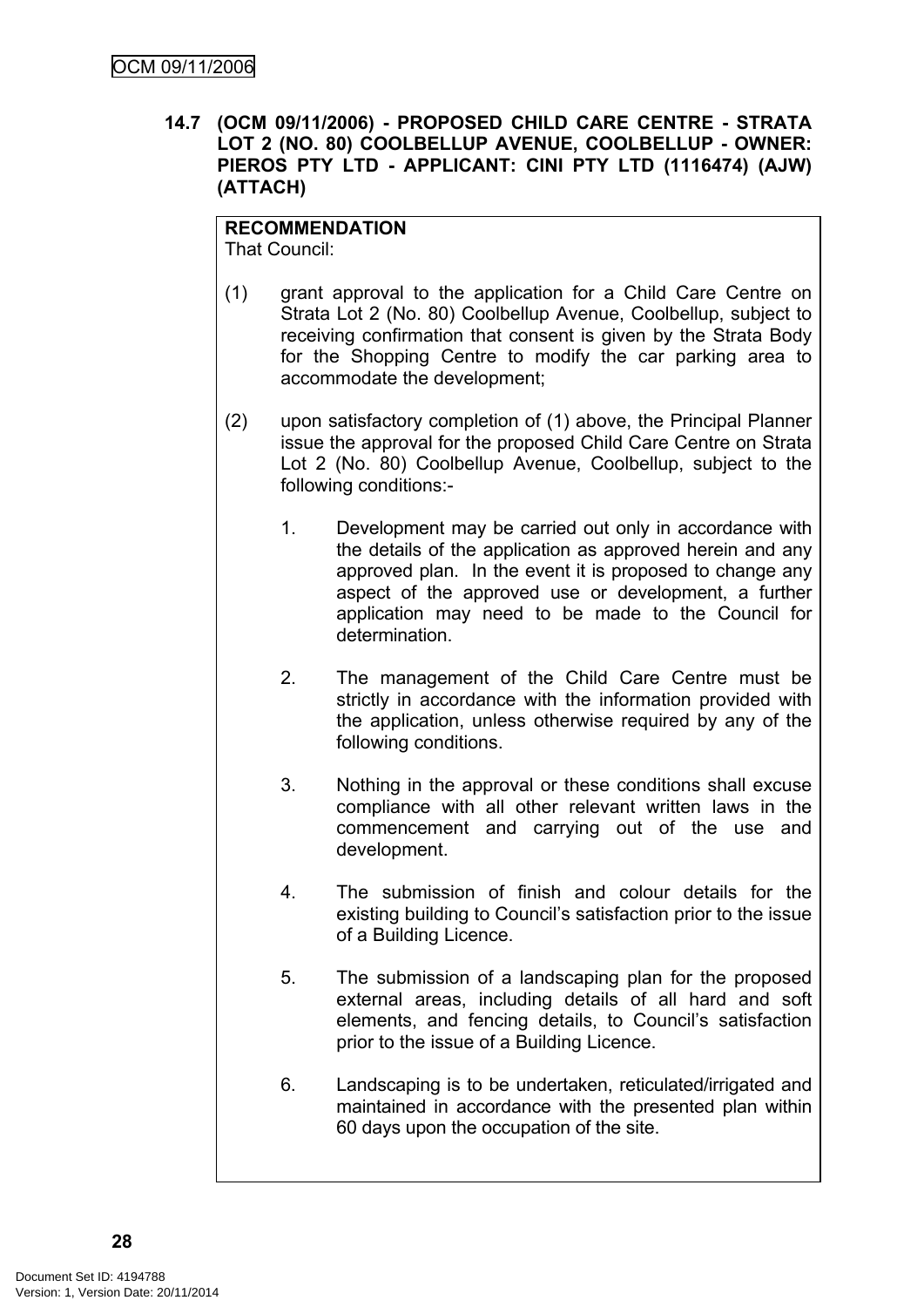## 14.7 (OCM 09/11/2006) - PROPOSED CHILD CARE CENTRE - STRATA LOT 2 (NO. 80) COOLBELLUP AVENUE, COOLBELLUP - OWNER: PIEROS PTY LTD - APPLICANT: CINI PTY LTD (1116474) (AJW) (ATTACH)

**RECOMMENDATION**
That Council:

(1) grant approval to the application for a Child Care Centre on Strata Lot 2 (No. 80) Coolbellup Avenue, Coolbellup, subject to receiving confirmation that consent is given by the Strata Body for the Shopping Centre to modify the car parking area to accommodate the development;

(2) upon satisfactory completion of (1) above, the Principal Planner issue the approval for the proposed Child Care Centre on Strata Lot 2 (No. 80) Coolbellup Avenue, Coolbellup, subject to the following conditions:-

1. Development may be carried out only in accordance with the details of the application as approved herein and any approved plan. In the event it is proposed to change any aspect of the approved use or development, a further application may need to be made to the Council for determination.

2. The management of the Child Care Centre must be strictly in accordance with the information provided with the application, unless otherwise required by any of the following conditions.

3. Nothing in the approval or these conditions shall excuse compliance with all other relevant written laws in the commencement and carrying out of the use and development.

4. The submission of finish and colour details for the existing building to Council's satisfaction prior to the issue of a Building Licence.

5. The submission of a landscaping plan for the proposed external areas, including details of all hard and soft elements, and fencing details, to Council's satisfaction prior to the issue of a Building Licence.

6. Landscaping is to be undertaken, reticulated/irrigated and maintained in accordance with the presented plan within 60 days upon the occupation of the site.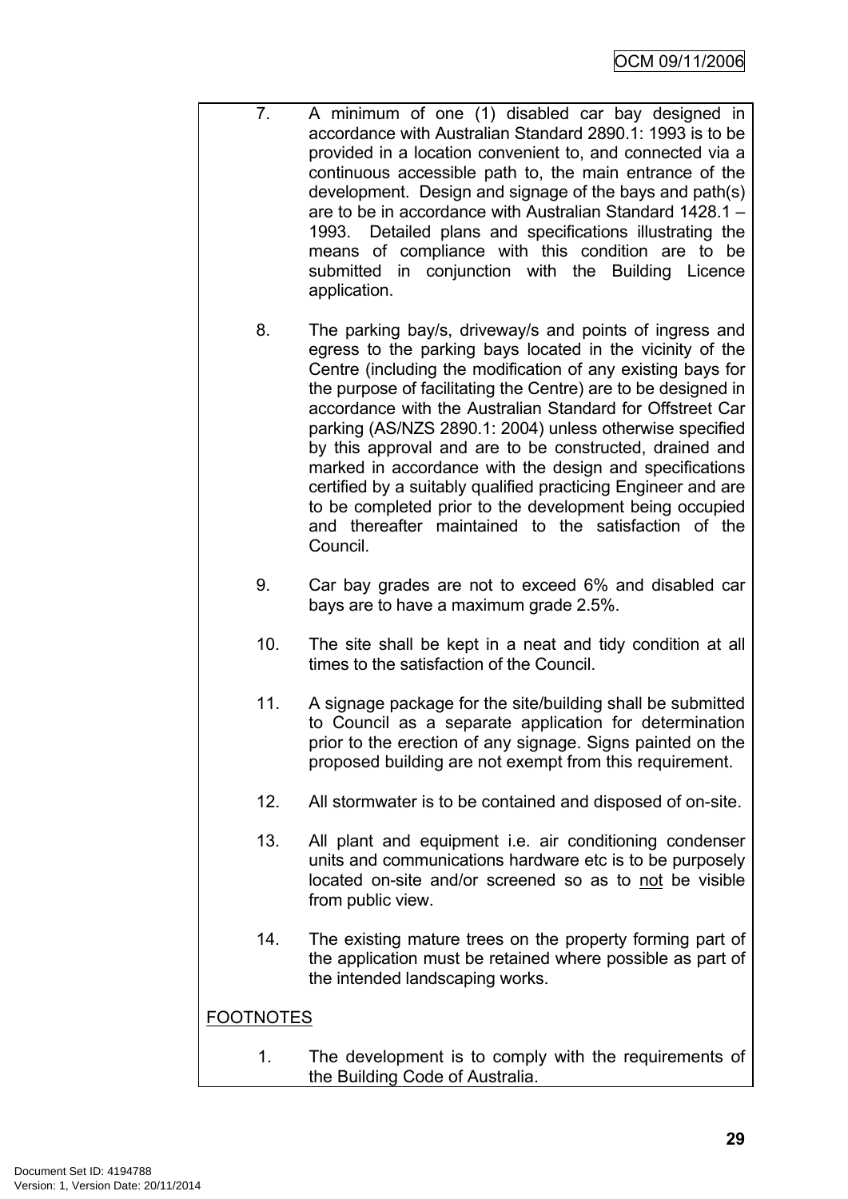7. A minimum of one (1) disabled car bay designed in accordance with Australian Standard 2890.1: 1993 is to be provided in a location convenient to, and connected via a continuous accessible path to, the main entrance of the development. Design and signage of the bays and path(s) are to be in accordance with Australian Standard 1428.1 – 1993. Detailed plans and specifications illustrating the means of compliance with this condition are to be submitted in conjunction with the Building Licence application.

8. The parking bay/s, driveway/s and points of ingress and egress to the parking bays located in the vicinity of the Centre (including the modification of any existing bays for the purpose of facilitating the Centre) are to be designed in accordance with the Australian Standard for Offstreet Car parking (AS/NZS 2890.1: 2004) unless otherwise specified by this approval and are to be constructed, drained and marked in accordance with the design and specifications certified by a suitably qualified practicing Engineer and are to be completed prior to the development being occupied and thereafter maintained to the satisfaction of the Council.

9. Car bay grades are not to exceed 6% and disabled car bays are to have a maximum grade 2.5%.

10. The site shall be kept in a neat and tidy condition at all times to the satisfaction of the Council.

11. A signage package for the site/building shall be submitted to Council as a separate application for determination prior to the erection of any signage. Signs painted on the proposed building are not exempt from this requirement.

12. All stormwater is to be contained and disposed of on-site.

13. All plant and equipment i.e. air conditioning condenser units and communications hardware etc is to be purposely located on-site and/or screened so as to <u>not</u> be visible from public view.

14. The existing mature trees on the property forming part of the application must be retained where possible as part of the intended landscaping works.

<u>FOOTNOTES</u>

1. The development is to comply with the requirements of the Building Code of Australia.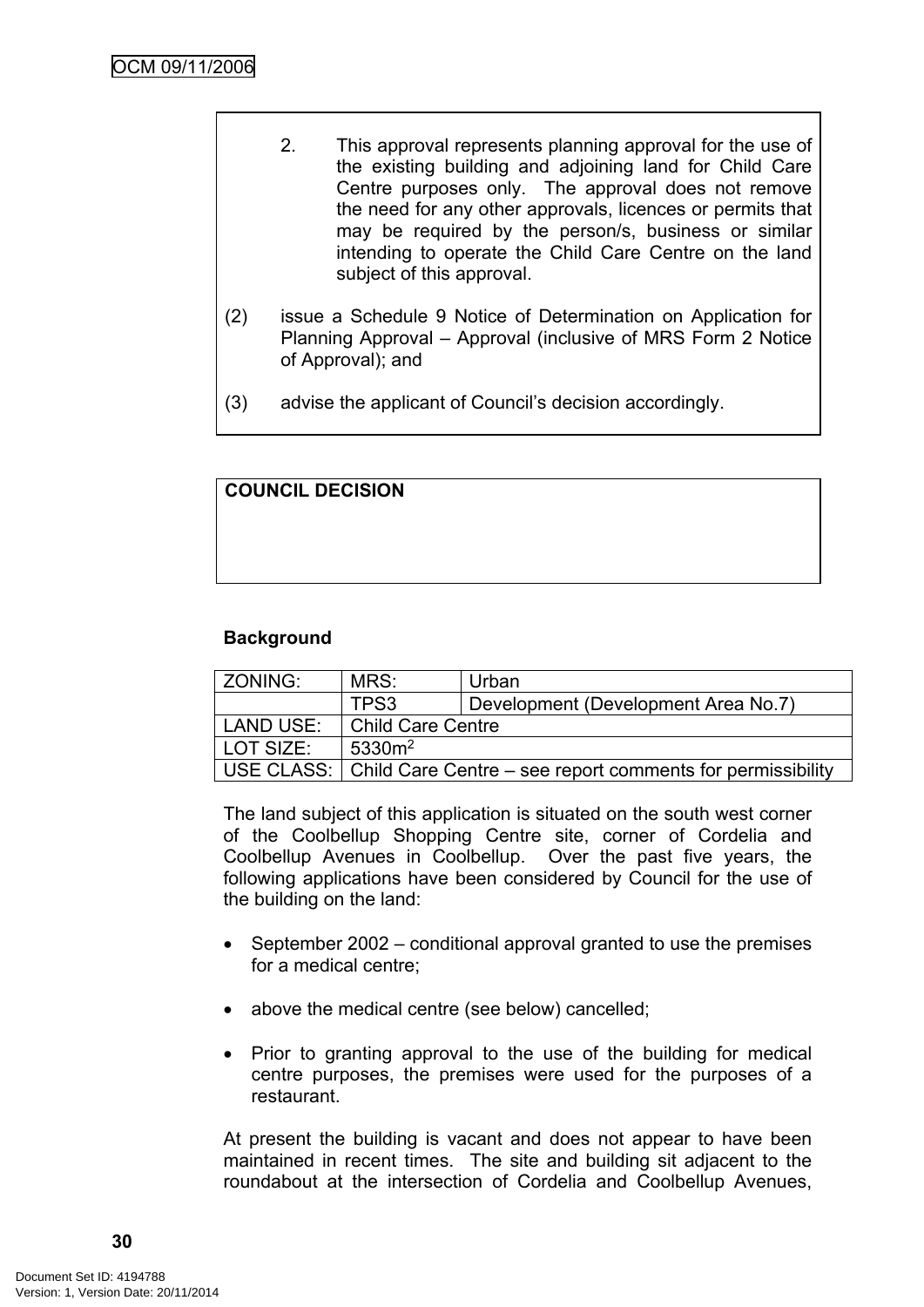2. This approval represents planning approval for the use of the existing building and adjoining land for Child Care Centre purposes only. The approval does not remove the need for any other approvals, licences or permits that may be required by the person/s, business or similar intending to operate the Child Care Centre on the land subject of this approval.

(2) issue a Schedule 9 Notice of Determination on Application for Planning Approval – Approval (inclusive of MRS Form 2 Notice of Approval); and

(3) advise the applicant of Council's decision accordingly.

**COUNCIL DECISION**

**Background**

| ZONING: | MRS: | Urban |
|---|---|---|
| | TPS3 | Development (Development Area No.7) |
| LAND USE: | Child Care Centre | |
| LOT SIZE: | 5330m$^2$ | |
| USE CLASS: | Child Care Centre – see report comments for permissibility | |

The land subject of this application is situated on the south west corner of the Coolbellup Shopping Centre site, corner of Cordelia and Coolbellup Avenues in Coolbellup. Over the past five years, the following applications have been considered by Council for the use of the building on the land:

- September 2002 – conditional approval granted to use the premises for a medical centre;
- above the medical centre (see below) cancelled;
- Prior to granting approval to the use of the building for medical centre purposes, the premises were used for the purposes of a restaurant.

At present the building is vacant and does not appear to have been maintained in recent times. The site and building sit adjacent to the roundabout at the intersection of Cordelia and Coolbellup Avenues,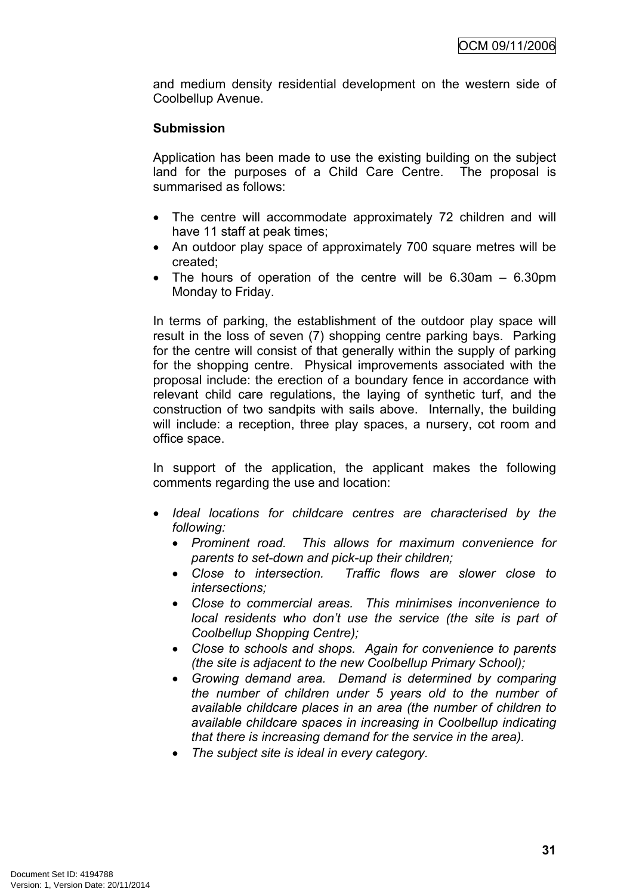and medium density residential development on the western side of Coolbellup Avenue.

**Submission**

Application has been made to use the existing building on the subject land for the purposes of a Child Care Centre. The proposal is summarised as follows:

- The centre will accommodate approximately 72 children and will have 11 staff at peak times;
- An outdoor play space of approximately 700 square metres will be created;
- The hours of operation of the centre will be 6.30am – 6.30pm Monday to Friday.

In terms of parking, the establishment of the outdoor play space will result in the loss of seven (7) shopping centre parking bays. Parking for the centre will consist of that generally within the supply of parking for the shopping centre. Physical improvements associated with the proposal include: the erection of a boundary fence in accordance with relevant child care regulations, the laying of synthetic turf, and the construction of two sandpits with sails above. Internally, the building will include: a reception, three play spaces, a nursery, cot room and office space.

In support of the application, the applicant makes the following comments regarding the use and location:

- *Ideal locations for childcare centres are characterised by the following:*
  - *Prominent road. This allows for maximum convenience for parents to set-down and pick-up their children;*
  - *Close to intersection. Traffic flows are slower close to intersections;*
  - *Close to commercial areas. This minimises inconvenience to local residents who don't use the service (the site is part of Coolbellup Shopping Centre);*
  - *Close to schools and shops. Again for convenience to parents (the site is adjacent to the new Coolbellup Primary School);*
  - *Growing demand area. Demand is determined by comparing the number of children under 5 years old to the number of available childcare places in an area (the number of children to available childcare spaces in increasing in Coolbellup indicating that there is increasing demand for the service in the area).*
  - *The subject site is ideal in every category.*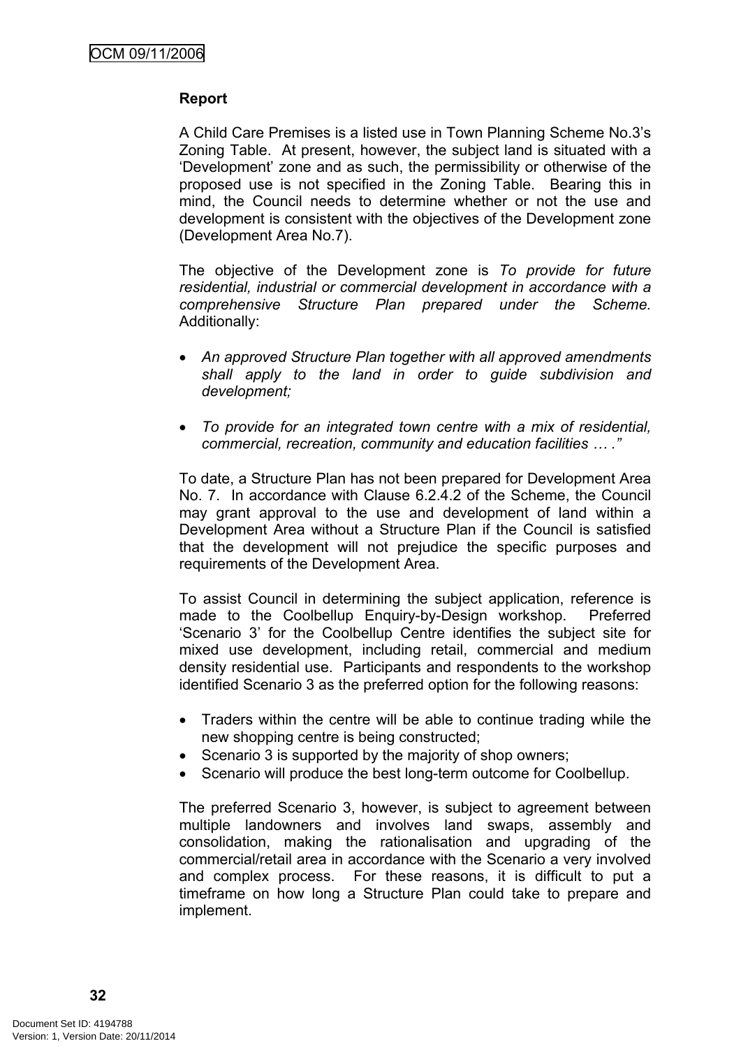**Report**

A Child Care Premises is a listed use in Town Planning Scheme No.3's Zoning Table. At present, however, the subject land is situated with a 'Development' zone and as such, the permissibility or otherwise of the proposed use is not specified in the Zoning Table. Bearing this in mind, the Council needs to determine whether or not the use and development is consistent with the objectives of the Development zone (Development Area No.7).

The objective of the Development zone is *To provide for future residential, industrial or commercial development in accordance with a comprehensive Structure Plan prepared under the Scheme.* Additionally:

- *An approved Structure Plan together with all approved amendments shall apply to the land in order to guide subdivision and development;*
- *To provide for an integrated town centre with a mix of residential, commercial, recreation, community and education facilities … ."*

To date, a Structure Plan has not been prepared for Development Area No. 7. In accordance with Clause 6.2.4.2 of the Scheme, the Council may grant approval to the use and development of land within a Development Area without a Structure Plan if the Council is satisfied that the development will not prejudice the specific purposes and requirements of the Development Area.

To assist Council in determining the subject application, reference is made to the Coolbellup Enquiry-by-Design workshop. Preferred 'Scenario 3' for the Coolbellup Centre identifies the subject site for mixed use development, including retail, commercial and medium density residential use. Participants and respondents to the workshop identified Scenario 3 as the preferred option for the following reasons:

- Traders within the centre will be able to continue trading while the new shopping centre is being constructed;
- Scenario 3 is supported by the majority of shop owners;
- Scenario will produce the best long-term outcome for Coolbellup.

The preferred Scenario 3, however, is subject to agreement between multiple landowners and involves land swaps, assembly and consolidation, making the rationalisation and upgrading of the commercial/retail area in accordance with the Scenario a very involved and complex process. For these reasons, it is difficult to put a timeframe on how long a Structure Plan could take to prepare and implement.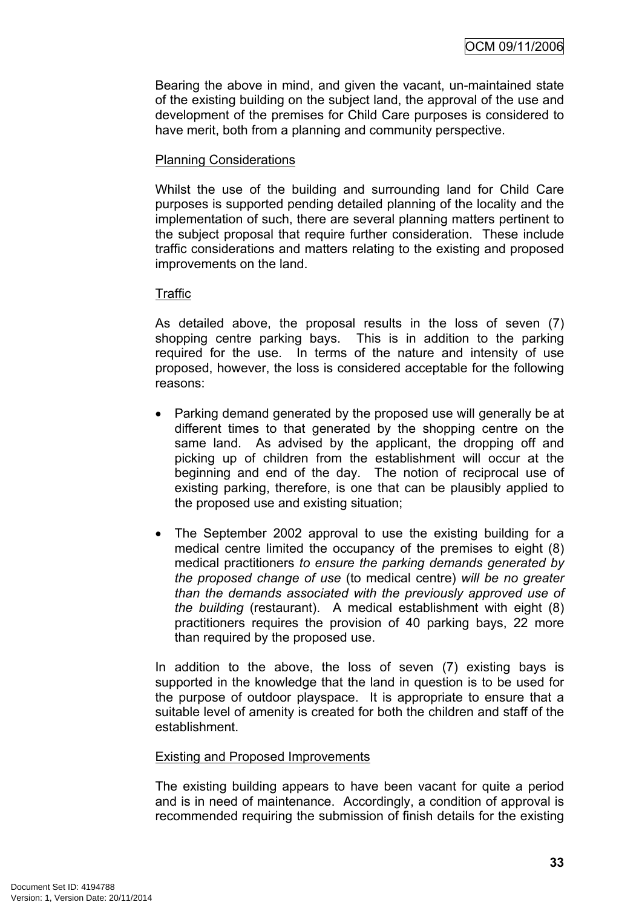Bearing the above in mind, and given the vacant, un-maintained state of the existing building on the subject land, the approval of the use and development of the premises for Child Care purposes is considered to have merit, both from a planning and community perspective.

Planning Considerations

Whilst the use of the building and surrounding land for Child Care purposes is supported pending detailed planning of the locality and the implementation of such, there are several planning matters pertinent to the subject proposal that require further consideration. These include traffic considerations and matters relating to the existing and proposed improvements on the land.

Traffic

As detailed above, the proposal results in the loss of seven (7) shopping centre parking bays. This is in addition to the parking required for the use. In terms of the nature and intensity of use proposed, however, the loss is considered acceptable for the following reasons:

- Parking demand generated by the proposed use will generally be at different times to that generated by the shopping centre on the same land. As advised by the applicant, the dropping off and picking up of children from the establishment will occur at the beginning and end of the day. The notion of reciprocal use of existing parking, therefore, is one that can be plausibly applied to the proposed use and existing situation;

- The September 2002 approval to use the existing building for a medical centre limited the occupancy of the premises to eight (8) medical practitioners *to ensure the parking demands generated by the proposed change of use* (to medical centre) *will be no greater than the demands associated with the previously approved use of the building* (restaurant). A medical establishment with eight (8) practitioners requires the provision of 40 parking bays, 22 more than required by the proposed use.

In addition to the above, the loss of seven (7) existing bays is supported in the knowledge that the land in question is to be used for the purpose of outdoor playspace. It is appropriate to ensure that a suitable level of amenity is created for both the children and staff of the establishment.

Existing and Proposed Improvements

The existing building appears to have been vacant for quite a period and is in need of maintenance. Accordingly, a condition of approval is recommended requiring the submission of finish details for the existing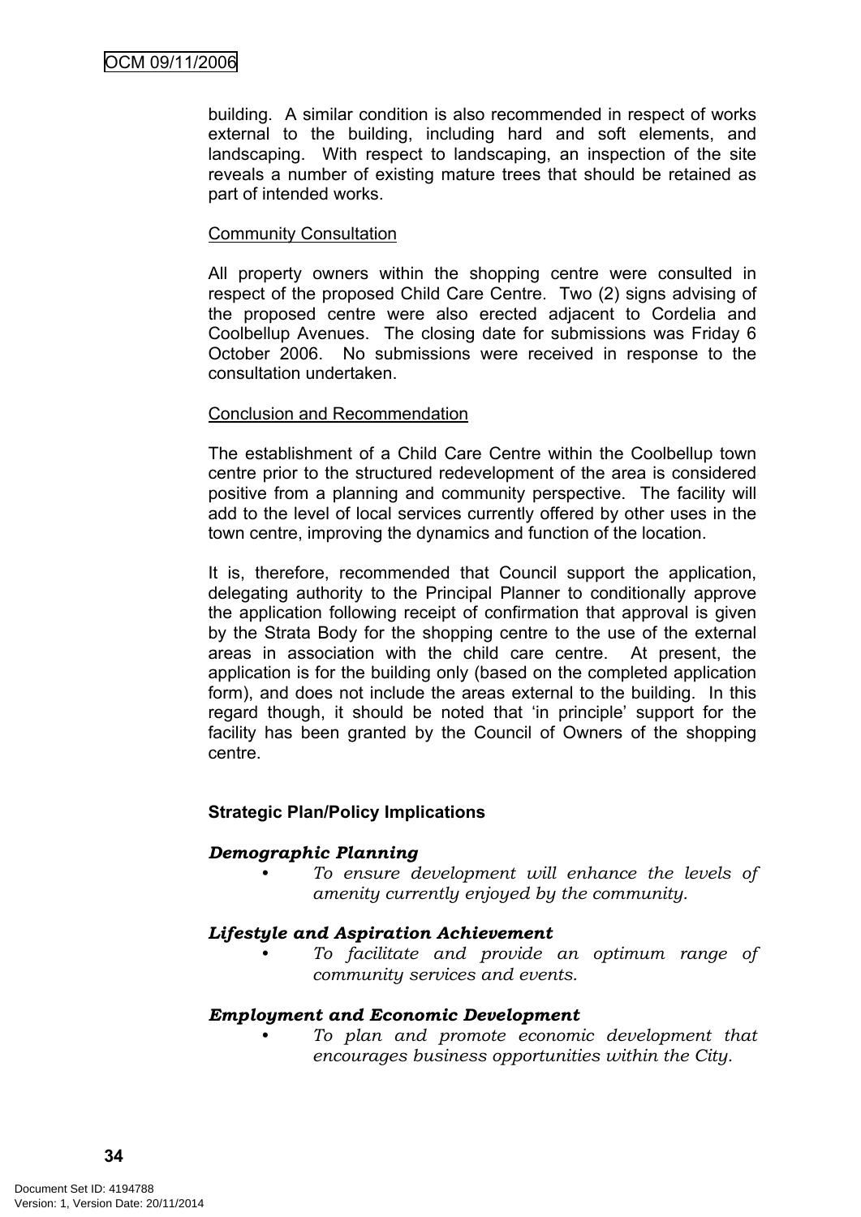building. A similar condition is also recommended in respect of works external to the building, including hard and soft elements, and landscaping. With respect to landscaping, an inspection of the site reveals a number of existing mature trees that should be retained as part of intended works.

Community Consultation

All property owners within the shopping centre were consulted in respect of the proposed Child Care Centre. Two (2) signs advising of the proposed centre were also erected adjacent to Cordelia and Coolbellup Avenues. The closing date for submissions was Friday 6 October 2006. No submissions were received in response to the consultation undertaken.

Conclusion and Recommendation

The establishment of a Child Care Centre within the Coolbellup town centre prior to the structured redevelopment of the area is considered positive from a planning and community perspective. The facility will add to the level of local services currently offered by other uses in the town centre, improving the dynamics and function of the location.

It is, therefore, recommended that Council support the application, delegating authority to the Principal Planner to conditionally approve the application following receipt of confirmation that approval is given by the Strata Body for the shopping centre to the use of the external areas in association with the child care centre. At present, the application is for the building only (based on the completed application form), and does not include the areas external to the building. In this regard though, it should be noted that 'in principle' support for the facility has been granted by the Council of Owners of the shopping centre.

**Strategic Plan/Policy Implications**

***Demographic Planning***

- *To ensure development will enhance the levels of amenity currently enjoyed by the community.*

***Lifestyle and Aspiration Achievement***

- *To facilitate and provide an optimum range of community services and events.*

***Employment and Economic Development***

- *To plan and promote economic development that encourages business opportunities within the City.*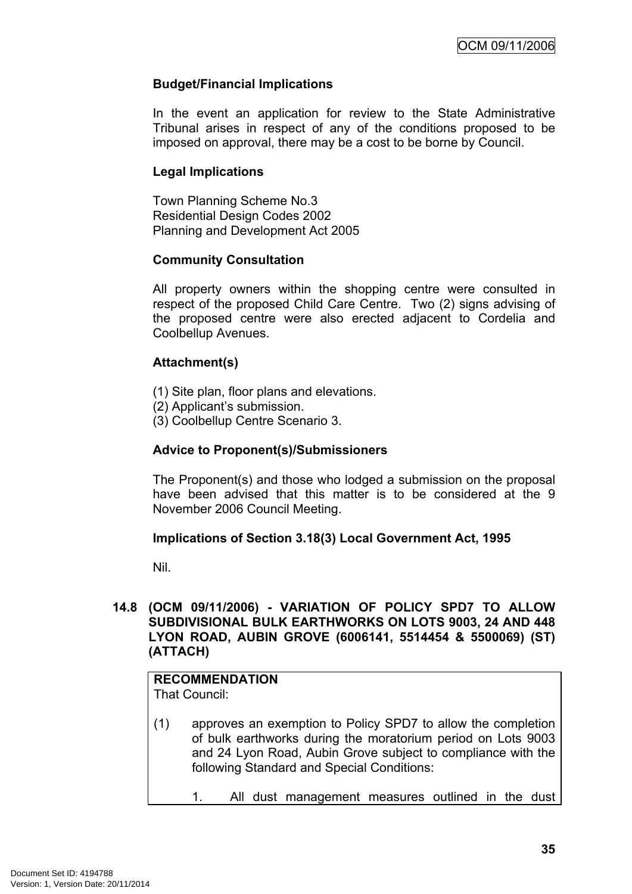**Budget/Financial Implications**

In the event an application for review to the State Administrative Tribunal arises in respect of any of the conditions proposed to be imposed on approval, there may be a cost to be borne by Council.

**Legal Implications**

Town Planning Scheme No.3
Residential Design Codes 2002
Planning and Development Act 2005

**Community Consultation**

All property owners within the shopping centre were consulted in respect of the proposed Child Care Centre. Two (2) signs advising of the proposed centre were also erected adjacent to Cordelia and Coolbellup Avenues.

**Attachment(s)**

(1) Site plan, floor plans and elevations.
(2) Applicant's submission.
(3) Coolbellup Centre Scenario 3.

**Advice to Proponent(s)/Submissioners**

The Proponent(s) and those who lodged a submission on the proposal have been advised that this matter is to be considered at the 9 November 2006 Council Meeting.

**Implications of Section 3.18(3) Local Government Act, 1995**

Nil.

### 14.8 (OCM 09/11/2006) - VARIATION OF POLICY SPD7 TO ALLOW SUBDIVISIONAL BULK EARTHWORKS ON LOTS 9003, 24 AND 448 LYON ROAD, AUBIN GROVE (6006141, 5514454 & 5500069) (ST) (ATTACH)

**RECOMMENDATION**
That Council:

(1) approves an exemption to Policy SPD7 to allow the completion of bulk earthworks during the moratorium period on Lots 9003 and 24 Lyon Road, Aubin Grove subject to compliance with the following Standard and Special Conditions:

1. All dust management measures outlined in the dust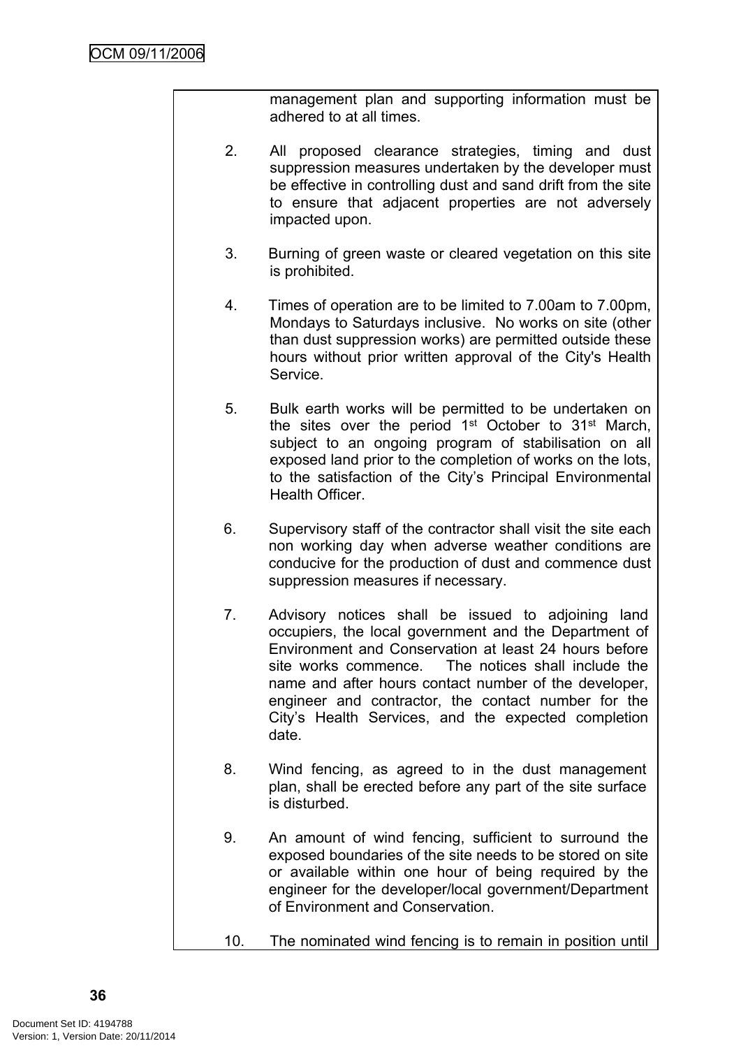management plan and supporting information must be adhered to at all times.

2. All proposed clearance strategies, timing and dust suppression measures undertaken by the developer must be effective in controlling dust and sand drift from the site to ensure that adjacent properties are not adversely impacted upon.

3. Burning of green waste or cleared vegetation on this site is prohibited.

4. Times of operation are to be limited to 7.00am to 7.00pm, Mondays to Saturdays inclusive. No works on site (other than dust suppression works) are permitted outside these hours without prior written approval of the City's Health Service.

5. Bulk earth works will be permitted to be undertaken on the sites over the period 1st October to 31st March, subject to an ongoing program of stabilisation on all exposed land prior to the completion of works on the lots, to the satisfaction of the City's Principal Environmental Health Officer.

6. Supervisory staff of the contractor shall visit the site each non working day when adverse weather conditions are conducive for the production of dust and commence dust suppression measures if necessary.

7. Advisory notices shall be issued to adjoining land occupiers, the local government and the Department of Environment and Conservation at least 24 hours before site works commence. The notices shall include the name and after hours contact number of the developer, engineer and contractor, the contact number for the City's Health Services, and the expected completion date.

8. Wind fencing, as agreed to in the dust management plan, shall be erected before any part of the site surface is disturbed.

9. An amount of wind fencing, sufficient to surround the exposed boundaries of the site needs to be stored on site or available within one hour of being required by the engineer for the developer/local government/Department of Environment and Conservation.

10. The nominated wind fencing is to remain in position until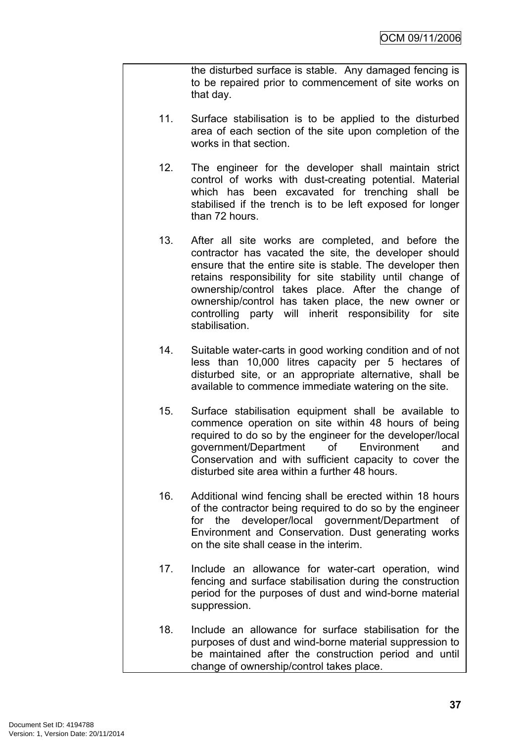the disturbed surface is stable. Any damaged fencing is to be repaired prior to commencement of site works on that day.

11. Surface stabilisation is to be applied to the disturbed area of each section of the site upon completion of the works in that section.

12. The engineer for the developer shall maintain strict control of works with dust-creating potential. Material which has been excavated for trenching shall be stabilised if the trench is to be left exposed for longer than 72 hours.

13. After all site works are completed, and before the contractor has vacated the site, the developer should ensure that the entire site is stable. The developer then retains responsibility for site stability until change of ownership/control takes place. After the change of ownership/control has taken place, the new owner or controlling party will inherit responsibility for site stabilisation.

14. Suitable water-carts in good working condition and of not less than 10,000 litres capacity per 5 hectares of disturbed site, or an appropriate alternative, shall be available to commence immediate watering on the site.

15. Surface stabilisation equipment shall be available to commence operation on site within 48 hours of being required to do so by the engineer for the developer/local government/Department of Environment and Conservation and with sufficient capacity to cover the disturbed site area within a further 48 hours.

16. Additional wind fencing shall be erected within 18 hours of the contractor being required to do so by the engineer for the developer/local government/Department of Environment and Conservation. Dust generating works on the site shall cease in the interim.

17. Include an allowance for water-cart operation, wind fencing and surface stabilisation during the construction period for the purposes of dust and wind-borne material suppression.

18. Include an allowance for surface stabilisation for the purposes of dust and wind-borne material suppression to be maintained after the construction period and until change of ownership/control takes place.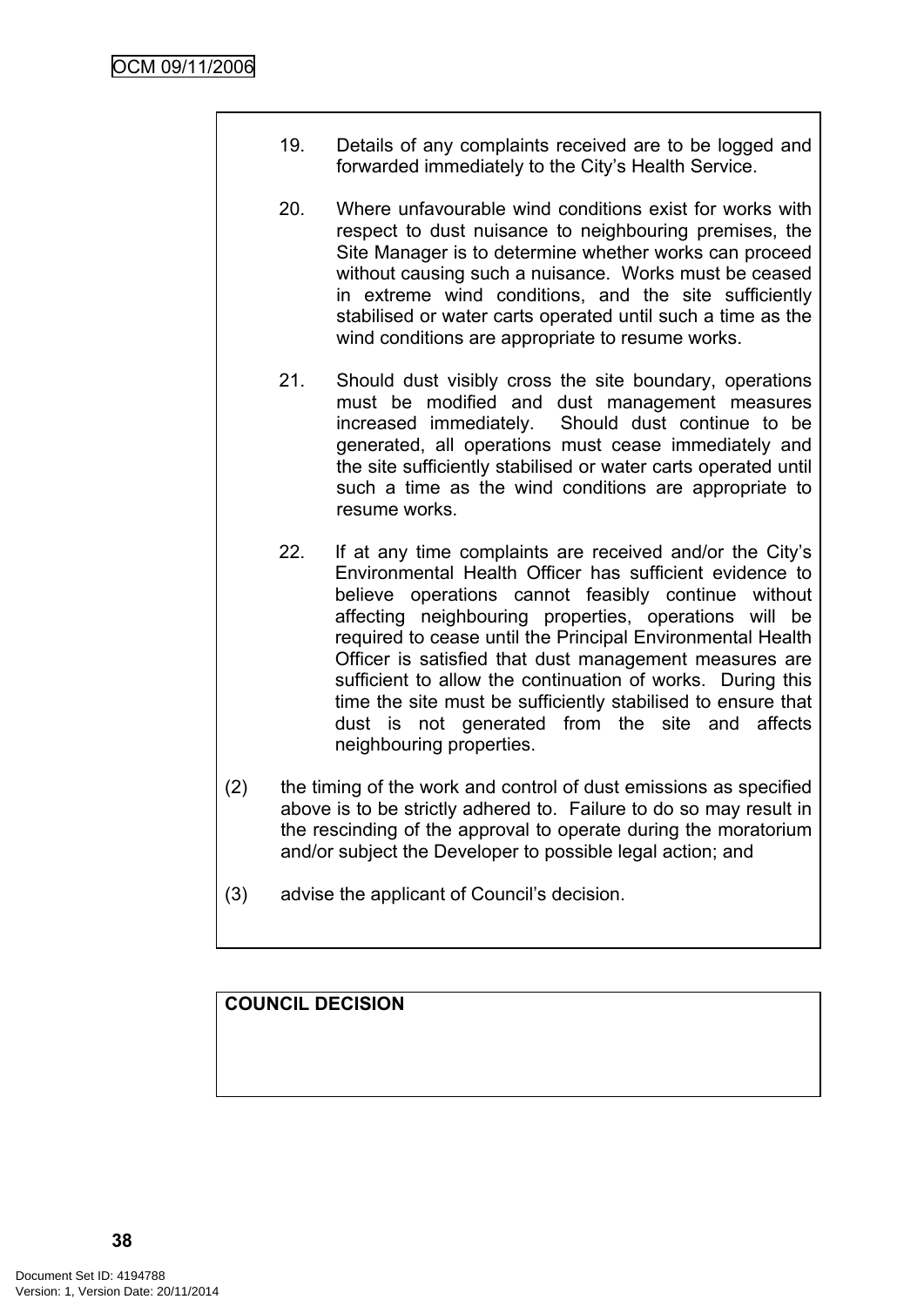19. Details of any complaints received are to be logged and forwarded immediately to the City's Health Service.

20. Where unfavourable wind conditions exist for works with respect to dust nuisance to neighbouring premises, the Site Manager is to determine whether works can proceed without causing such a nuisance. Works must be ceased in extreme wind conditions, and the site sufficiently stabilised or water carts operated until such a time as the wind conditions are appropriate to resume works.

21. Should dust visibly cross the site boundary, operations must be modified and dust management measures increased immediately. Should dust continue to be generated, all operations must cease immediately and the site sufficiently stabilised or water carts operated until such a time as the wind conditions are appropriate to resume works.

22. If at any time complaints are received and/or the City's Environmental Health Officer has sufficient evidence to believe operations cannot feasibly continue without affecting neighbouring properties, operations will be required to cease until the Principal Environmental Health Officer is satisfied that dust management measures are sufficient to allow the continuation of works. During this time the site must be sufficiently stabilised to ensure that dust is not generated from the site and affects neighbouring properties.

(2) the timing of the work and control of dust emissions as specified above is to be strictly adhered to. Failure to do so may result in the rescinding of the approval to operate during the moratorium and/or subject the Developer to possible legal action; and

(3) advise the applicant of Council's decision.

**COUNCIL DECISION**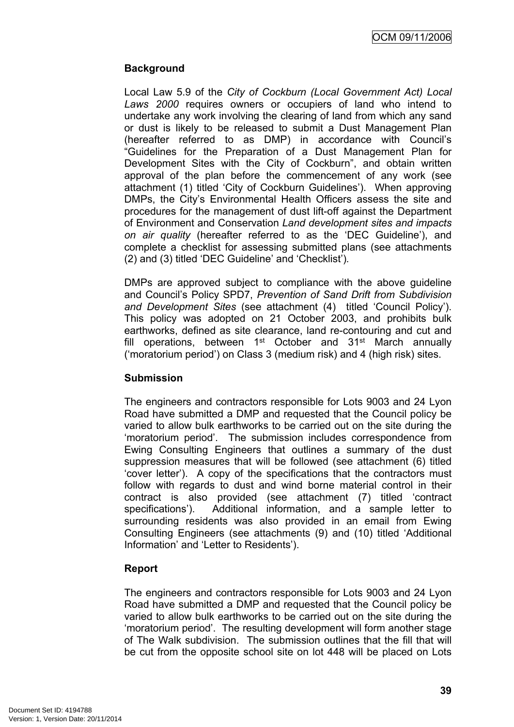**Background**

Local Law 5.9 of the *City of Cockburn (Local Government Act) Local Laws 2000* requires owners or occupiers of land who intend to undertake any work involving the clearing of land from which any sand or dust is likely to be released to submit a Dust Management Plan (hereafter referred to as DMP) in accordance with Council's "Guidelines for the Preparation of a Dust Management Plan for Development Sites with the City of Cockburn", and obtain written approval of the plan before the commencement of any work (see attachment (1) titled 'City of Cockburn Guidelines'). When approving DMPs, the City's Environmental Health Officers assess the site and procedures for the management of dust lift-off against the Department of Environment and Conservation *Land development sites and impacts on air quality* (hereafter referred to as the 'DEC Guideline'), and complete a checklist for assessing submitted plans (see attachments (2) and (3) titled 'DEC Guideline' and 'Checklist').

DMPs are approved subject to compliance with the above guideline and Council's Policy SPD7, *Prevention of Sand Drift from Subdivision and Development Sites* (see attachment (4) titled 'Council Policy'). This policy was adopted on 21 October 2003, and prohibits bulk earthworks, defined as site clearance, land re-contouring and cut and fill operations, between 1st October and 31st March annually ('moratorium period') on Class 3 (medium risk) and 4 (high risk) sites.

**Submission**

The engineers and contractors responsible for Lots 9003 and 24 Lyon Road have submitted a DMP and requested that the Council policy be varied to allow bulk earthworks to be carried out on the site during the 'moratorium period'. The submission includes correspondence from Ewing Consulting Engineers that outlines a summary of the dust suppression measures that will be followed (see attachment (6) titled 'cover letter'). A copy of the specifications that the contractors must follow with regards to dust and wind borne material control in their contract is also provided (see attachment (7) titled 'contract specifications'). Additional information, and a sample letter to surrounding residents was also provided in an email from Ewing Consulting Engineers (see attachments (9) and (10) titled 'Additional Information' and 'Letter to Residents').

**Report**

The engineers and contractors responsible for Lots 9003 and 24 Lyon Road have submitted a DMP and requested that the Council policy be varied to allow bulk earthworks to be carried out on the site during the 'moratorium period'. The resulting development will form another stage of The Walk subdivision. The submission outlines that the fill that will be cut from the opposite school site on lot 448 will be placed on Lots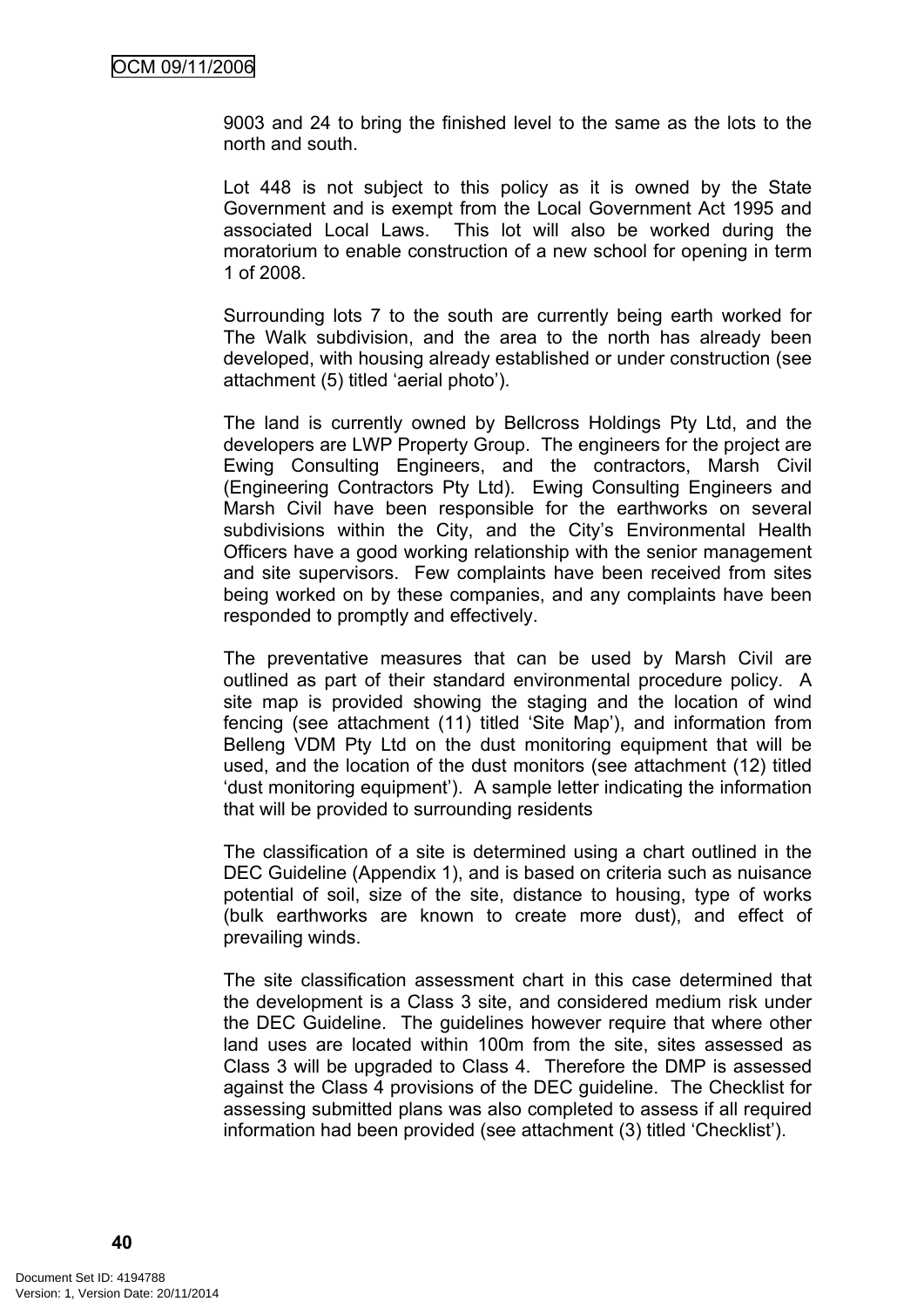9003 and 24 to bring the finished level to the same as the lots to the north and south.

Lot 448 is not subject to this policy as it is owned by the State Government and is exempt from the Local Government Act 1995 and associated Local Laws. This lot will also be worked during the moratorium to enable construction of a new school for opening in term 1 of 2008.

Surrounding lots 7 to the south are currently being earth worked for The Walk subdivision, and the area to the north has already been developed, with housing already established or under construction (see attachment (5) titled 'aerial photo').

The land is currently owned by Bellcross Holdings Pty Ltd, and the developers are LWP Property Group. The engineers for the project are Ewing Consulting Engineers, and the contractors, Marsh Civil (Engineering Contractors Pty Ltd). Ewing Consulting Engineers and Marsh Civil have been responsible for the earthworks on several subdivisions within the City, and the City's Environmental Health Officers have a good working relationship with the senior management and site supervisors. Few complaints have been received from sites being worked on by these companies, and any complaints have been responded to promptly and effectively.

The preventative measures that can be used by Marsh Civil are outlined as part of their standard environmental procedure policy. A site map is provided showing the staging and the location of wind fencing (see attachment (11) titled 'Site Map'), and information from Belleng VDM Pty Ltd on the dust monitoring equipment that will be used, and the location of the dust monitors (see attachment (12) titled 'dust monitoring equipment'). A sample letter indicating the information that will be provided to surrounding residents

The classification of a site is determined using a chart outlined in the DEC Guideline (Appendix 1), and is based on criteria such as nuisance potential of soil, size of the site, distance to housing, type of works (bulk earthworks are known to create more dust), and effect of prevailing winds.

The site classification assessment chart in this case determined that the development is a Class 3 site, and considered medium risk under the DEC Guideline. The guidelines however require that where other land uses are located within 100m from the site, sites assessed as Class 3 will be upgraded to Class 4. Therefore the DMP is assessed against the Class 4 provisions of the DEC guideline. The Checklist for assessing submitted plans was also completed to assess if all required information had been provided (see attachment (3) titled 'Checklist').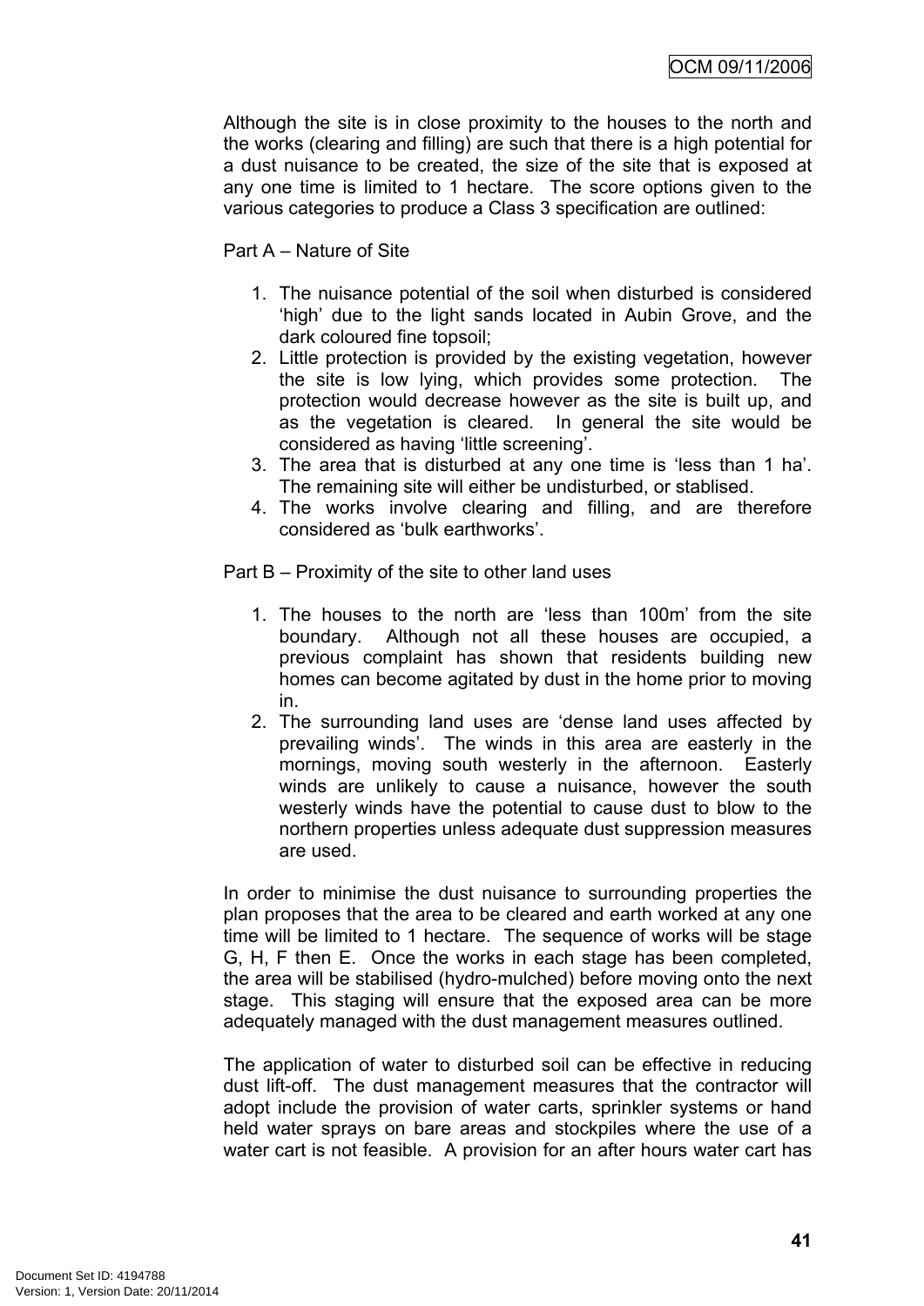Although the site is in close proximity to the houses to the north and the works (clearing and filling) are such that there is a high potential for a dust nuisance to be created, the size of the site that is exposed at any one time is limited to 1 hectare. The score options given to the various categories to produce a Class 3 specification are outlined:

Part A – Nature of Site

1. The nuisance potential of the soil when disturbed is considered 'high' due to the light sands located in Aubin Grove, and the dark coloured fine topsoil;
2. Little protection is provided by the existing vegetation, however the site is low lying, which provides some protection. The protection would decrease however as the site is built up, and as the vegetation is cleared. In general the site would be considered as having 'little screening'.
3. The area that is disturbed at any one time is 'less than 1 ha'. The remaining site will either be undisturbed, or stablised.
4. The works involve clearing and filling, and are therefore considered as 'bulk earthworks'.

Part B – Proximity of the site to other land uses

1. The houses to the north are 'less than 100m' from the site boundary. Although not all these houses are occupied, a previous complaint has shown that residents building new homes can become agitated by dust in the home prior to moving in.
2. The surrounding land uses are 'dense land uses affected by prevailing winds'. The winds in this area are easterly in the mornings, moving south westerly in the afternoon. Easterly winds are unlikely to cause a nuisance, however the south westerly winds have the potential to cause dust to blow to the northern properties unless adequate dust suppression measures are used.

In order to minimise the dust nuisance to surrounding properties the plan proposes that the area to be cleared and earth worked at any one time will be limited to 1 hectare. The sequence of works will be stage G, H, F then E. Once the works in each stage has been completed, the area will be stabilised (hydro-mulched) before moving onto the next stage. This staging will ensure that the exposed area can be more adequately managed with the dust management measures outlined.

The application of water to disturbed soil can be effective in reducing dust lift-off. The dust management measures that the contractor will adopt include the provision of water carts, sprinkler systems or hand held water sprays on bare areas and stockpiles where the use of a water cart is not feasible. A provision for an after hours water cart has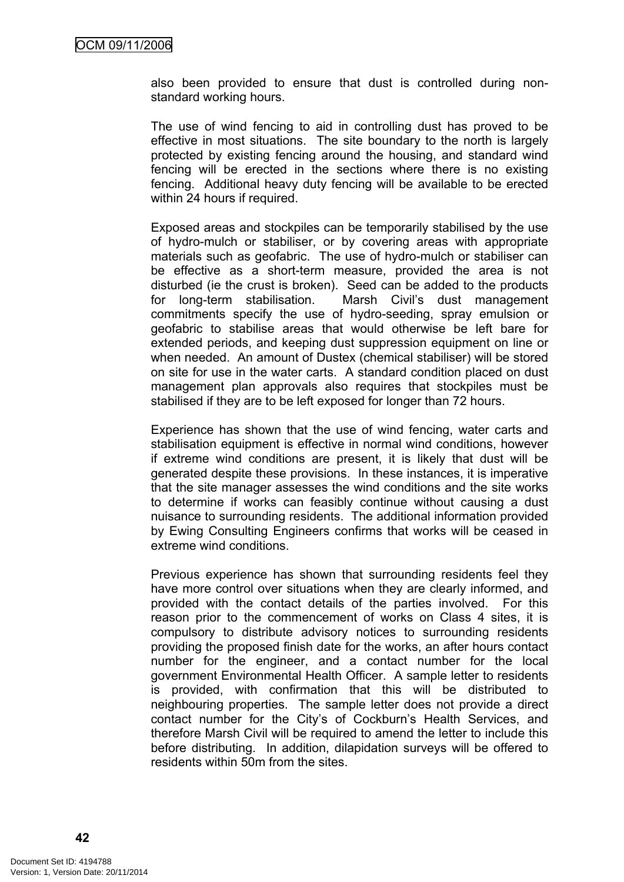also been provided to ensure that dust is controlled during non-standard working hours.

The use of wind fencing to aid in controlling dust has proved to be effective in most situations. The site boundary to the north is largely protected by existing fencing around the housing, and standard wind fencing will be erected in the sections where there is no existing fencing. Additional heavy duty fencing will be available to be erected within 24 hours if required.

Exposed areas and stockpiles can be temporarily stabilised by the use of hydro-mulch or stabiliser, or by covering areas with appropriate materials such as geofabric. The use of hydro-mulch or stabiliser can be effective as a short-term measure, provided the area is not disturbed (ie the crust is broken). Seed can be added to the products for long-term stabilisation. Marsh Civil's dust management commitments specify the use of hydro-seeding, spray emulsion or geofabric to stabilise areas that would otherwise be left bare for extended periods, and keeping dust suppression equipment on line or when needed. An amount of Dustex (chemical stabiliser) will be stored on site for use in the water carts. A standard condition placed on dust management plan approvals also requires that stockpiles must be stabilised if they are to be left exposed for longer than 72 hours.

Experience has shown that the use of wind fencing, water carts and stabilisation equipment is effective in normal wind conditions, however if extreme wind conditions are present, it is likely that dust will be generated despite these provisions. In these instances, it is imperative that the site manager assesses the wind conditions and the site works to determine if works can feasibly continue without causing a dust nuisance to surrounding residents. The additional information provided by Ewing Consulting Engineers confirms that works will be ceased in extreme wind conditions.

Previous experience has shown that surrounding residents feel they have more control over situations when they are clearly informed, and provided with the contact details of the parties involved. For this reason prior to the commencement of works on Class 4 sites, it is compulsory to distribute advisory notices to surrounding residents providing the proposed finish date for the works, an after hours contact number for the engineer, and a contact number for the local government Environmental Health Officer. A sample letter to residents is provided, with confirmation that this will be distributed to neighbouring properties. The sample letter does not provide a direct contact number for the City's of Cockburn's Health Services, and therefore Marsh Civil will be required to amend the letter to include this before distributing. In addition, dilapidation surveys will be offered to residents within 50m from the sites.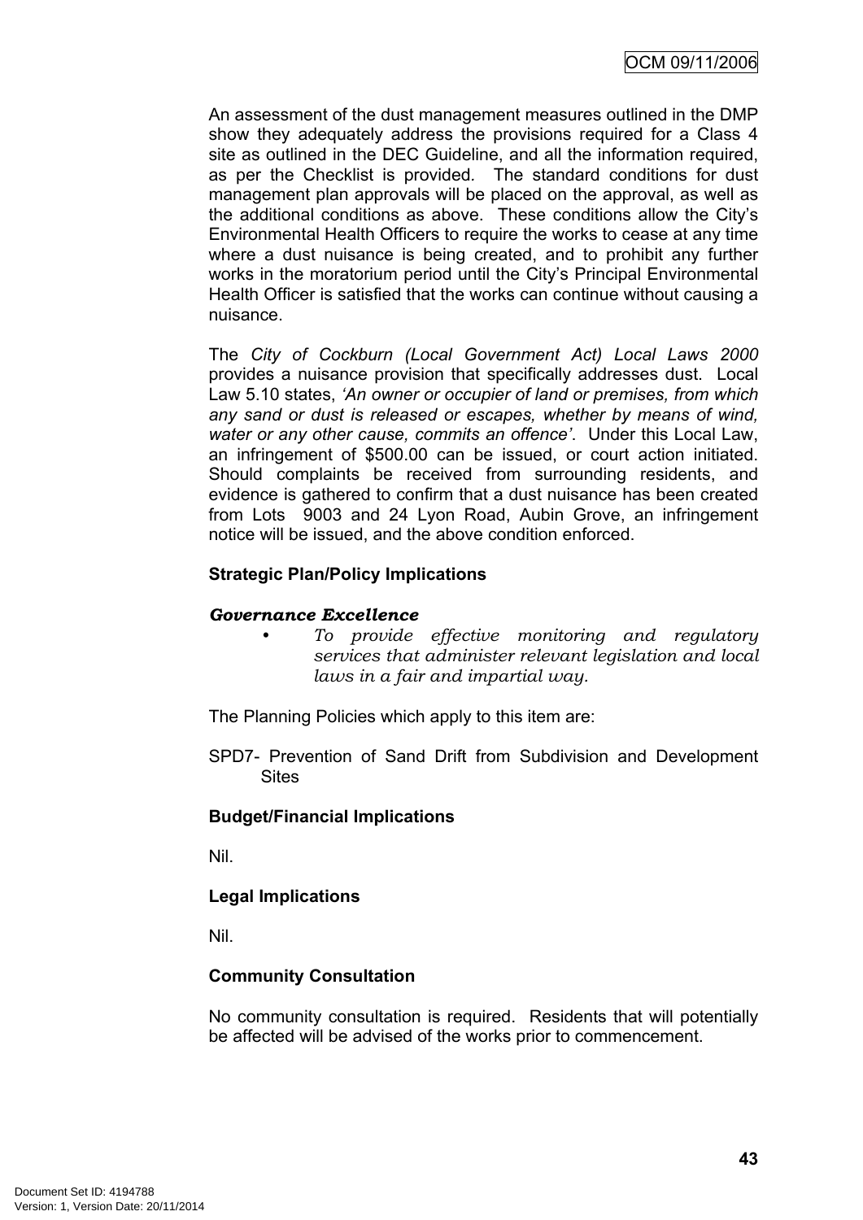An assessment of the dust management measures outlined in the DMP show they adequately address the provisions required for a Class 4 site as outlined in the DEC Guideline, and all the information required, as per the Checklist is provided. The standard conditions for dust management plan approvals will be placed on the approval, as well as the additional conditions as above. These conditions allow the City's Environmental Health Officers to require the works to cease at any time where a dust nuisance is being created, and to prohibit any further works in the moratorium period until the City's Principal Environmental Health Officer is satisfied that the works can continue without causing a nuisance.

The *City of Cockburn (Local Government Act) Local Laws 2000* provides a nuisance provision that specifically addresses dust. Local Law 5.10 states, *'An owner or occupier of land or premises, from which any sand or dust is released or escapes, whether by means of wind, water or any other cause, commits an offence'*. Under this Local Law, an infringement of $500.00 can be issued, or court action initiated. Should complaints be received from surrounding residents, and evidence is gathered to confirm that a dust nuisance has been created from Lots 9003 and 24 Lyon Road, Aubin Grove, an infringement notice will be issued, and the above condition enforced.

**Strategic Plan/Policy Implications**

***Governance Excellence***

- *To provide effective monitoring and regulatory services that administer relevant legislation and local laws in a fair and impartial way.*

The Planning Policies which apply to this item are:

SPD7- Prevention of Sand Drift from Subdivision and Development Sites

**Budget/Financial Implications**

Nil.

**Legal Implications**

Nil.

**Community Consultation**

No community consultation is required. Residents that will potentially be affected will be advised of the works prior to commencement.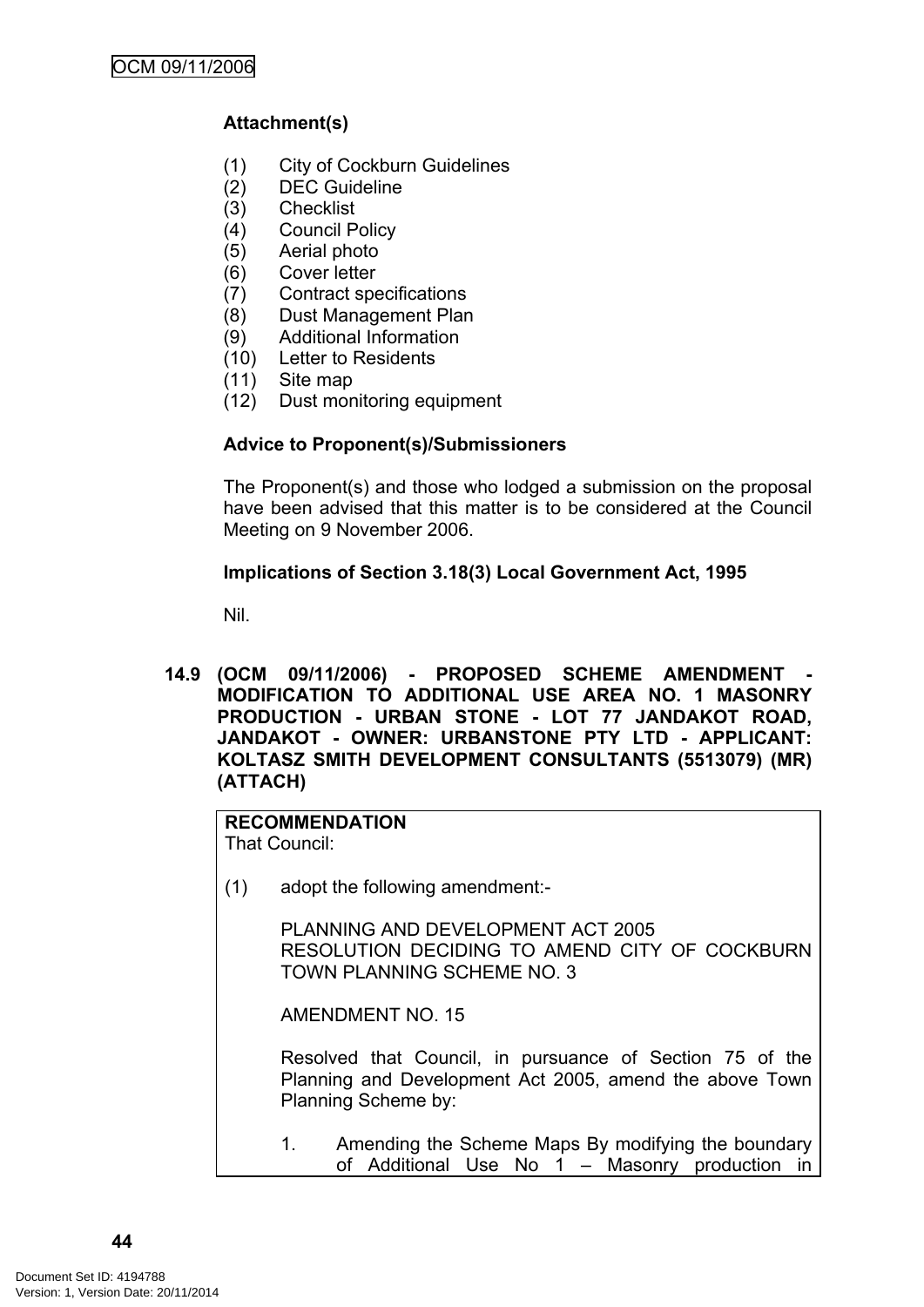**Attachment(s)**

(1) City of Cockburn Guidelines
(2) DEC Guideline
(3) Checklist
(4) Council Policy
(5) Aerial photo
(6) Cover letter
(7) Contract specifications
(8) Dust Management Plan
(9) Additional Information
(10) Letter to Residents
(11) Site map
(12) Dust monitoring equipment

**Advice to Proponent(s)/Submissioners**

The Proponent(s) and those who lodged a submission on the proposal have been advised that this matter is to be considered at the Council Meeting on 9 November 2006.

**Implications of Section 3.18(3) Local Government Act, 1995**

Nil.

### 14.9 (OCM 09/11/2006) - PROPOSED SCHEME AMENDMENT - MODIFICATION TO ADDITIONAL USE AREA NO. 1 MASONRY PRODUCTION - URBAN STONE - LOT 77 JANDAKOT ROAD, JANDAKOT - OWNER: URBANSTONE PTY LTD - APPLICANT: KOLTASZ SMITH DEVELOPMENT CONSULTANTS (5513079) (MR) (ATTACH)

**RECOMMENDATION**
That Council:

(1) adopt the following amendment:-

PLANNING AND DEVELOPMENT ACT 2005
RESOLUTION DECIDING TO AMEND CITY OF COCKBURN TOWN PLANNING SCHEME NO. 3

AMENDMENT NO. 15

Resolved that Council, in pursuance of Section 75 of the Planning and Development Act 2005, amend the above Town Planning Scheme by:

1. Amending the Scheme Maps By modifying the boundary of Additional Use No 1 – Masonry production in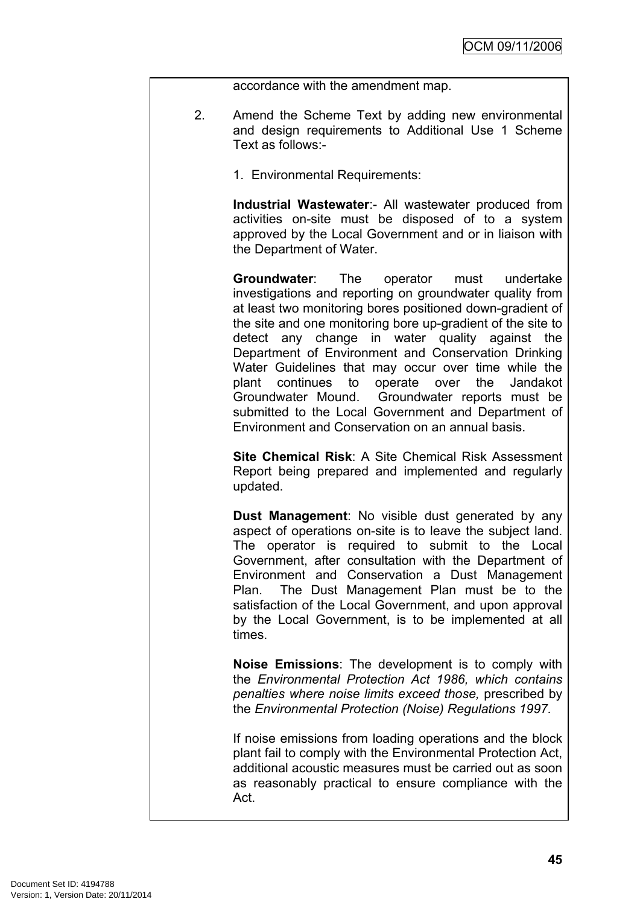accordance with the amendment map.

2. Amend the Scheme Text by adding new environmental and design requirements to Additional Use 1 Scheme Text as follows:-

   1. Environmental Requirements:

   **Industrial Wastewater**:- All wastewater produced from activities on-site must be disposed of to a system approved by the Local Government and or in liaison with the Department of Water.

   **Groundwater**: The operator must undertake investigations and reporting on groundwater quality from at least two monitoring bores positioned down-gradient of the site and one monitoring bore up-gradient of the site to detect any change in water quality against the Department of Environment and Conservation Drinking Water Guidelines that may occur over time while the plant continues to operate over the Jandakot Groundwater Mound. Groundwater reports must be submitted to the Local Government and Department of Environment and Conservation on an annual basis.

   **Site Chemical Risk**: A Site Chemical Risk Assessment Report being prepared and implemented and regularly updated.

   **Dust Management**: No visible dust generated by any aspect of operations on-site is to leave the subject land. The operator is required to submit to the Local Government, after consultation with the Department of Environment and Conservation a Dust Management Plan. The Dust Management Plan must be to the satisfaction of the Local Government, and upon approval by the Local Government, is to be implemented at all times.

   **Noise Emissions**: The development is to comply with the *Environmental Protection Act 1986, which contains penalties where noise limits exceed those,* prescribed by the *Environmental Protection (Noise) Regulations 1997.*

   If noise emissions from loading operations and the block plant fail to comply with the Environmental Protection Act, additional acoustic measures must be carried out as soon as reasonably practical to ensure compliance with the Act.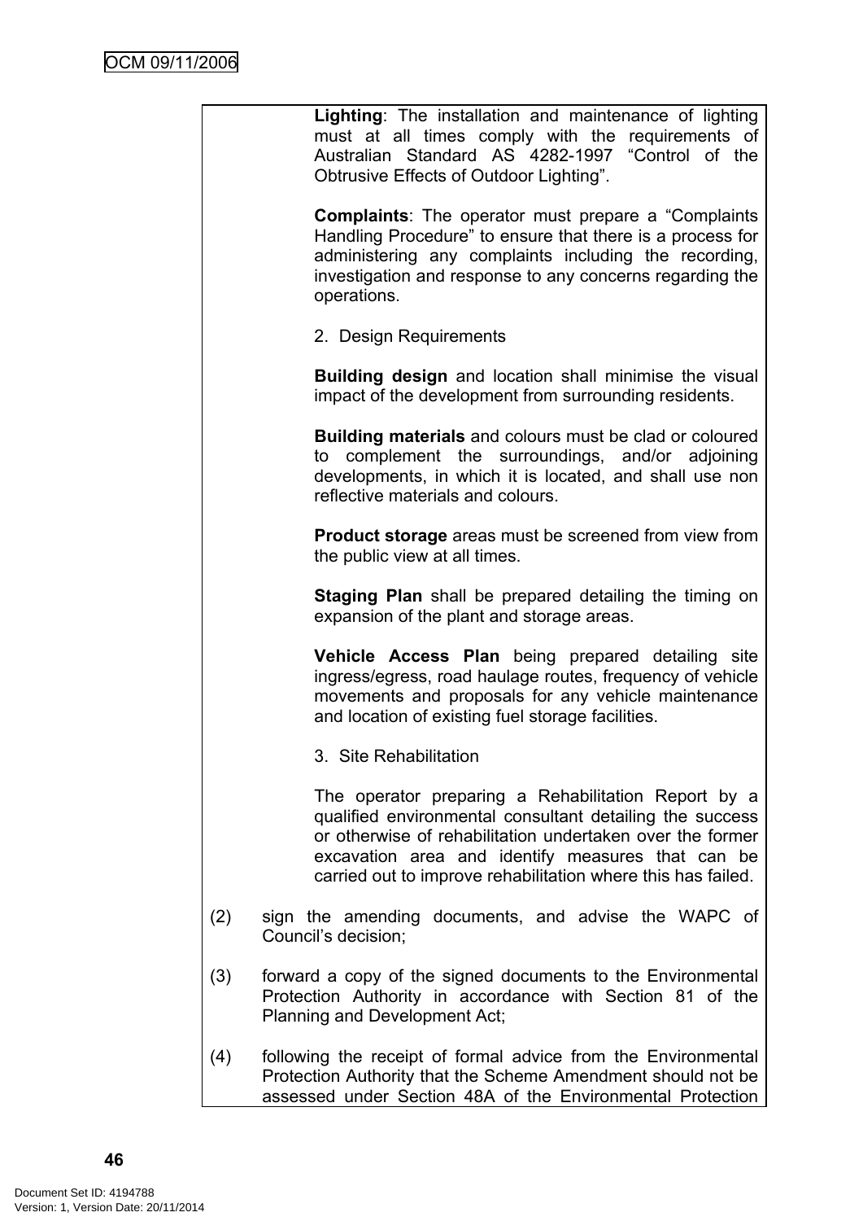**Lighting**: The installation and maintenance of lighting must at all times comply with the requirements of Australian Standard AS 4282-1997 "Control of the Obtrusive Effects of Outdoor Lighting".

**Complaints**: The operator must prepare a "Complaints Handling Procedure" to ensure that there is a process for administering any complaints including the recording, investigation and response to any concerns regarding the operations.

2. Design Requirements

**Building design** and location shall minimise the visual impact of the development from surrounding residents.

**Building materials** and colours must be clad or coloured to complement the surroundings, and/or adjoining developments, in which it is located, and shall use non reflective materials and colours.

**Product storage** areas must be screened from view from the public view at all times.

**Staging Plan** shall be prepared detailing the timing on expansion of the plant and storage areas.

**Vehicle Access Plan** being prepared detailing site ingress/egress, road haulage routes, frequency of vehicle movements and proposals for any vehicle maintenance and location of existing fuel storage facilities.

3. Site Rehabilitation

The operator preparing a Rehabilitation Report by a qualified environmental consultant detailing the success or otherwise of rehabilitation undertaken over the former excavation area and identify measures that can be carried out to improve rehabilitation where this has failed.

(2) sign the amending documents, and advise the WAPC of Council's decision;

(3) forward a copy of the signed documents to the Environmental Protection Authority in accordance with Section 81 of the Planning and Development Act;

(4) following the receipt of formal advice from the Environmental Protection Authority that the Scheme Amendment should not be assessed under Section 48A of the Environmental Protection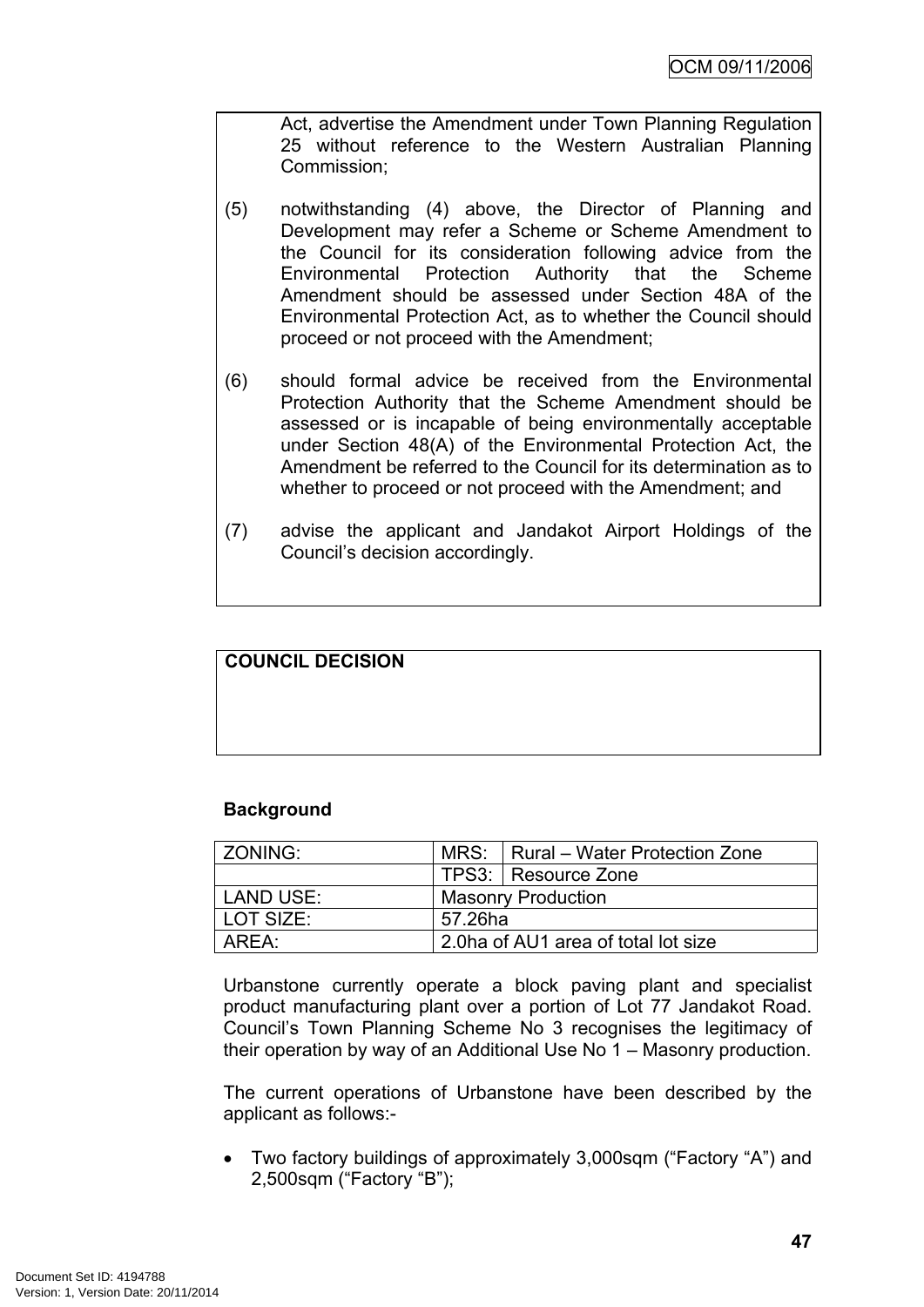Act, advertise the Amendment under Town Planning Regulation 25 without reference to the Western Australian Planning Commission;

(5) notwithstanding (4) above, the Director of Planning and Development may refer a Scheme or Scheme Amendment to the Council for its consideration following advice from the Environmental Protection Authority that the Scheme Amendment should be assessed under Section 48A of the Environmental Protection Act, as to whether the Council should proceed or not proceed with the Amendment;

(6) should formal advice be received from the Environmental Protection Authority that the Scheme Amendment should be assessed or is incapable of being environmentally acceptable under Section 48(A) of the Environmental Protection Act, the Amendment be referred to the Council for its determination as to whether to proceed or not proceed with the Amendment; and

(7) advise the applicant and Jandakot Airport Holdings of the Council's decision accordingly.

**COUNCIL DECISION**

**Background**

| ZONING: | MRS: | Rural – Water Protection Zone |
|---|---|---|
| | TPS3: | Resource Zone |
| LAND USE: | Masonry Production | |
| LOT SIZE: | 57.26ha | |
| AREA: | 2.0ha of AU1 area of total lot size | |

Urbanstone currently operate a block paving plant and specialist product manufacturing plant over a portion of Lot 77 Jandakot Road. Council's Town Planning Scheme No 3 recognises the legitimacy of their operation by way of an Additional Use No 1 – Masonry production.

The current operations of Urbanstone have been described by the applicant as follows:-

- Two factory buildings of approximately 3,000sqm ("Factory "A") and 2,500sqm ("Factory "B");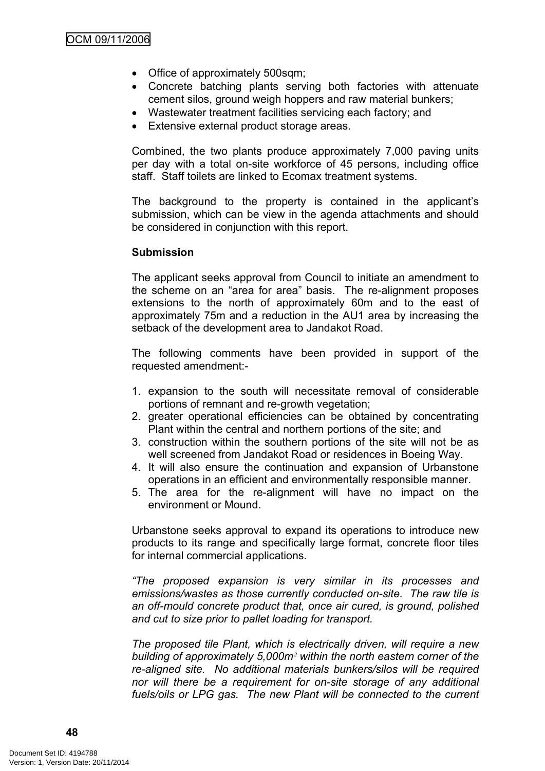- Office of approximately 500sqm;
- Concrete batching plants serving both factories with attenuate cement silos, ground weigh hoppers and raw material bunkers;
- Wastewater treatment facilities servicing each factory; and
- Extensive external product storage areas.

Combined, the two plants produce approximately 7,000 paving units per day with a total on-site workforce of 45 persons, including office staff. Staff toilets are linked to Ecomax treatment systems.

The background to the property is contained in the applicant's submission, which can be view in the agenda attachments and should be considered in conjunction with this report.

**Submission**

The applicant seeks approval from Council to initiate an amendment to the scheme on an "area for area" basis. The re-alignment proposes extensions to the north of approximately 60m and to the east of approximately 75m and a reduction in the AU1 area by increasing the setback of the development area to Jandakot Road.

The following comments have been provided in support of the requested amendment:-

1. expansion to the south will necessitate removal of considerable portions of remnant and re-growth vegetation;
2. greater operational efficiencies can be obtained by concentrating Plant within the central and northern portions of the site; and
3. construction within the southern portions of the site will not be as well screened from Jandakot Road or residences in Boeing Way.
4. It will also ensure the continuation and expansion of Urbanstone operations in an efficient and environmentally responsible manner.
5. The area for the re-alignment will have no impact on the environment or Mound.

Urbanstone seeks approval to expand its operations to introduce new products to its range and specifically large format, concrete floor tiles for internal commercial applications.

*"The proposed expansion is very similar in its processes and emissions/wastes as those currently conducted on-site. The raw tile is an off-mould concrete product that, once air cured, is ground, polished and cut to size prior to pallet loading for transport.*

*The proposed tile Plant, which is electrically driven, will require a new building of approximately 5,000m$^2$ within the north eastern corner of the re-aligned site. No additional materials bunkers/silos will be required nor will there be a requirement for on-site storage of any additional fuels/oils or LPG gas. The new Plant will be connected to the current*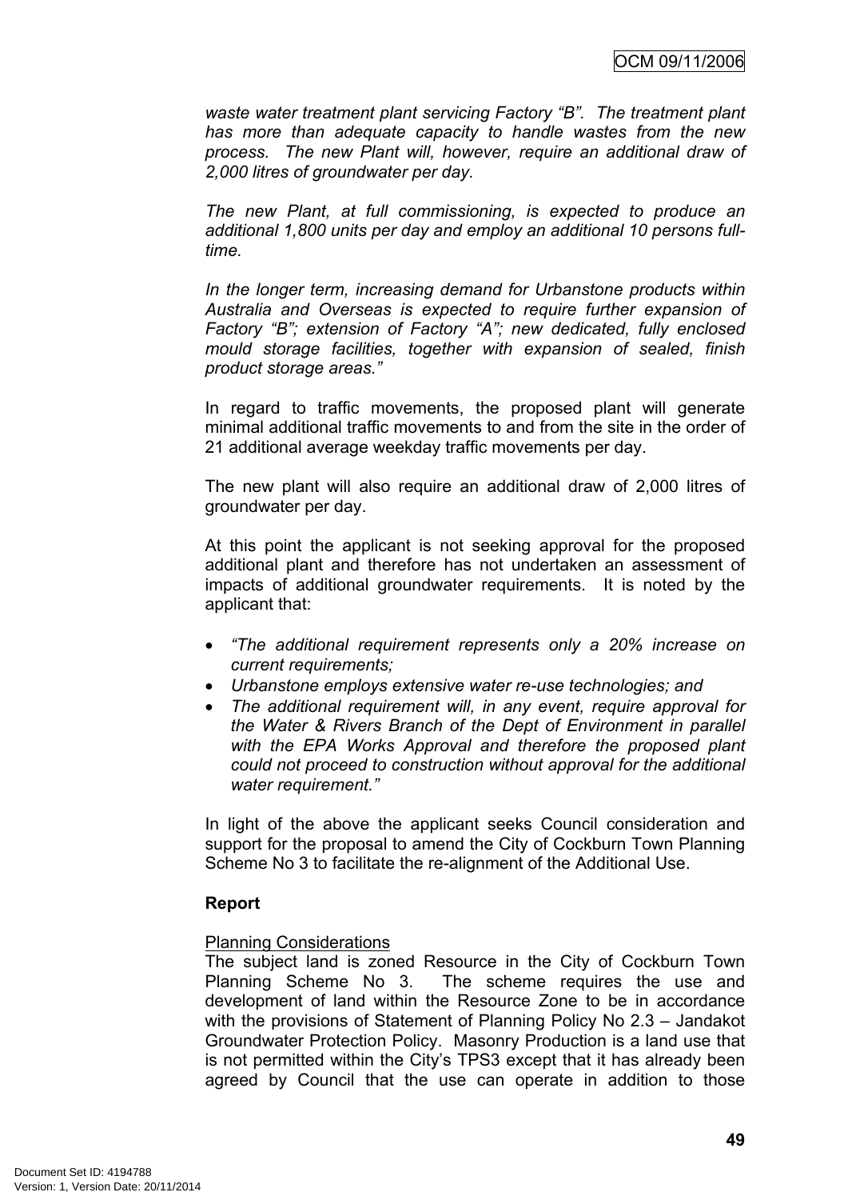*waste water treatment plant servicing Factory "B". The treatment plant has more than adequate capacity to handle wastes from the new process. The new Plant will, however, require an additional draw of 2,000 litres of groundwater per day.*

*The new Plant, at full commissioning, is expected to produce an additional 1,800 units per day and employ an additional 10 persons full-time.*

*In the longer term, increasing demand for Urbanstone products within Australia and Overseas is expected to require further expansion of Factory "B"; extension of Factory "A"; new dedicated, fully enclosed mould storage facilities, together with expansion of sealed, finish product storage areas."*

In regard to traffic movements, the proposed plant will generate minimal additional traffic movements to and from the site in the order of 21 additional average weekday traffic movements per day.

The new plant will also require an additional draw of 2,000 litres of groundwater per day.

At this point the applicant is not seeking approval for the proposed additional plant and therefore has not undertaken an assessment of impacts of additional groundwater requirements. It is noted by the applicant that:

- *"The additional requirement represents only a 20% increase on current requirements;*
- *Urbanstone employs extensive water re-use technologies; and*
- *The additional requirement will, in any event, require approval for the Water & Rivers Branch of the Dept of Environment in parallel with the EPA Works Approval and therefore the proposed plant could not proceed to construction without approval for the additional water requirement."*

In light of the above the applicant seeks Council consideration and support for the proposal to amend the City of Cockburn Town Planning Scheme No 3 to facilitate the re-alignment of the Additional Use.

**Report**

Planning Considerations

The subject land is zoned Resource in the City of Cockburn Town Planning Scheme No 3. The scheme requires the use and development of land within the Resource Zone to be in accordance with the provisions of Statement of Planning Policy No 2.3 – Jandakot Groundwater Protection Policy. Masonry Production is a land use that is not permitted within the City's TPS3 except that it has already been agreed by Council that the use can operate in addition to those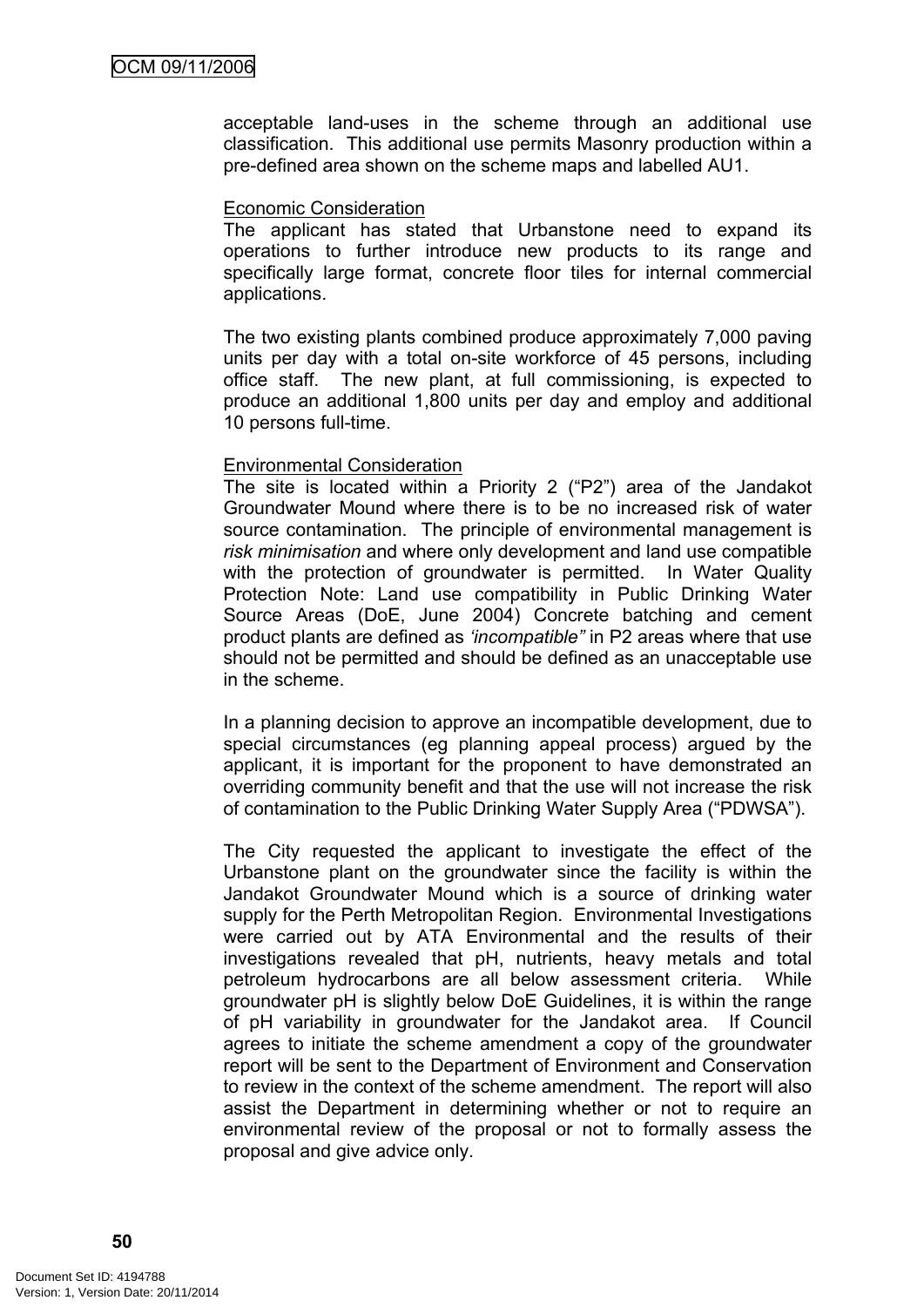acceptable land-uses in the scheme through an additional use classification. This additional use permits Masonry production within a pre-defined area shown on the scheme maps and labelled AU1.

Economic Consideration

The applicant has stated that Urbanstone need to expand its operations to further introduce new products to its range and specifically large format, concrete floor tiles for internal commercial applications.

The two existing plants combined produce approximately 7,000 paving units per day with a total on-site workforce of 45 persons, including office staff. The new plant, at full commissioning, is expected to produce an additional 1,800 units per day and employ and additional 10 persons full-time.

Environmental Consideration

The site is located within a Priority 2 ("P2") area of the Jandakot Groundwater Mound where there is to be no increased risk of water source contamination. The principle of environmental management is *risk minimisation* and where only development and land use compatible with the protection of groundwater is permitted. In Water Quality Protection Note: Land use compatibility in Public Drinking Water Source Areas (DoE, June 2004) Concrete batching and cement product plants are defined as *'incompatible"* in P2 areas where that use should not be permitted and should be defined as an unacceptable use in the scheme.

In a planning decision to approve an incompatible development, due to special circumstances (eg planning appeal process) argued by the applicant, it is important for the proponent to have demonstrated an overriding community benefit and that the use will not increase the risk of contamination to the Public Drinking Water Supply Area ("PDWSA").

The City requested the applicant to investigate the effect of the Urbanstone plant on the groundwater since the facility is within the Jandakot Groundwater Mound which is a source of drinking water supply for the Perth Metropolitan Region. Environmental Investigations were carried out by ATA Environmental and the results of their investigations revealed that pH, nutrients, heavy metals and total petroleum hydrocarbons are all below assessment criteria. While groundwater pH is slightly below DoE Guidelines, it is within the range of pH variability in groundwater for the Jandakot area. If Council agrees to initiate the scheme amendment a copy of the groundwater report will be sent to the Department of Environment and Conservation to review in the context of the scheme amendment. The report will also assist the Department in determining whether or not to require an environmental review of the proposal or not to formally assess the proposal and give advice only.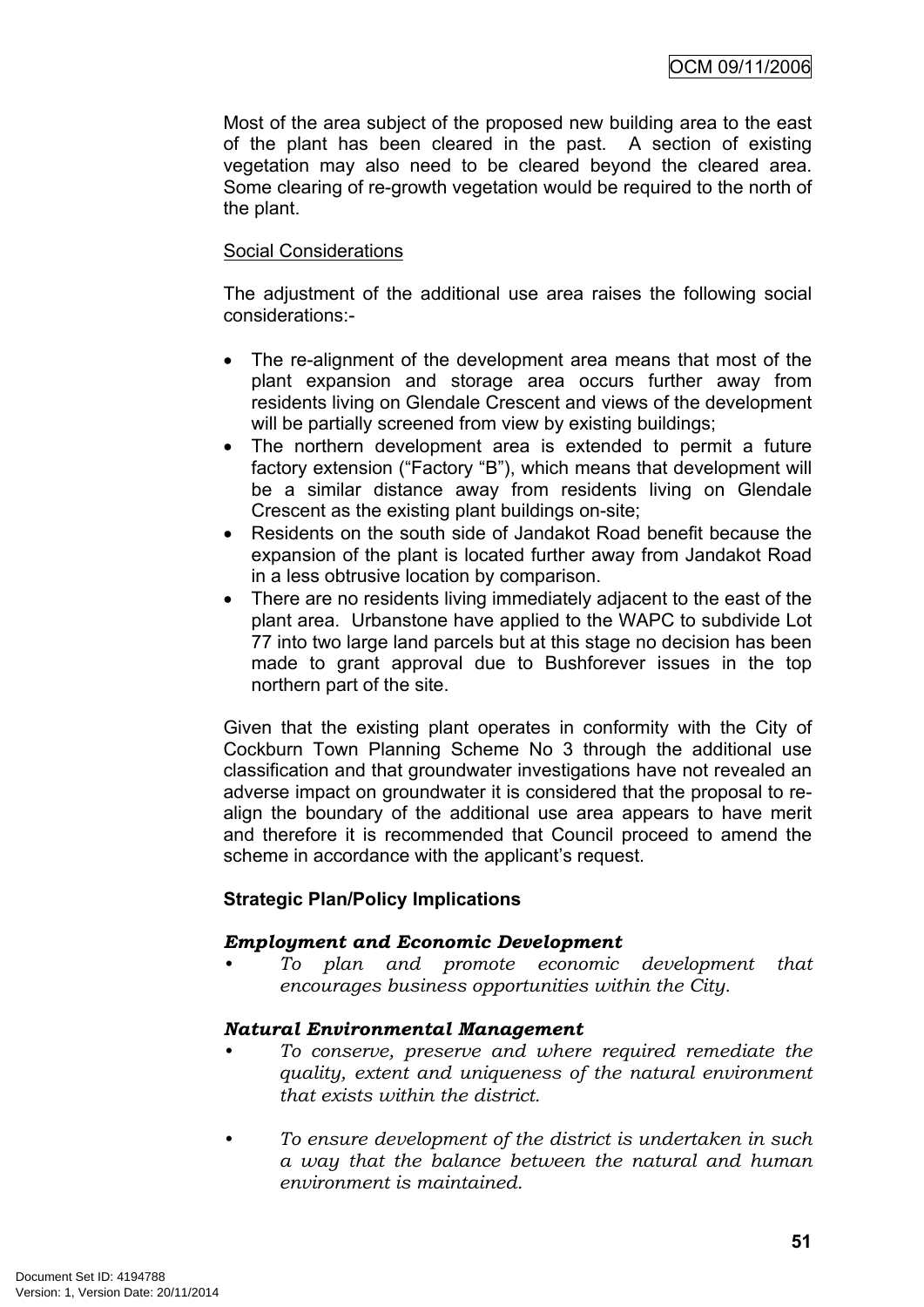Most of the area subject of the proposed new building area to the east of the plant has been cleared in the past. A section of existing vegetation may also need to be cleared beyond the cleared area. Some clearing of re-growth vegetation would be required to the north of the plant.

<u>Social Considerations</u>

The adjustment of the additional use area raises the following social considerations:-

- The re-alignment of the development area means that most of the plant expansion and storage area occurs further away from residents living on Glendale Crescent and views of the development will be partially screened from view by existing buildings;
- The northern development area is extended to permit a future factory extension ("Factory "B"), which means that development will be a similar distance away from residents living on Glendale Crescent as the existing plant buildings on-site;
- Residents on the south side of Jandakot Road benefit because the expansion of the plant is located further away from Jandakot Road in a less obtrusive location by comparison.
- There are no residents living immediately adjacent to the east of the plant area. Urbanstone have applied to the WAPC to subdivide Lot 77 into two large land parcels but at this stage no decision has been made to grant approval due to Bushforever issues in the top northern part of the site.

Given that the existing plant operates in conformity with the City of Cockburn Town Planning Scheme No 3 through the additional use classification and that groundwater investigations have not revealed an adverse impact on groundwater it is considered that the proposal to re-align the boundary of the additional use area appears to have merit and therefore it is recommended that Council proceed to amend the scheme in accordance with the applicant's request.

**Strategic Plan/Policy Implications**

***Employment and Economic Development***

- *To plan and promote economic development that encourages business opportunities within the City.*

***Natural Environmental Management***

- *To conserve, preserve and where required remediate the quality, extent and uniqueness of the natural environment that exists within the district.*

- *To ensure development of the district is undertaken in such a way that the balance between the natural and human environment is maintained.*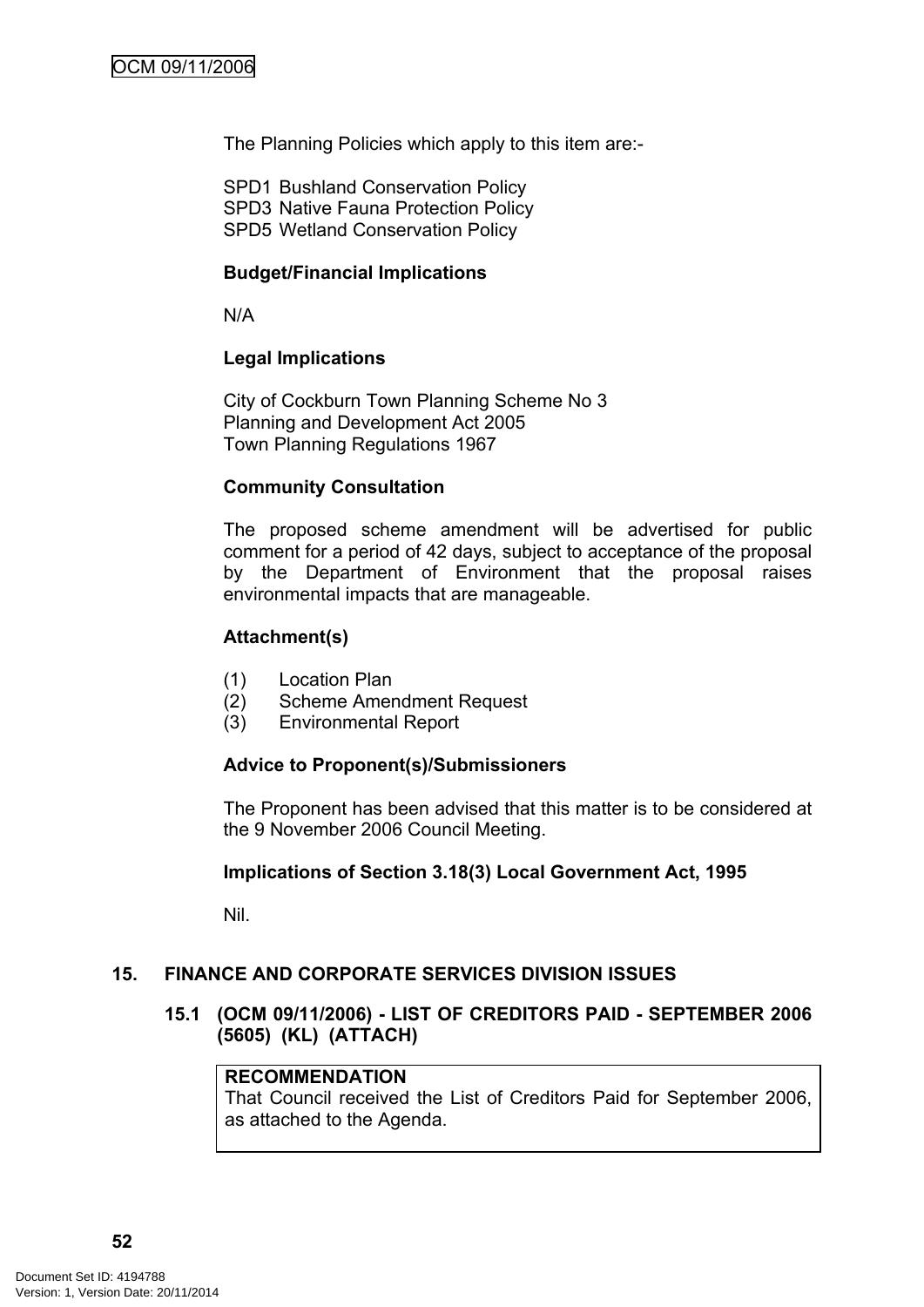The Planning Policies which apply to this item are:-

SPD1 Bushland Conservation Policy
SPD3 Native Fauna Protection Policy
SPD5 Wetland Conservation Policy

**Budget/Financial Implications**

N/A

**Legal Implications**

City of Cockburn Town Planning Scheme No 3
Planning and Development Act 2005
Town Planning Regulations 1967

**Community Consultation**

The proposed scheme amendment will be advertised for public comment for a period of 42 days, subject to acceptance of the proposal by the Department of Environment that the proposal raises environmental impacts that are manageable.

**Attachment(s)**

(1) Location Plan
(2) Scheme Amendment Request
(3) Environmental Report

**Advice to Proponent(s)/Submissioners**

The Proponent has been advised that this matter is to be considered at the 9 November 2006 Council Meeting.

**Implications of Section 3.18(3) Local Government Act, 1995**

Nil.

## 15. FINANCE AND CORPORATE SERVICES DIVISION ISSUES

### 15.1 (OCM 09/11/2006) - LIST OF CREDITORS PAID - SEPTEMBER 2006 (5605) (KL) (ATTACH)

**RECOMMENDATION**
That Council received the List of Creditors Paid for September 2006, as attached to the Agenda.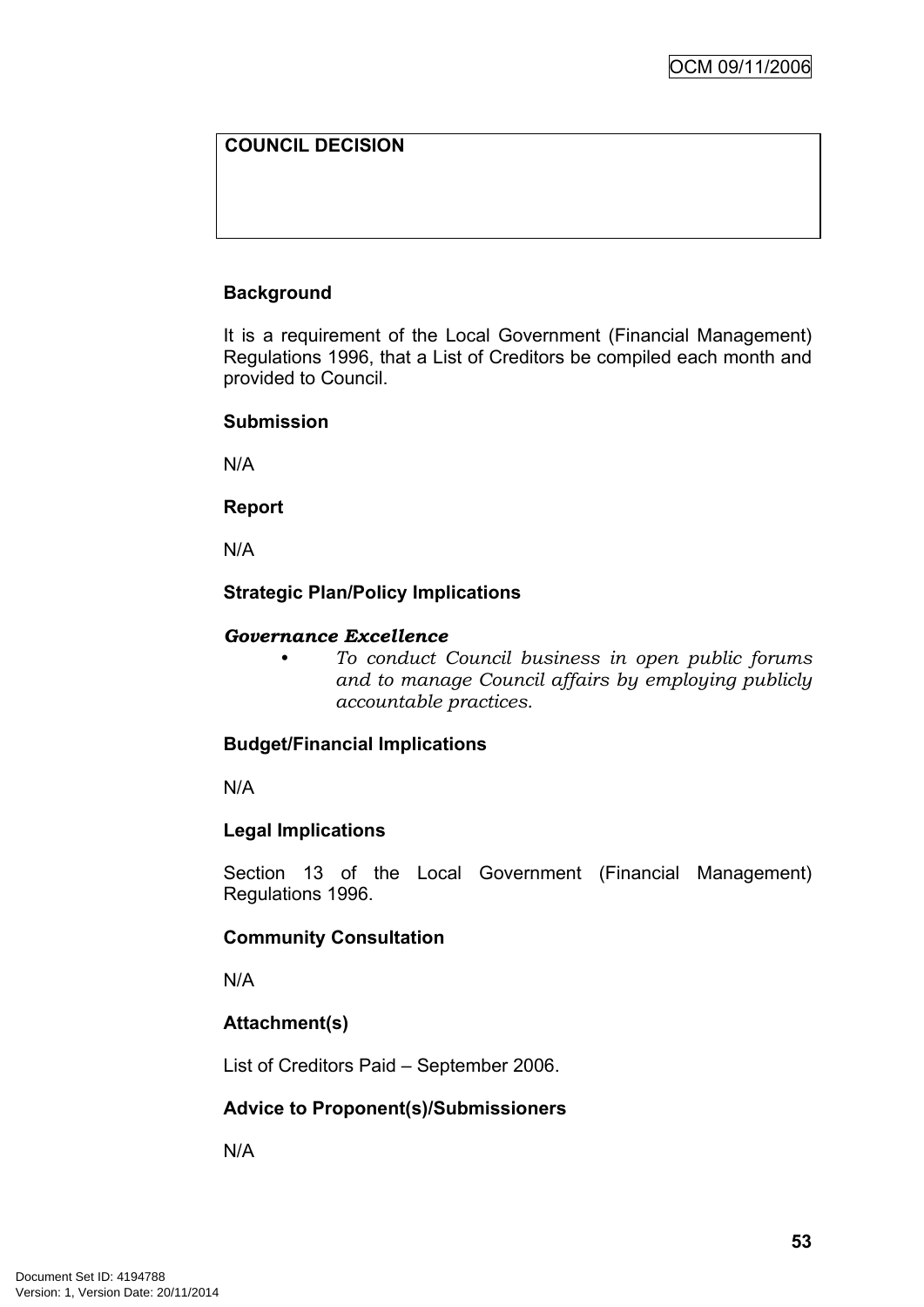| COUNCIL DECISION |
| --- |
| |

**Background**

It is a requirement of the Local Government (Financial Management) Regulations 1996, that a List of Creditors be compiled each month and provided to Council.

**Submission**

N/A

**Report**

N/A

**Strategic Plan/Policy Implications**

***Governance Excellence***

- *To conduct Council business in open public forums and to manage Council affairs by employing publicly accountable practices.*

**Budget/Financial Implications**

N/A

**Legal Implications**

Section 13 of the Local Government (Financial Management) Regulations 1996.

**Community Consultation**

N/A

**Attachment(s)**

List of Creditors Paid – September 2006.

**Advice to Proponent(s)/Submissioners**

N/A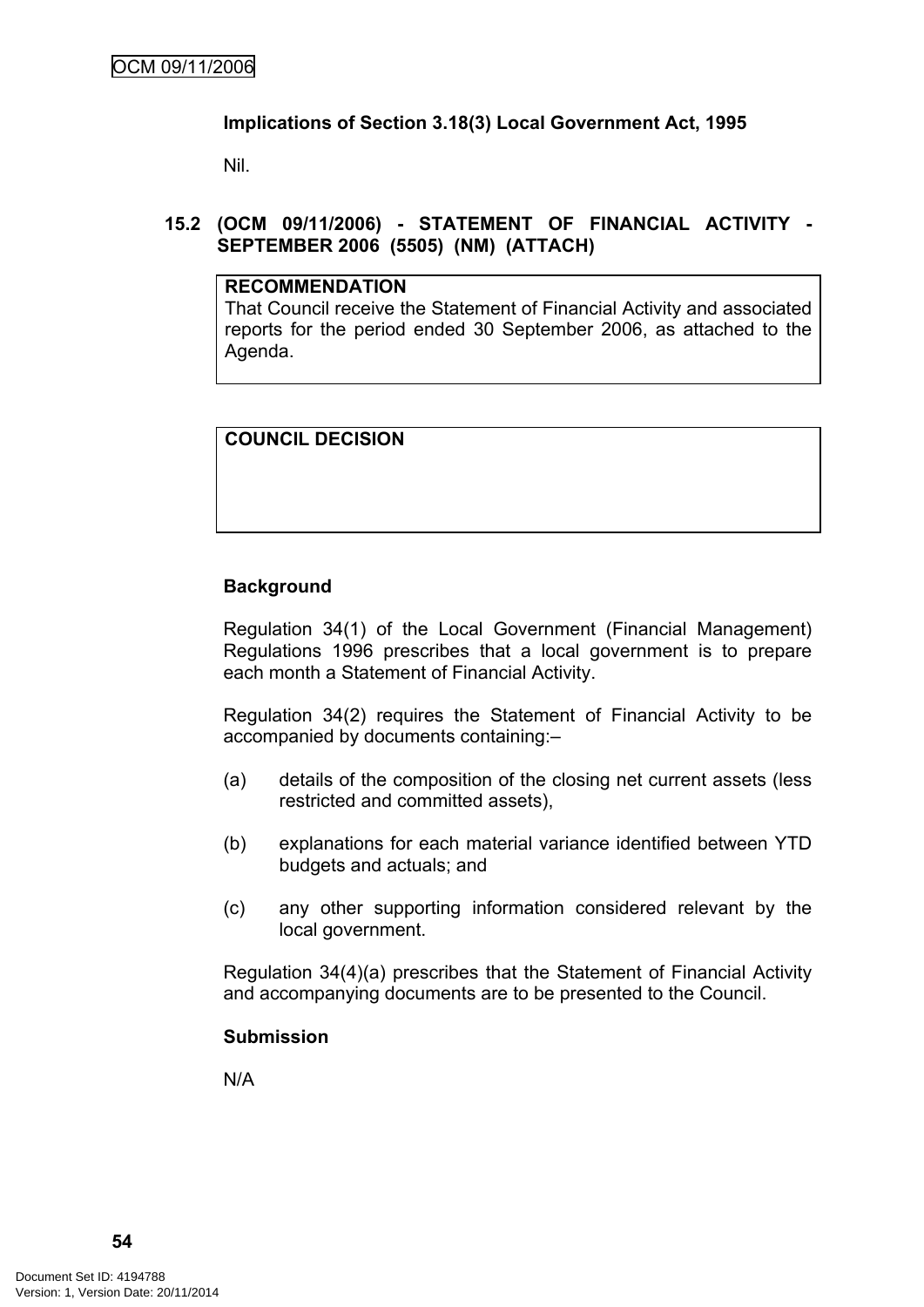**Implications of Section 3.18(3) Local Government Act, 1995**

Nil.

## 15.2 (OCM 09/11/2006) - STATEMENT OF FINANCIAL ACTIVITY - SEPTEMBER 2006 (5505) (NM) (ATTACH)

| **RECOMMENDATION** |
|---|
| That Council receive the Statement of Financial Activity and associated reports for the period ended 30 September 2006, as attached to the Agenda. |

| **COUNCIL DECISION** |
|---|
| |

**Background**

Regulation 34(1) of the Local Government (Financial Management) Regulations 1996 prescribes that a local government is to prepare each month a Statement of Financial Activity.

Regulation 34(2) requires the Statement of Financial Activity to be accompanied by documents containing:–

(a) details of the composition of the closing net current assets (less restricted and committed assets),

(b) explanations for each material variance identified between YTD budgets and actuals; and

(c) any other supporting information considered relevant by the local government.

Regulation 34(4)(a) prescribes that the Statement of Financial Activity and accompanying documents are to be presented to the Council.

**Submission**

N/A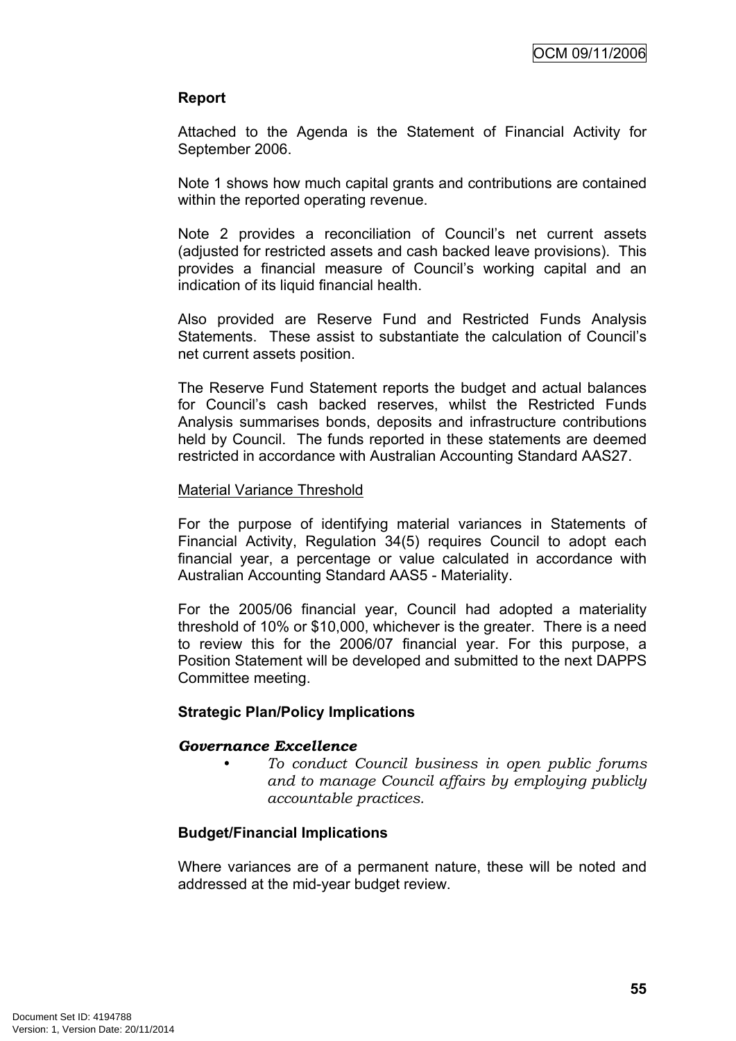**Report**

Attached to the Agenda is the Statement of Financial Activity for September 2006.

Note 1 shows how much capital grants and contributions are contained within the reported operating revenue.

Note 2 provides a reconciliation of Council's net current assets (adjusted for restricted assets and cash backed leave provisions). This provides a financial measure of Council's working capital and an indication of its liquid financial health.

Also provided are Reserve Fund and Restricted Funds Analysis Statements. These assist to substantiate the calculation of Council's net current assets position.

The Reserve Fund Statement reports the budget and actual balances for Council's cash backed reserves, whilst the Restricted Funds Analysis summarises bonds, deposits and infrastructure contributions held by Council. The funds reported in these statements are deemed restricted in accordance with Australian Accounting Standard AAS27.

Material Variance Threshold

For the purpose of identifying material variances in Statements of Financial Activity, Regulation 34(5) requires Council to adopt each financial year, a percentage or value calculated in accordance with Australian Accounting Standard AAS5 - Materiality.

For the 2005/06 financial year, Council had adopted a materiality threshold of 10% or $10,000, whichever is the greater. There is a need to review this for the 2006/07 financial year. For this purpose, a Position Statement will be developed and submitted to the next DAPPS Committee meeting.

**Strategic Plan/Policy Implications**

***Governance Excellence***

- *To conduct Council business in open public forums and to manage Council affairs by employing publicly accountable practices.*

**Budget/Financial Implications**

Where variances are of a permanent nature, these will be noted and addressed at the mid-year budget review.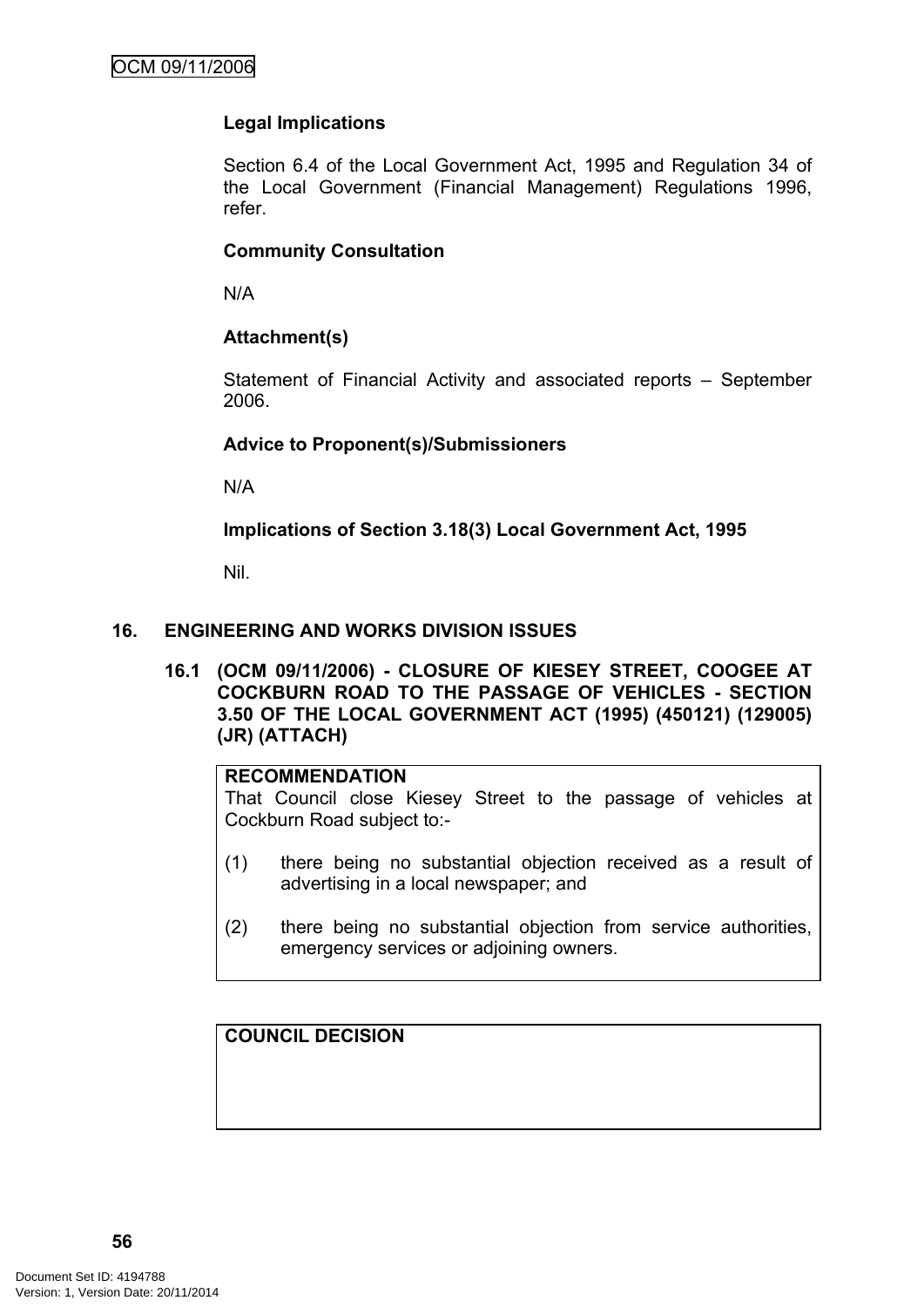**Legal Implications**

Section 6.4 of the Local Government Act, 1995 and Regulation 34 of the Local Government (Financial Management) Regulations 1996, refer.

**Community Consultation**

N/A

**Attachment(s)**

Statement of Financial Activity and associated reports – September 2006.

**Advice to Proponent(s)/Submissioners**

N/A

**Implications of Section 3.18(3) Local Government Act, 1995**

Nil.

## 16. ENGINEERING AND WORKS DIVISION ISSUES

### 16.1 (OCM 09/11/2006) - CLOSURE OF KIESEY STREET, COOGEE AT COCKBURN ROAD TO THE PASSAGE OF VEHICLES - SECTION 3.50 OF THE LOCAL GOVERNMENT ACT (1995) (450121) (129005) (JR) (ATTACH)

**RECOMMENDATION**

That Council close Kiesey Street to the passage of vehicles at Cockburn Road subject to:-

(1) there being no substantial objection received as a result of advertising in a local newspaper; and

(2) there being no substantial objection from service authorities, emergency services or adjoining owners.

**COUNCIL DECISION**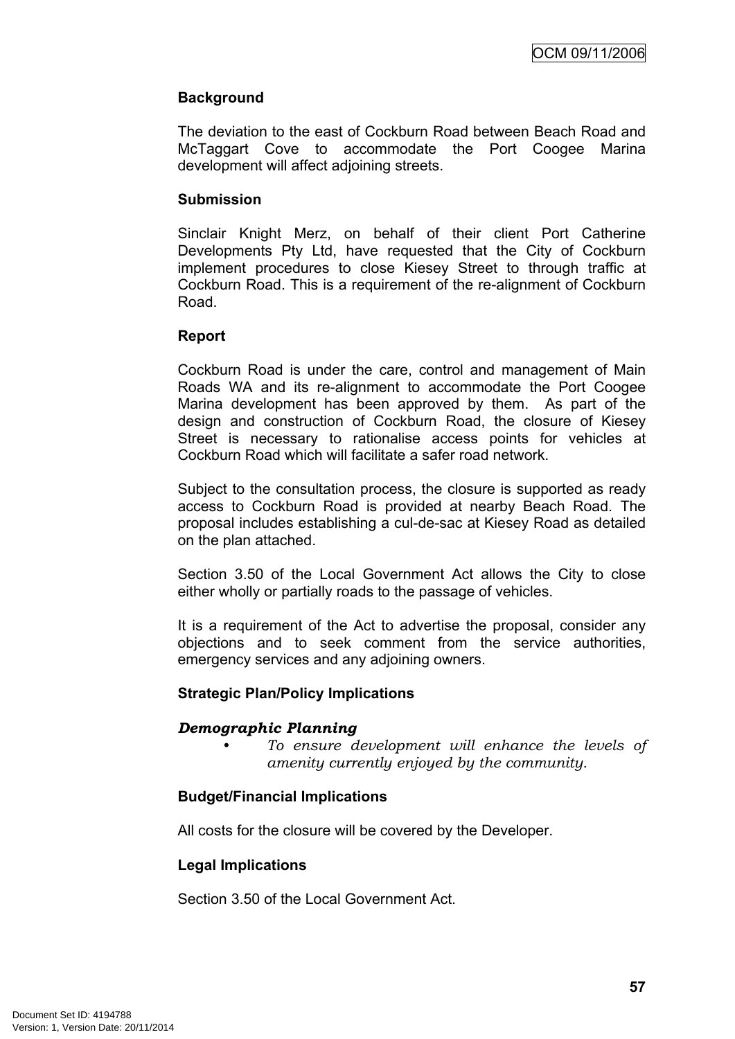**Background**

The deviation to the east of Cockburn Road between Beach Road and McTaggart Cove to accommodate the Port Coogee Marina development will affect adjoining streets.

**Submission**

Sinclair Knight Merz, on behalf of their client Port Catherine Developments Pty Ltd, have requested that the City of Cockburn implement procedures to close Kiesey Street to through traffic at Cockburn Road. This is a requirement of the re-alignment of Cockburn Road.

**Report**

Cockburn Road is under the care, control and management of Main Roads WA and its re-alignment to accommodate the Port Coogee Marina development has been approved by them. As part of the design and construction of Cockburn Road, the closure of Kiesey Street is necessary to rationalise access points for vehicles at Cockburn Road which will facilitate a safer road network.

Subject to the consultation process, the closure is supported as ready access to Cockburn Road is provided at nearby Beach Road. The proposal includes establishing a cul-de-sac at Kiesey Road as detailed on the plan attached.

Section 3.50 of the Local Government Act allows the City to close either wholly or partially roads to the passage of vehicles.

It is a requirement of the Act to advertise the proposal, consider any objections and to seek comment from the service authorities, emergency services and any adjoining owners.

**Strategic Plan/Policy Implications**

***Demographic Planning***

- *To ensure development will enhance the levels of amenity currently enjoyed by the community.*

**Budget/Financial Implications**

All costs for the closure will be covered by the Developer.

**Legal Implications**

Section 3.50 of the Local Government Act.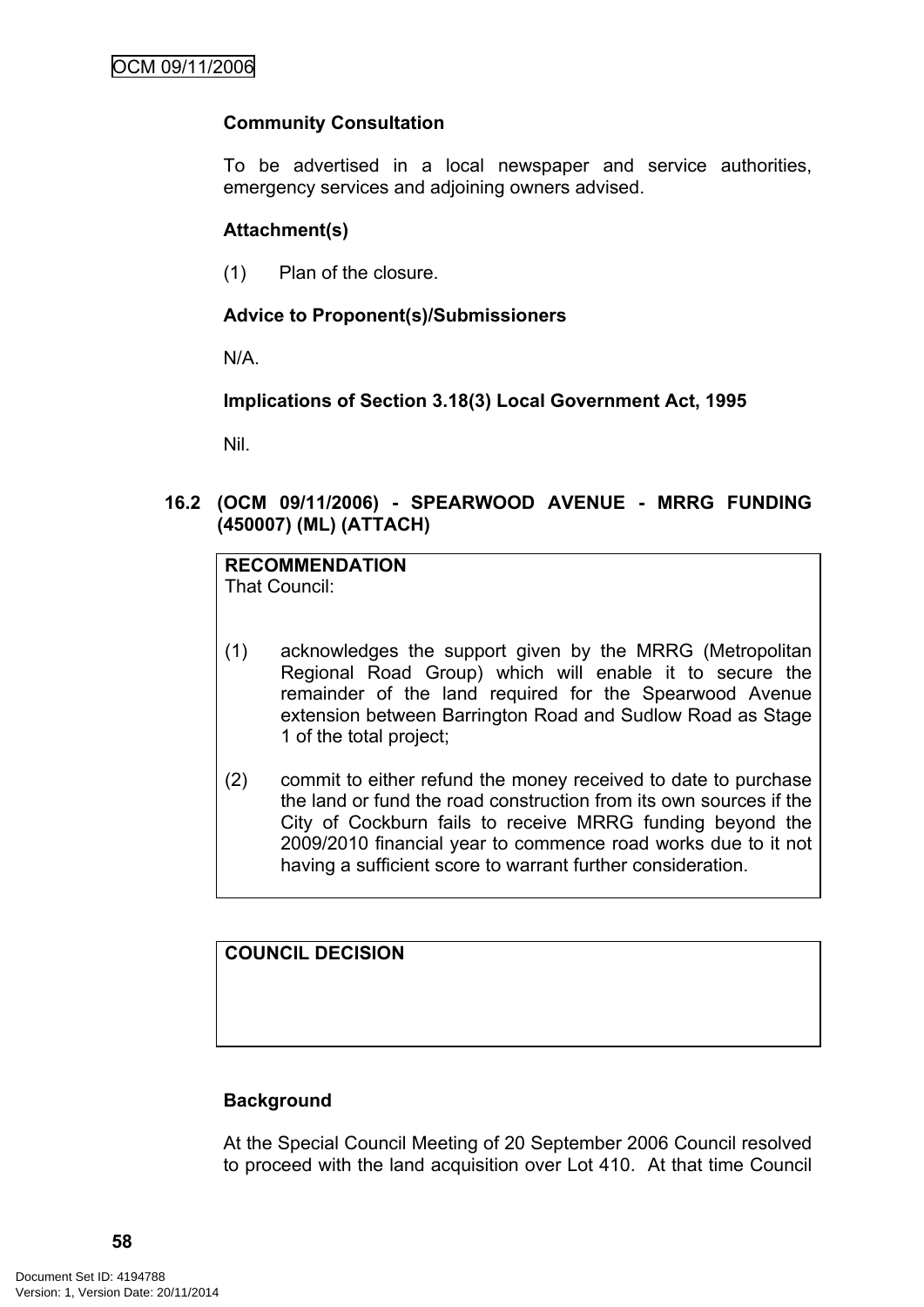**Community Consultation**

To be advertised in a local newspaper and service authorities, emergency services and adjoining owners advised.

**Attachment(s)**

(1) Plan of the closure.

**Advice to Proponent(s)/Submissioners**

N/A.

**Implications of Section 3.18(3) Local Government Act, 1995**

Nil.

## 16.2 (OCM 09/11/2006) - SPEARWOOD AVENUE - MRRG FUNDING (450007) (ML) (ATTACH)

**RECOMMENDATION**
That Council:

(1) acknowledges the support given by the MRRG (Metropolitan Regional Road Group) which will enable it to secure the remainder of the land required for the Spearwood Avenue extension between Barrington Road and Sudlow Road as Stage 1 of the total project;

(2) commit to either refund the money received to date to purchase the land or fund the road construction from its own sources if the City of Cockburn fails to receive MRRG funding beyond the 2009/2010 financial year to commence road works due to it not having a sufficient score to warrant further consideration.

**COUNCIL DECISION**

**Background**

At the Special Council Meeting of 20 September 2006 Council resolved to proceed with the land acquisition over Lot 410. At that time Council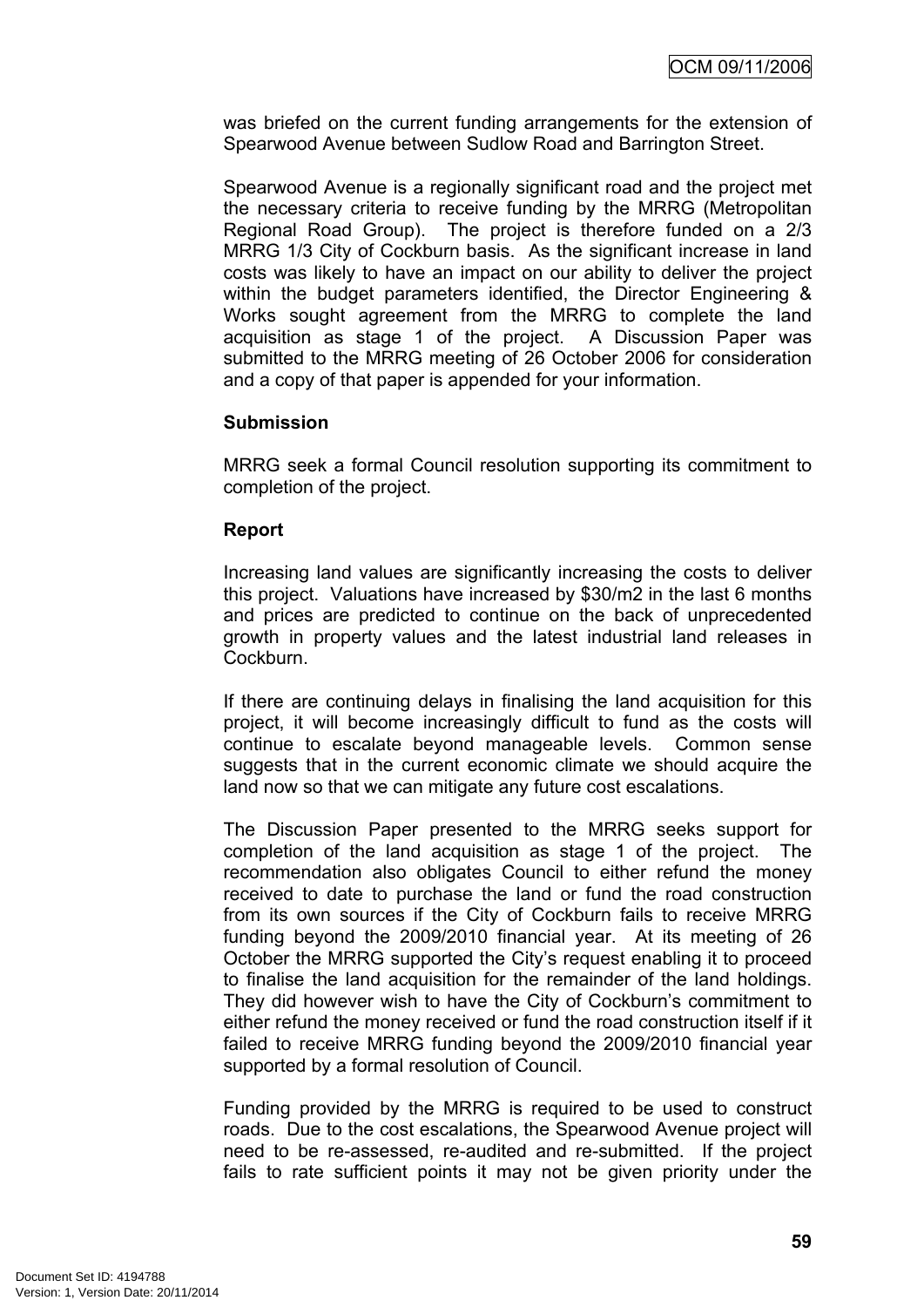was briefed on the current funding arrangements for the extension of Spearwood Avenue between Sudlow Road and Barrington Street.

Spearwood Avenue is a regionally significant road and the project met the necessary criteria to receive funding by the MRRG (Metropolitan Regional Road Group). The project is therefore funded on a 2/3 MRRG 1/3 City of Cockburn basis. As the significant increase in land costs was likely to have an impact on our ability to deliver the project within the budget parameters identified, the Director Engineering & Works sought agreement from the MRRG to complete the land acquisition as stage 1 of the project. A Discussion Paper was submitted to the MRRG meeting of 26 October 2006 for consideration and a copy of that paper is appended for your information.

**Submission**

MRRG seek a formal Council resolution supporting its commitment to completion of the project.

**Report**

Increasing land values are significantly increasing the costs to deliver this project. Valuations have increased by \$30/m2 in the last 6 months and prices are predicted to continue on the back of unprecedented growth in property values and the latest industrial land releases in Cockburn.

If there are continuing delays in finalising the land acquisition for this project, it will become increasingly difficult to fund as the costs will continue to escalate beyond manageable levels. Common sense suggests that in the current economic climate we should acquire the land now so that we can mitigate any future cost escalations.

The Discussion Paper presented to the MRRG seeks support for completion of the land acquisition as stage 1 of the project. The recommendation also obligates Council to either refund the money received to date to purchase the land or fund the road construction from its own sources if the City of Cockburn fails to receive MRRG funding beyond the 2009/2010 financial year. At its meeting of 26 October the MRRG supported the City's request enabling it to proceed to finalise the land acquisition for the remainder of the land holdings. They did however wish to have the City of Cockburn's commitment to either refund the money received or fund the road construction itself if it failed to receive MRRG funding beyond the 2009/2010 financial year supported by a formal resolution of Council.

Funding provided by the MRRG is required to be used to construct roads. Due to the cost escalations, the Spearwood Avenue project will need to be re-assessed, re-audited and re-submitted. If the project fails to rate sufficient points it may not be given priority under the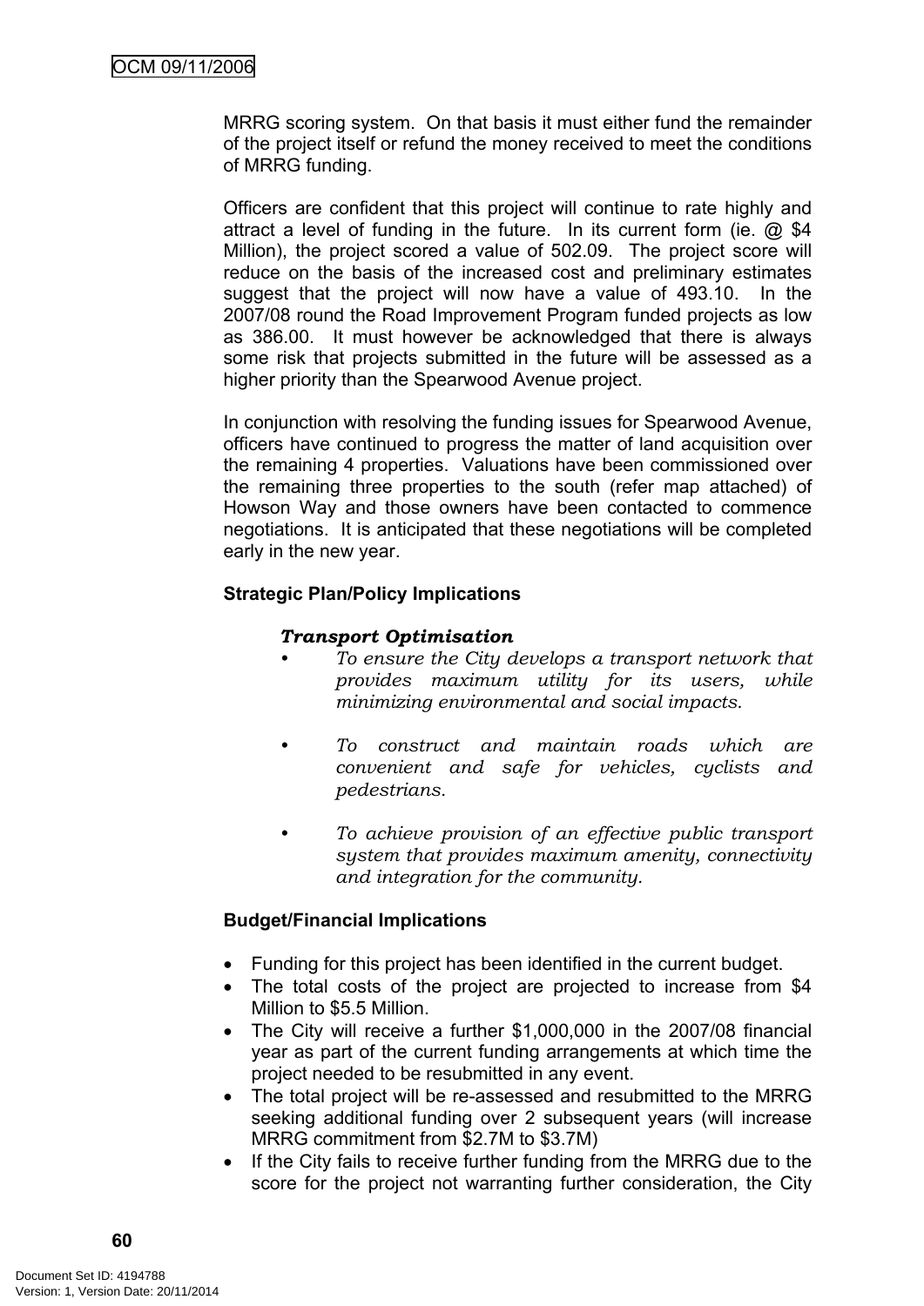MRRG scoring system. On that basis it must either fund the remainder of the project itself or refund the money received to meet the conditions of MRRG funding.

Officers are confident that this project will continue to rate highly and attract a level of funding in the future. In its current form (ie. @ $4 Million), the project scored a value of 502.09. The project score will reduce on the basis of the increased cost and preliminary estimates suggest that the project will now have a value of 493.10. In the 2007/08 round the Road Improvement Program funded projects as low as 386.00. It must however be acknowledged that there is always some risk that projects submitted in the future will be assessed as a higher priority than the Spearwood Avenue project.

In conjunction with resolving the funding issues for Spearwood Avenue, officers have continued to progress the matter of land acquisition over the remaining 4 properties. Valuations have been commissioned over the remaining three properties to the south (refer map attached) of Howson Way and those owners have been contacted to commence negotiations. It is anticipated that these negotiations will be completed early in the new year.

**Strategic Plan/Policy Implications**

***Transport Optimisation***

- *To ensure the City develops a transport network that provides maximum utility for its users, while minimizing environmental and social impacts.*
- *To construct and maintain roads which are convenient and safe for vehicles, cyclists and pedestrians.*
- *To achieve provision of an effective public transport system that provides maximum amenity, connectivity and integration for the community.*

**Budget/Financial Implications**

- Funding for this project has been identified in the current budget.
- The total costs of the project are projected to increase from $4 Million to $5.5 Million.
- The City will receive a further $1,000,000 in the 2007/08 financial year as part of the current funding arrangements at which time the project needed to be resubmitted in any event.
- The total project will be re-assessed and resubmitted to the MRRG seeking additional funding over 2 subsequent years (will increase MRRG commitment from $2.7M to $3.7M)
- If the City fails to receive further funding from the MRRG due to the score for the project not warranting further consideration, the City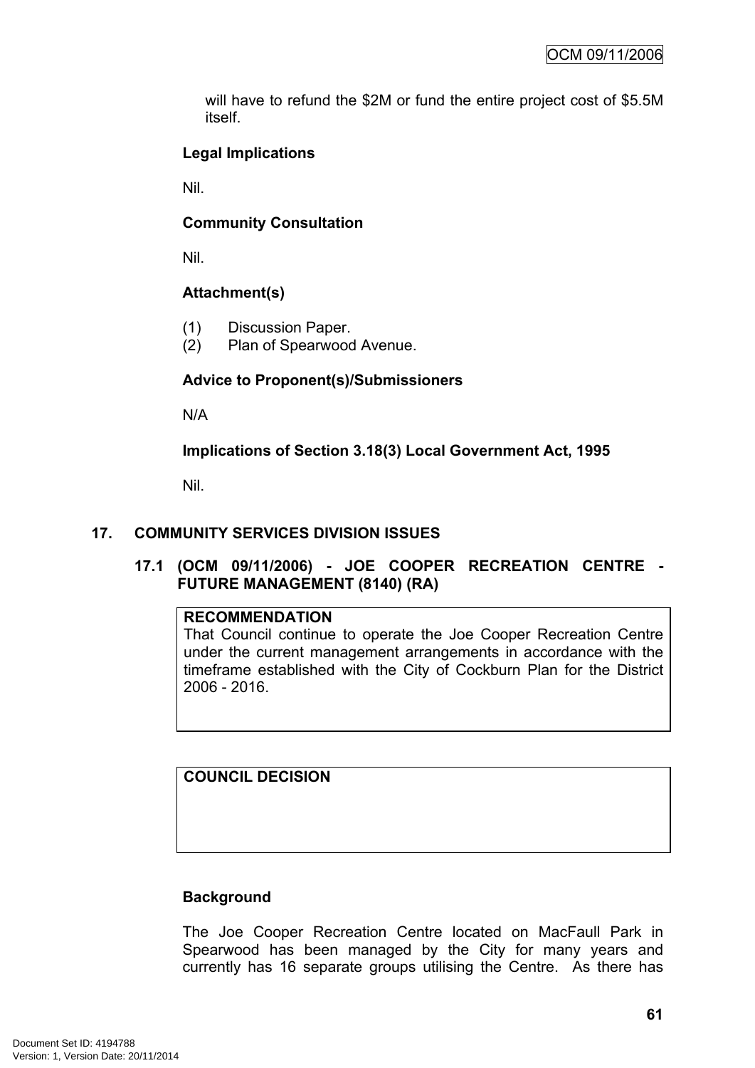will have to refund the $2M or fund the entire project cost of $5.5M itself.

**Legal Implications**

Nil.

**Community Consultation**

Nil.

**Attachment(s)**

(1) Discussion Paper.
(2) Plan of Spearwood Avenue.

**Advice to Proponent(s)/Submissioners**

N/A

**Implications of Section 3.18(3) Local Government Act, 1995**

Nil.

## 17. COMMUNITY SERVICES DIVISION ISSUES

### 17.1 (OCM 09/11/2006) - JOE COOPER RECREATION CENTRE - FUTURE MANAGEMENT (8140) (RA)

**RECOMMENDATION**
That Council continue to operate the Joe Cooper Recreation Centre under the current management arrangements in accordance with the timeframe established with the City of Cockburn Plan for the District 2006 - 2016.

**COUNCIL DECISION**

**Background**

The Joe Cooper Recreation Centre located on MacFaull Park in Spearwood has been managed by the City for many years and currently has 16 separate groups utilising the Centre. As there has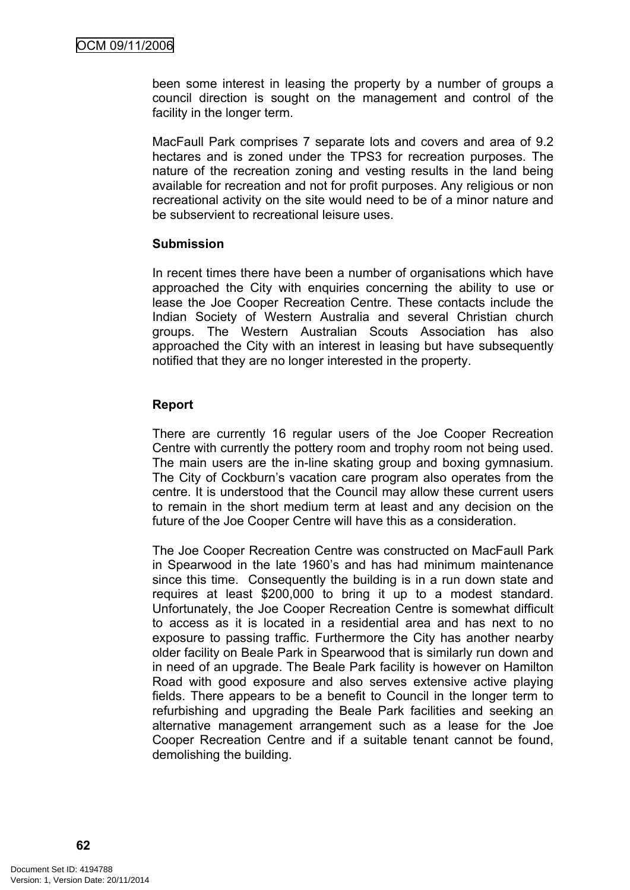been some interest in leasing the property by a number of groups a council direction is sought on the management and control of the facility in the longer term.

MacFaull Park comprises 7 separate lots and covers and area of 9.2 hectares and is zoned under the TPS3 for recreation purposes. The nature of the recreation zoning and vesting results in the land being available for recreation and not for profit purposes. Any religious or non recreational activity on the site would need to be of a minor nature and be subservient to recreational leisure uses.

**Submission**

In recent times there have been a number of organisations which have approached the City with enquiries concerning the ability to use or lease the Joe Cooper Recreation Centre. These contacts include the Indian Society of Western Australia and several Christian church groups. The Western Australian Scouts Association has also approached the City with an interest in leasing but have subsequently notified that they are no longer interested in the property.

**Report**

There are currently 16 regular users of the Joe Cooper Recreation Centre with currently the pottery room and trophy room not being used. The main users are the in-line skating group and boxing gymnasium. The City of Cockburn's vacation care program also operates from the centre. It is understood that the Council may allow these current users to remain in the short medium term at least and any decision on the future of the Joe Cooper Centre will have this as a consideration.

The Joe Cooper Recreation Centre was constructed on MacFaull Park in Spearwood in the late 1960's and has had minimum maintenance since this time. Consequently the building is in a run down state and requires at least $200,000 to bring it up to a modest standard. Unfortunately, the Joe Cooper Recreation Centre is somewhat difficult to access as it is located in a residential area and has next to no exposure to passing traffic. Furthermore the City has another nearby older facility on Beale Park in Spearwood that is similarly run down and in need of an upgrade. The Beale Park facility is however on Hamilton Road with good exposure and also serves extensive active playing fields. There appears to be a benefit to Council in the longer term to refurbishing and upgrading the Beale Park facilities and seeking an alternative management arrangement such as a lease for the Joe Cooper Recreation Centre and if a suitable tenant cannot be found, demolishing the building.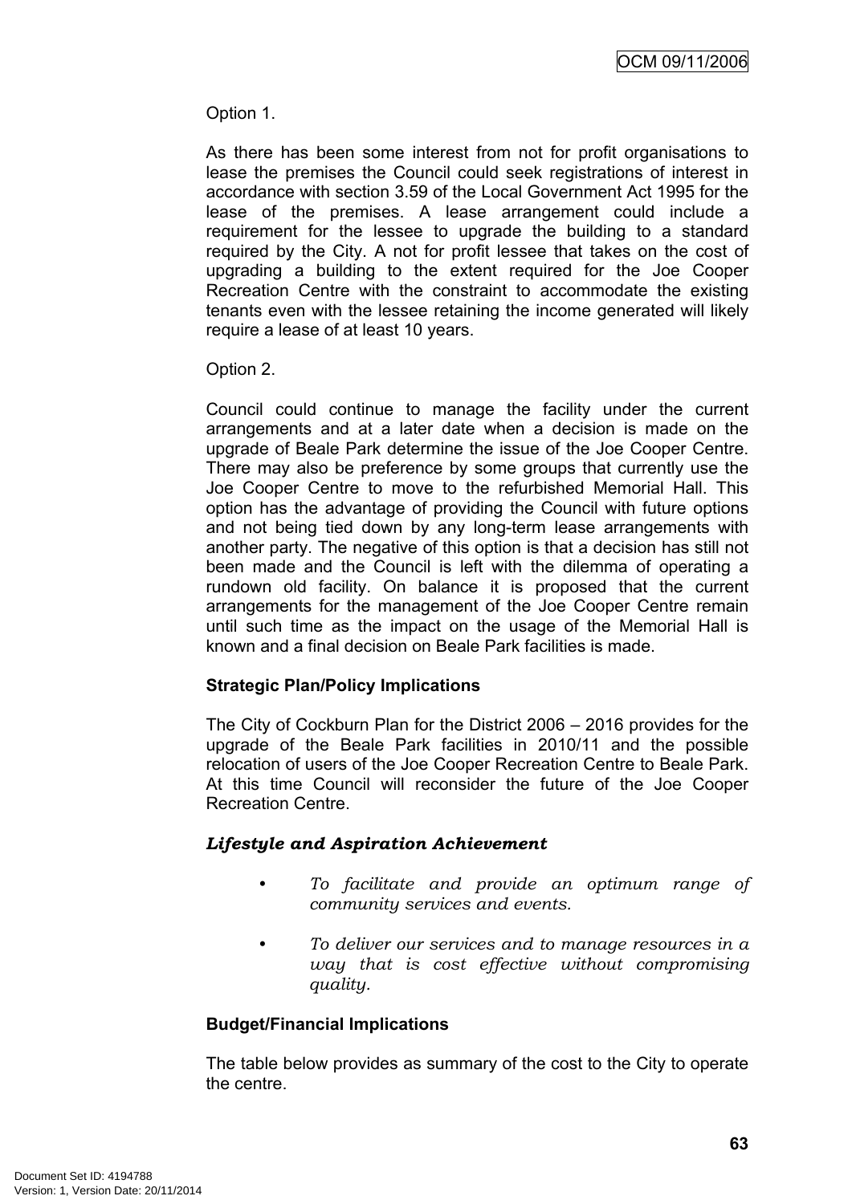Option 1.

As there has been some interest from not for profit organisations to lease the premises the Council could seek registrations of interest in accordance with section 3.59 of the Local Government Act 1995 for the lease of the premises. A lease arrangement could include a requirement for the lessee to upgrade the building to a standard required by the City. A not for profit lessee that takes on the cost of upgrading a building to the extent required for the Joe Cooper Recreation Centre with the constraint to accommodate the existing tenants even with the lessee retaining the income generated will likely require a lease of at least 10 years.

Option 2.

Council could continue to manage the facility under the current arrangements and at a later date when a decision is made on the upgrade of Beale Park determine the issue of the Joe Cooper Centre. There may also be preference by some groups that currently use the Joe Cooper Centre to move to the refurbished Memorial Hall. This option has the advantage of providing the Council with future options and not being tied down by any long-term lease arrangements with another party. The negative of this option is that a decision has still not been made and the Council is left with the dilemma of operating a rundown old facility. On balance it is proposed that the current arrangements for the management of the Joe Cooper Centre remain until such time as the impact on the usage of the Memorial Hall is known and a final decision on Beale Park facilities is made.

**Strategic Plan/Policy Implications**

The City of Cockburn Plan for the District 2006 – 2016 provides for the upgrade of the Beale Park facilities in 2010/11 and the possible relocation of users of the Joe Cooper Recreation Centre to Beale Park. At this time Council will reconsider the future of the Joe Cooper Recreation Centre.

***Lifestyle and Aspiration Achievement***

- *To facilitate and provide an optimum range of community services and events.*
- *To deliver our services and to manage resources in a way that is cost effective without compromising quality.*

**Budget/Financial Implications**

The table below provides as summary of the cost to the City to operate the centre.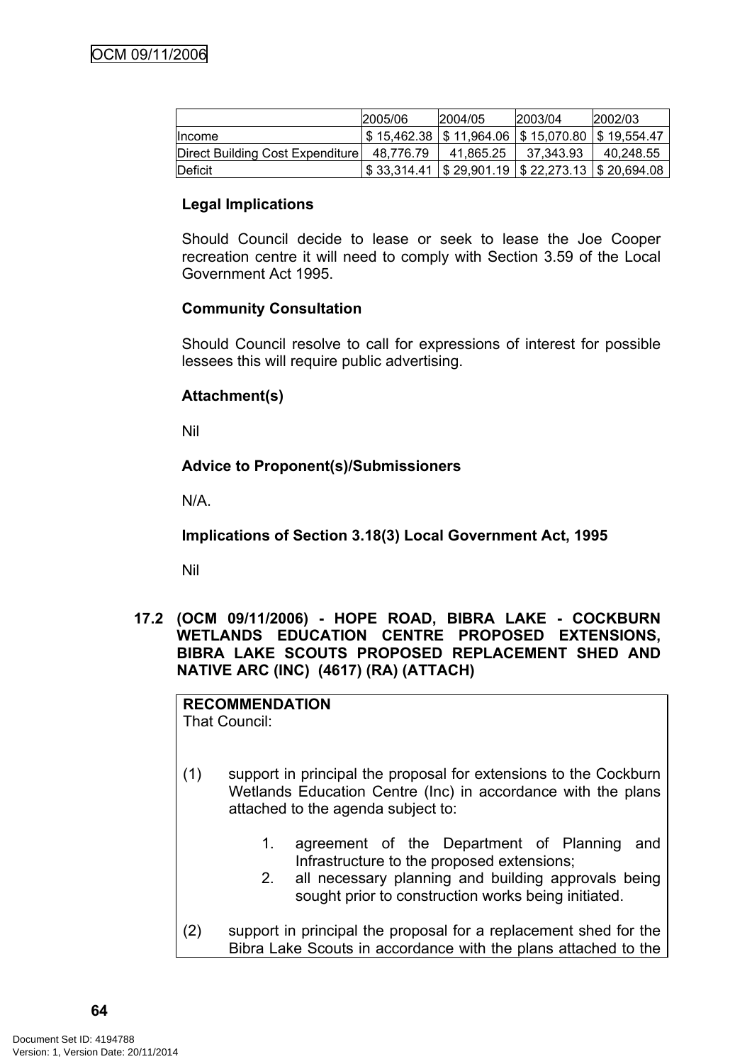| | 2005/06 | 2004/05 | 2003/04 | 2002/03 |
|---|---|---|---|---|
| Income | $ 15,462.38 | $ 11,964.06 | $ 15,070.80 | $ 19,554.47 |
| Direct Building Cost Expenditure | 48,776.79 | 41,865.25 | 37,343.93 | 40,248.55 |
| Deficit | $ 33,314.41 | $ 29,901.19 | $ 22,273.13 | $ 20,694.08 |

**Legal Implications**

Should Council decide to lease or seek to lease the Joe Cooper recreation centre it will need to comply with Section 3.59 of the Local Government Act 1995.

**Community Consultation**

Should Council resolve to call for expressions of interest for possible lessees this will require public advertising.

**Attachment(s)**

Nil

**Advice to Proponent(s)/Submissioners**

N/A.

**Implications of Section 3.18(3) Local Government Act, 1995**

Nil

## 17.2 (OCM 09/11/2006) - HOPE ROAD, BIBRA LAKE - COCKBURN WETLANDS EDUCATION CENTRE PROPOSED EXTENSIONS, BIBRA LAKE SCOUTS PROPOSED REPLACEMENT SHED AND NATIVE ARC (INC) (4617) (RA) (ATTACH)

**RECOMMENDATION**
That Council:

(1) support in principal the proposal for extensions to the Cockburn Wetlands Education Centre (Inc) in accordance with the plans attached to the agenda subject to:

1. agreement of the Department of Planning and Infrastructure to the proposed extensions;
2. all necessary planning and building approvals being sought prior to construction works being initiated.

(2) support in principal the proposal for a replacement shed for the Bibra Lake Scouts in accordance with the plans attached to the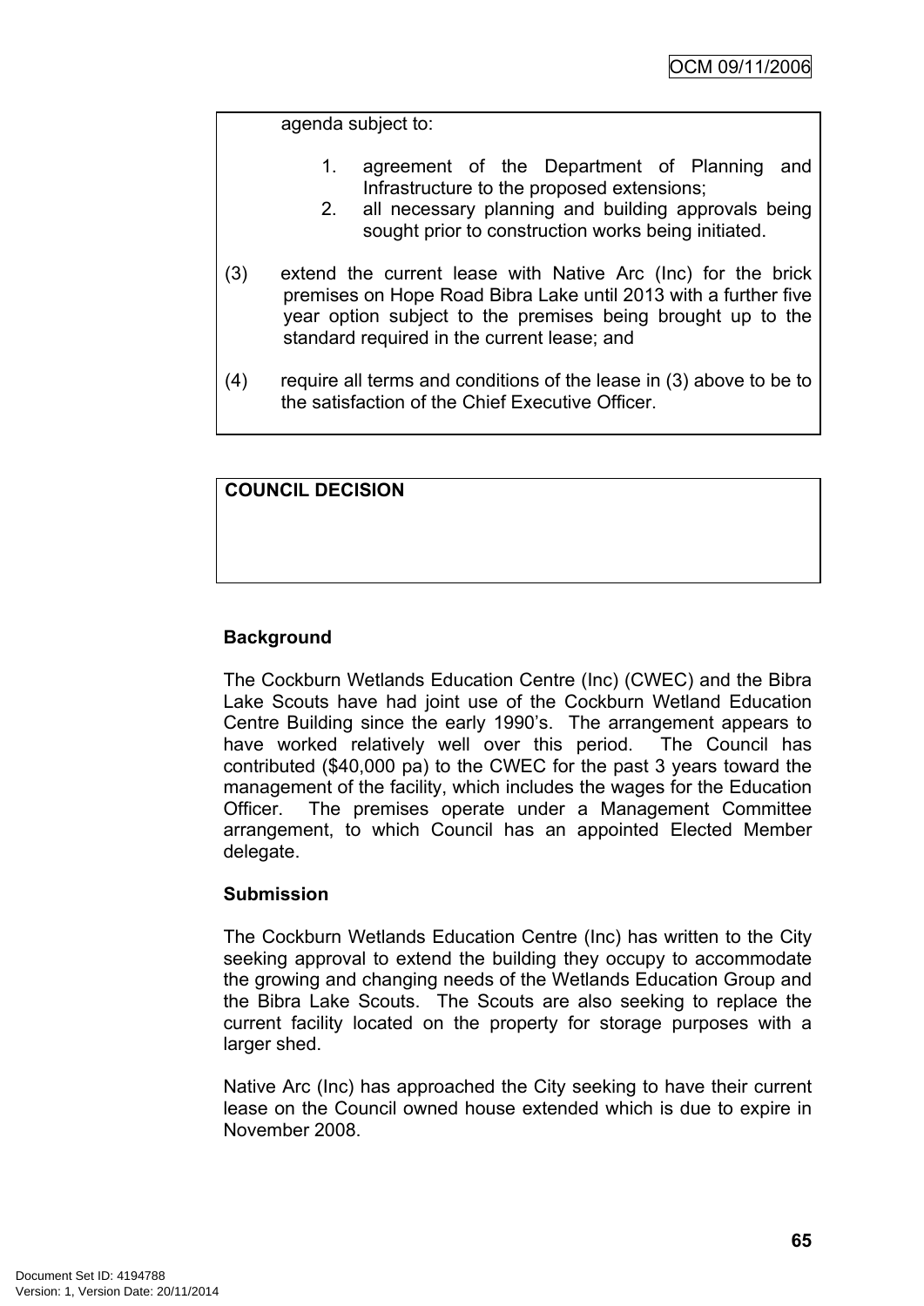agenda subject to:

1. agreement of the Department of Planning and Infrastructure to the proposed extensions;
2. all necessary planning and building approvals being sought prior to construction works being initiated.

(3) extend the current lease with Native Arc (Inc) for the brick premises on Hope Road Bibra Lake until 2013 with a further five year option subject to the premises being brought up to the standard required in the current lease; and

(4) require all terms and conditions of the lease in (3) above to be to the satisfaction of the Chief Executive Officer.

**COUNCIL DECISION**

**Background**

The Cockburn Wetlands Education Centre (Inc) (CWEC) and the Bibra Lake Scouts have had joint use of the Cockburn Wetland Education Centre Building since the early 1990's. The arrangement appears to have worked relatively well over this period. The Council has contributed ($40,000 pa) to the CWEC for the past 3 years toward the management of the facility, which includes the wages for the Education Officer. The premises operate under a Management Committee arrangement, to which Council has an appointed Elected Member delegate.

**Submission**

The Cockburn Wetlands Education Centre (Inc) has written to the City seeking approval to extend the building they occupy to accommodate the growing and changing needs of the Wetlands Education Group and the Bibra Lake Scouts. The Scouts are also seeking to replace the current facility located on the property for storage purposes with a larger shed.

Native Arc (Inc) has approached the City seeking to have their current lease on the Council owned house extended which is due to expire in November 2008.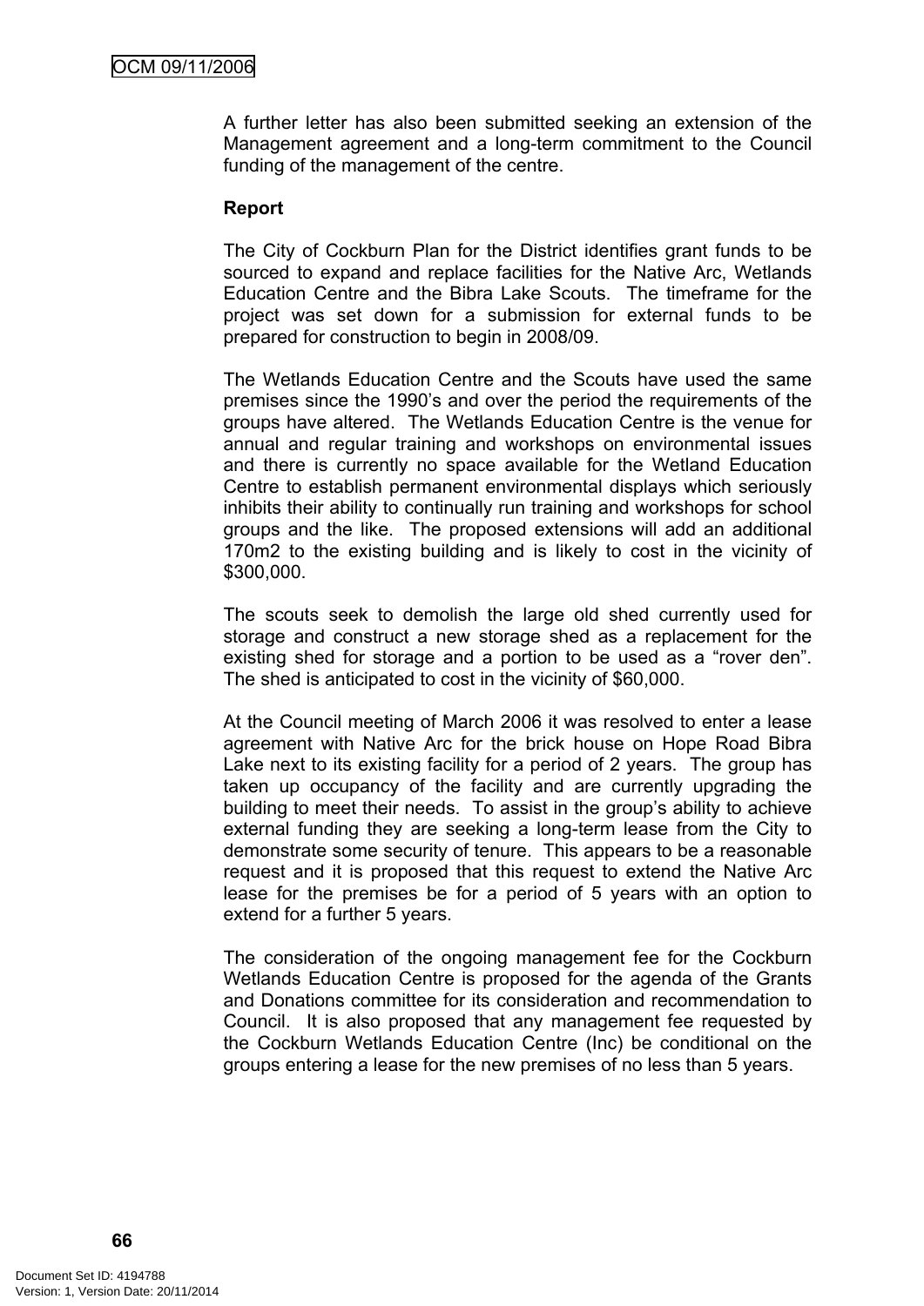A further letter has also been submitted seeking an extension of the Management agreement and a long-term commitment to the Council funding of the management of the centre.

**Report**

The City of Cockburn Plan for the District identifies grant funds to be sourced to expand and replace facilities for the Native Arc, Wetlands Education Centre and the Bibra Lake Scouts. The timeframe for the project was set down for a submission for external funds to be prepared for construction to begin in 2008/09.

The Wetlands Education Centre and the Scouts have used the same premises since the 1990's and over the period the requirements of the groups have altered. The Wetlands Education Centre is the venue for annual and regular training and workshops on environmental issues and there is currently no space available for the Wetland Education Centre to establish permanent environmental displays which seriously inhibits their ability to continually run training and workshops for school groups and the like. The proposed extensions will add an additional 170m2 to the existing building and is likely to cost in the vicinity of $300,000.

The scouts seek to demolish the large old shed currently used for storage and construct a new storage shed as a replacement for the existing shed for storage and a portion to be used as a "rover den". The shed is anticipated to cost in the vicinity of $60,000.

At the Council meeting of March 2006 it was resolved to enter a lease agreement with Native Arc for the brick house on Hope Road Bibra Lake next to its existing facility for a period of 2 years. The group has taken up occupancy of the facility and are currently upgrading the building to meet their needs. To assist in the group's ability to achieve external funding they are seeking a long-term lease from the City to demonstrate some security of tenure. This appears to be a reasonable request and it is proposed that this request to extend the Native Arc lease for the premises be for a period of 5 years with an option to extend for a further 5 years.

The consideration of the ongoing management fee for the Cockburn Wetlands Education Centre is proposed for the agenda of the Grants and Donations committee for its consideration and recommendation to Council. It is also proposed that any management fee requested by the Cockburn Wetlands Education Centre (Inc) be conditional on the groups entering a lease for the new premises of no less than 5 years.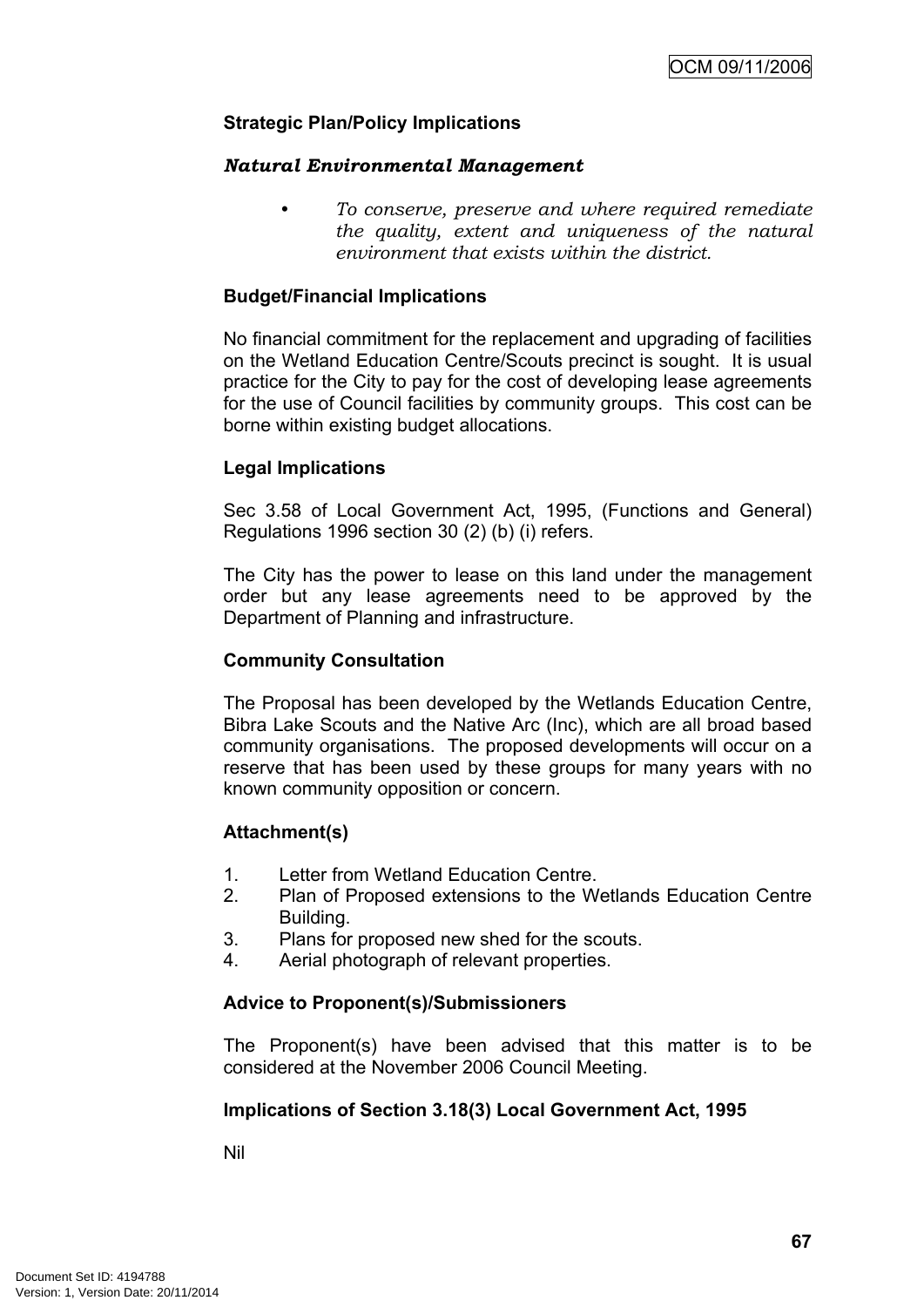**Strategic Plan/Policy Implications**

***Natural Environmental Management***

- *To conserve, preserve and where required remediate the quality, extent and uniqueness of the natural environment that exists within the district.*

**Budget/Financial Implications**

No financial commitment for the replacement and upgrading of facilities on the Wetland Education Centre/Scouts precinct is sought. It is usual practice for the City to pay for the cost of developing lease agreements for the use of Council facilities by community groups. This cost can be borne within existing budget allocations.

**Legal Implications**

Sec 3.58 of Local Government Act, 1995, (Functions and General) Regulations 1996 section 30 (2) (b) (i) refers.

The City has the power to lease on this land under the management order but any lease agreements need to be approved by the Department of Planning and infrastructure.

**Community Consultation**

The Proposal has been developed by the Wetlands Education Centre, Bibra Lake Scouts and the Native Arc (Inc), which are all broad based community organisations. The proposed developments will occur on a reserve that has been used by these groups for many years with no known community opposition or concern.

**Attachment(s)**

1. Letter from Wetland Education Centre.
2. Plan of Proposed extensions to the Wetlands Education Centre Building.
3. Plans for proposed new shed for the scouts.
4. Aerial photograph of relevant properties.

**Advice to Proponent(s)/Submissioners**

The Proponent(s) have been advised that this matter is to be considered at the November 2006 Council Meeting.

**Implications of Section 3.18(3) Local Government Act, 1995**

Nil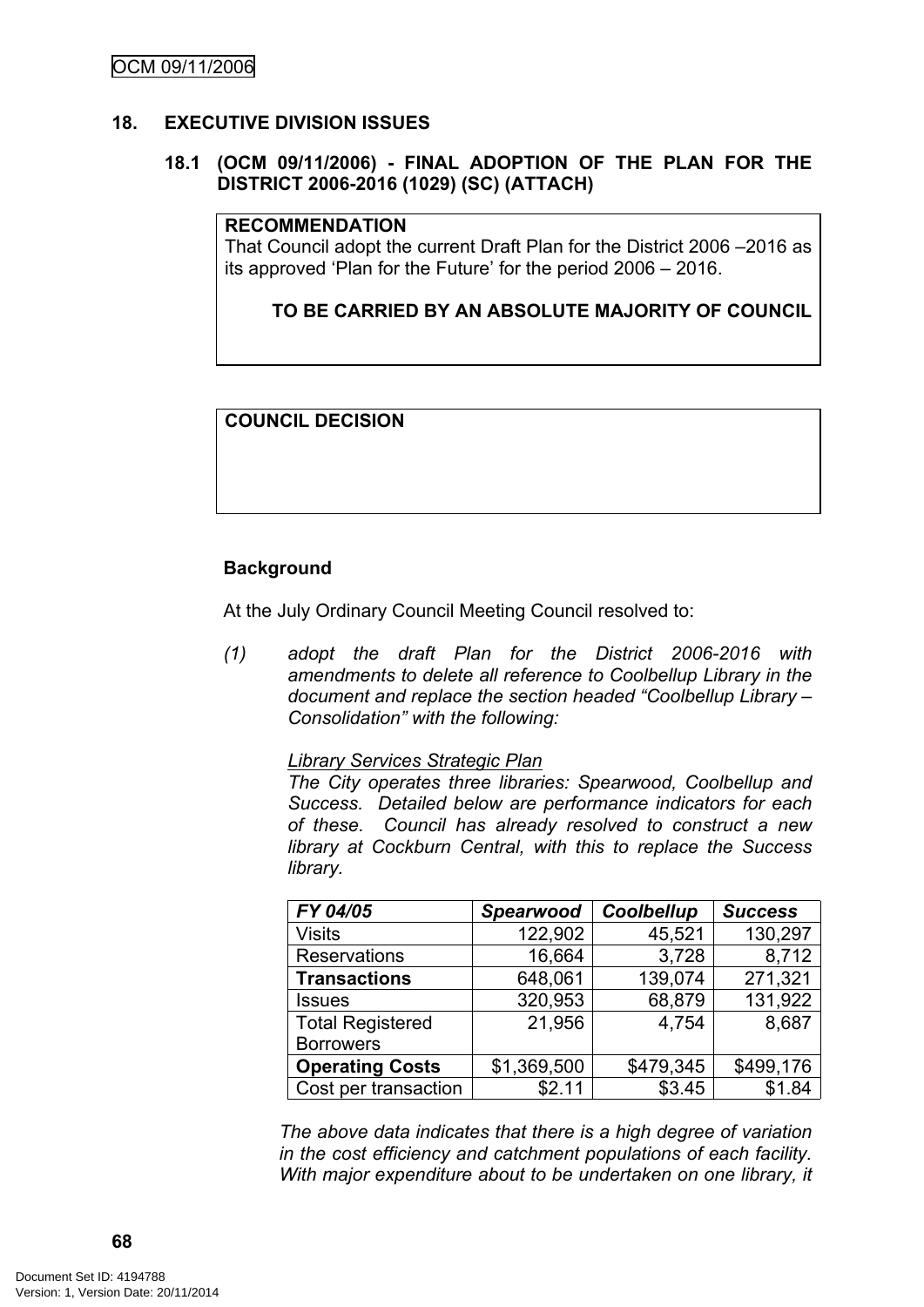## 18. EXECUTIVE DIVISION ISSUES

### 18.1 (OCM 09/11/2006) - FINAL ADOPTION OF THE PLAN FOR THE DISTRICT 2006-2016 (1029) (SC) (ATTACH)

**RECOMMENDATION**
That Council adopt the current Draft Plan for the District 2006 –2016 as its approved 'Plan for the Future' for the period 2006 – 2016.

**TO BE CARRIED BY AN ABSOLUTE MAJORITY OF COUNCIL**

**COUNCIL DECISION**

**Background**

At the July Ordinary Council Meeting Council resolved to:

(1) *adopt the draft Plan for the District 2006-2016 with amendments to delete all reference to Coolbellup Library in the document and replace the section headed "Coolbellup Library – Consolidation" with the following:*

*Library Services Strategic Plan*
*The City operates three libraries: Spearwood, Coolbellup and Success. Detailed below are performance indicators for each of these. Council has already resolved to construct a new library at Cockburn Central, with this to replace the Success library.*

| ***FY 04/05*** | ***Spearwood*** | ***Coolbellup*** | ***Success*** |
|---|---|---|---|
| Visits | 122,902 | 45,521 | 130,297 |
| Reservations | 16,664 | 3,728 | 8,712 |
| **Transactions** | 648,061 | 139,074 | 271,321 |
| Issues | 320,953 | 68,879 | 131,922 |
| Total Registered Borrowers | 21,956 | 4,754 | 8,687 |
| **Operating Costs** | $1,369,500 | $479,345 | $499,176 |
| Cost per transaction | $2.11 | $3.45 | $1.84 |

*The above data indicates that there is a high degree of variation in the cost efficiency and catchment populations of each facility. With major expenditure about to be undertaken on one library, it*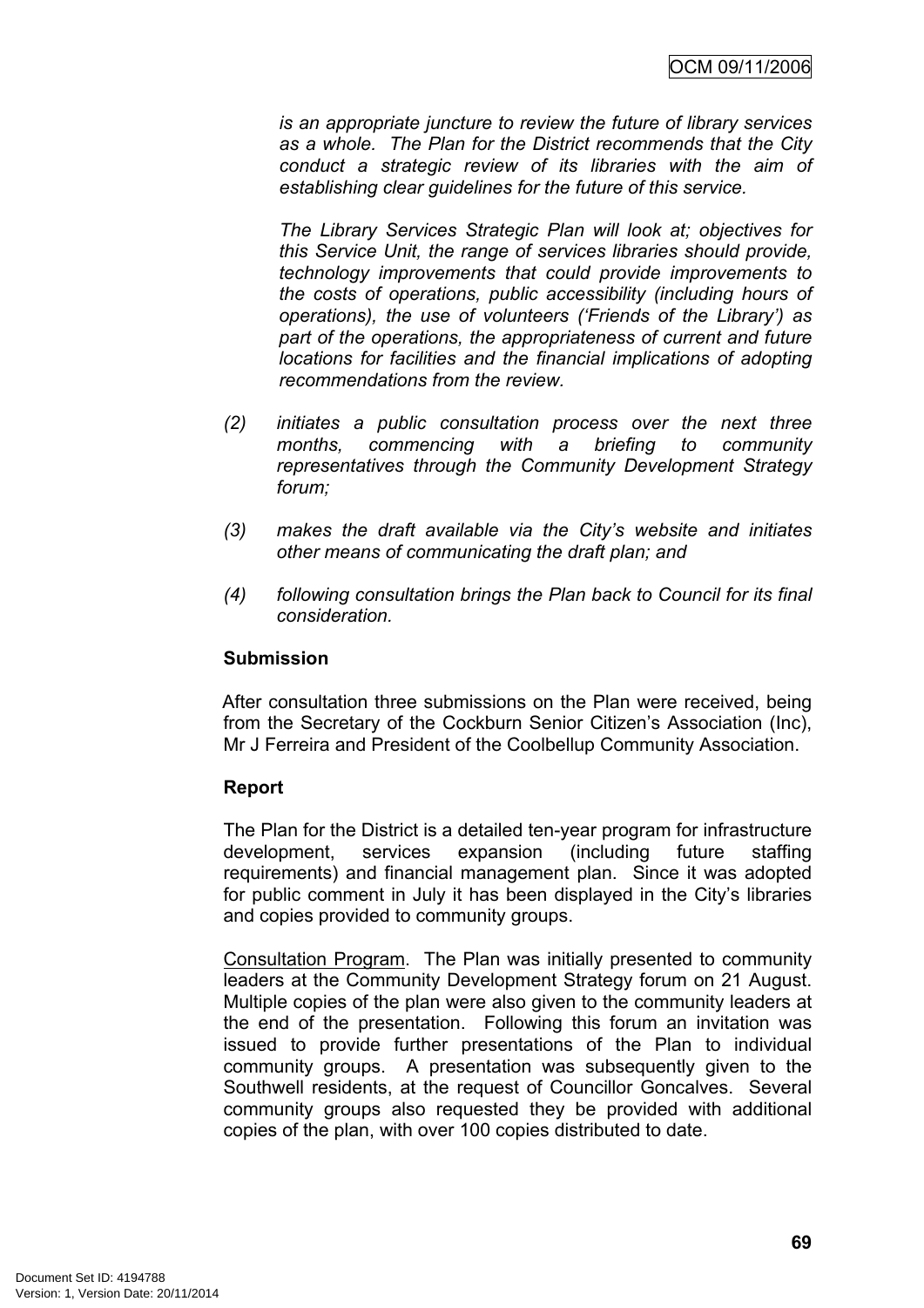*is an appropriate juncture to review the future of library services as a whole. The Plan for the District recommends that the City conduct a strategic review of its libraries with the aim of establishing clear guidelines for the future of this service.*

*The Library Services Strategic Plan will look at; objectives for this Service Unit, the range of services libraries should provide, technology improvements that could provide improvements to the costs of operations, public accessibility (including hours of operations), the use of volunteers ('Friends of the Library') as part of the operations, the appropriateness of current and future locations for facilities and the financial implications of adopting recommendations from the review.*

*(2) initiates a public consultation process over the next three months, commencing with a briefing to community representatives through the Community Development Strategy forum;*

*(3) makes the draft available via the City's website and initiates other means of communicating the draft plan; and*

*(4) following consultation brings the Plan back to Council for its final consideration.*

**Submission**

After consultation three submissions on the Plan were received, being from the Secretary of the Cockburn Senior Citizen's Association (Inc), Mr J Ferreira and President of the Coolbellup Community Association.

**Report**

The Plan for the District is a detailed ten-year program for infrastructure development, services expansion (including future staffing requirements) and financial management plan. Since it was adopted for public comment in July it has been displayed in the City's libraries and copies provided to community groups.

Consultation Program. The Plan was initially presented to community leaders at the Community Development Strategy forum on 21 August. Multiple copies of the plan were also given to the community leaders at the end of the presentation. Following this forum an invitation was issued to provide further presentations of the Plan to individual community groups. A presentation was subsequently given to the Southwell residents, at the request of Councillor Goncalves. Several community groups also requested they be provided with additional copies of the plan, with over 100 copies distributed to date.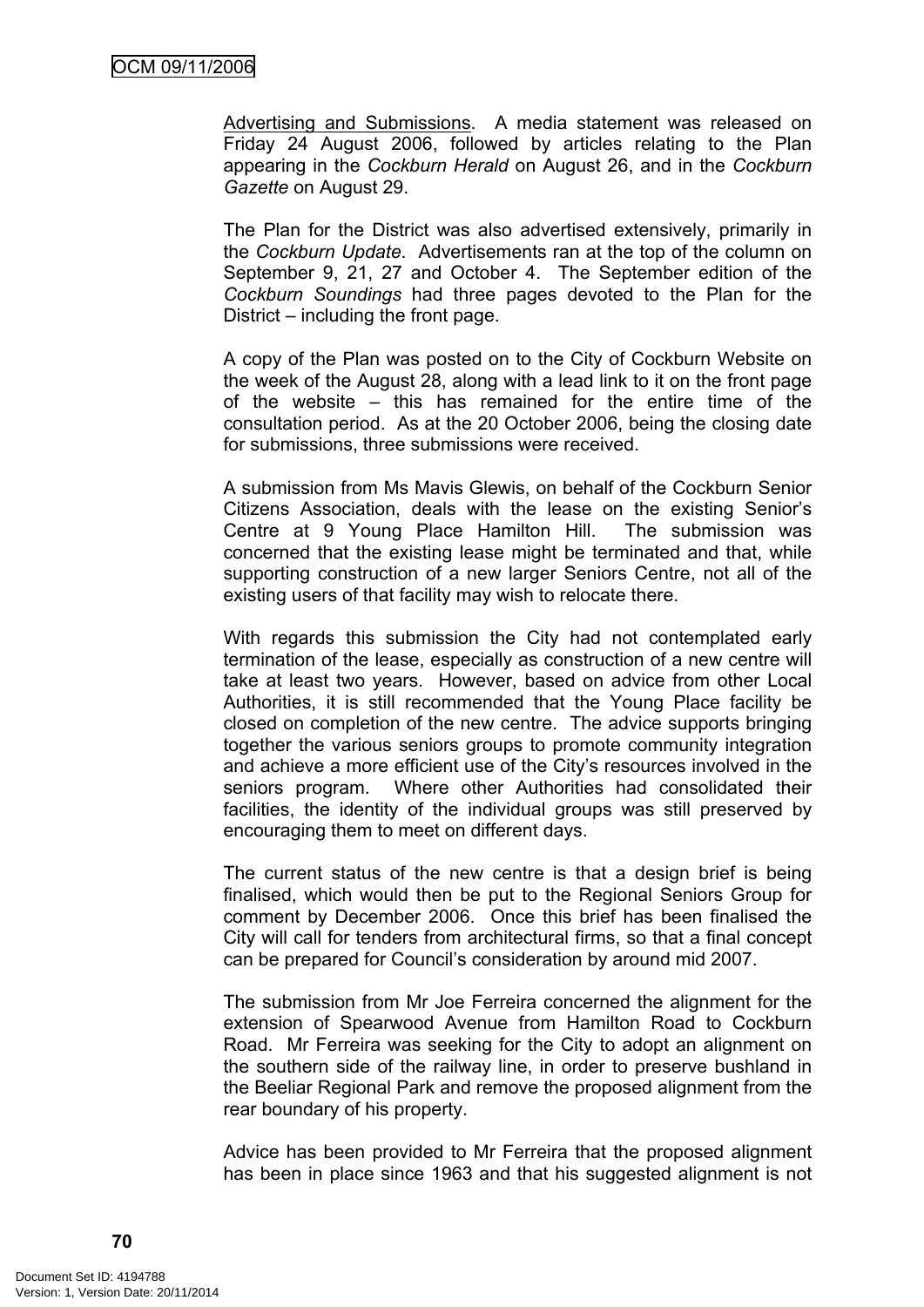Advertising and Submissions. A media statement was released on Friday 24 August 2006, followed by articles relating to the Plan appearing in the *Cockburn Herald* on August 26, and in the *Cockburn Gazette* on August 29.

The Plan for the District was also advertised extensively, primarily in the *Cockburn Update*. Advertisements ran at the top of the column on September 9, 21, 27 and October 4. The September edition of the *Cockburn Soundings* had three pages devoted to the Plan for the District – including the front page.

A copy of the Plan was posted on to the City of Cockburn Website on the week of the August 28, along with a lead link to it on the front page of the website – this has remained for the entire time of the consultation period. As at the 20 October 2006, being the closing date for submissions, three submissions were received.

A submission from Ms Mavis Glewis, on behalf of the Cockburn Senior Citizens Association, deals with the lease on the existing Senior's Centre at 9 Young Place Hamilton Hill. The submission was concerned that the existing lease might be terminated and that, while supporting construction of a new larger Seniors Centre, not all of the existing users of that facility may wish to relocate there.

With regards this submission the City had not contemplated early termination of the lease, especially as construction of a new centre will take at least two years. However, based on advice from other Local Authorities, it is still recommended that the Young Place facility be closed on completion of the new centre. The advice supports bringing together the various seniors groups to promote community integration and achieve a more efficient use of the City's resources involved in the seniors program. Where other Authorities had consolidated their facilities, the identity of the individual groups was still preserved by encouraging them to meet on different days.

The current status of the new centre is that a design brief is being finalised, which would then be put to the Regional Seniors Group for comment by December 2006. Once this brief has been finalised the City will call for tenders from architectural firms, so that a final concept can be prepared for Council's consideration by around mid 2007.

The submission from Mr Joe Ferreira concerned the alignment for the extension of Spearwood Avenue from Hamilton Road to Cockburn Road. Mr Ferreira was seeking for the City to adopt an alignment on the southern side of the railway line, in order to preserve bushland in the Beeliar Regional Park and remove the proposed alignment from the rear boundary of his property.

Advice has been provided to Mr Ferreira that the proposed alignment has been in place since 1963 and that his suggested alignment is not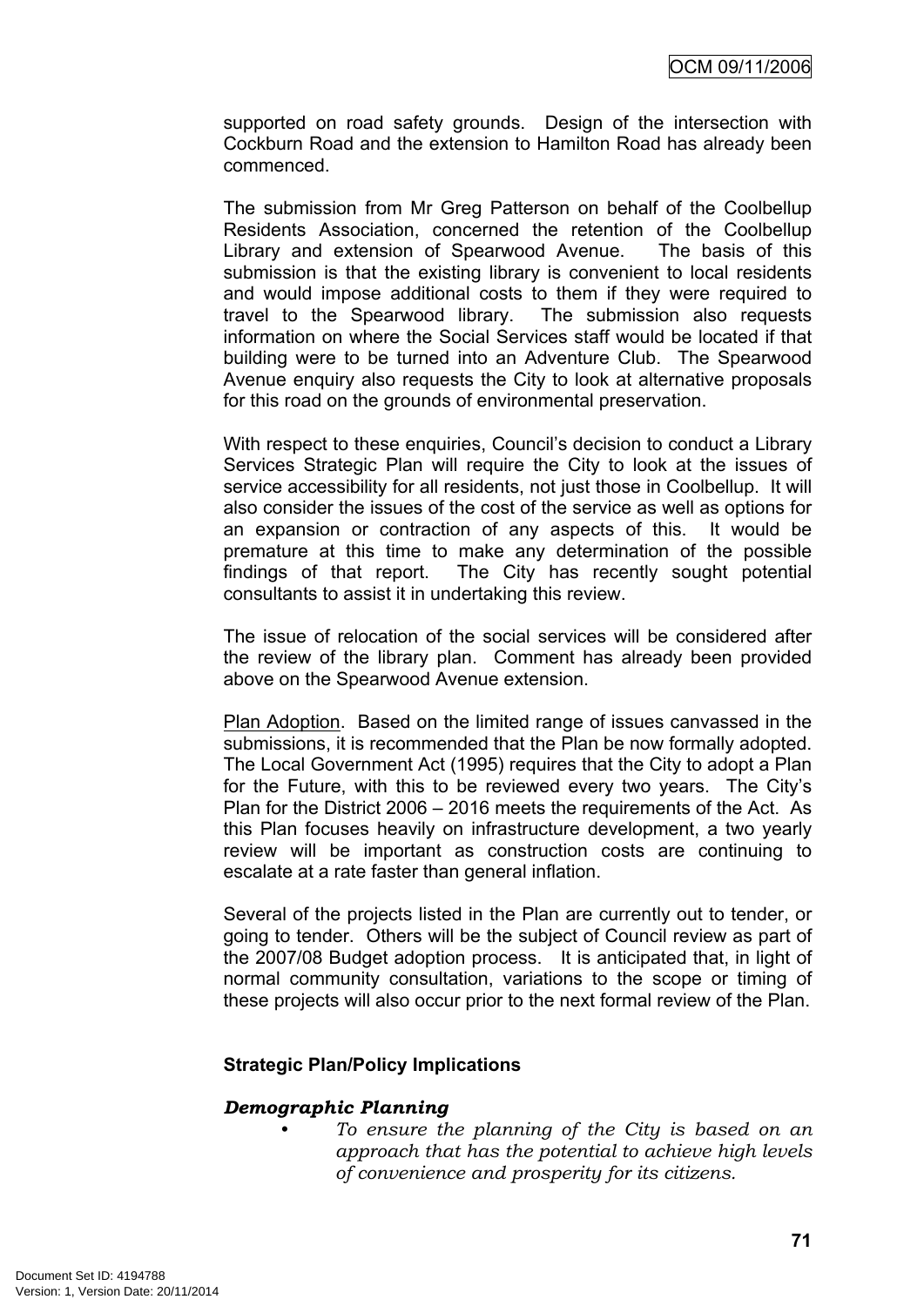supported on road safety grounds. Design of the intersection with Cockburn Road and the extension to Hamilton Road has already been commenced.

The submission from Mr Greg Patterson on behalf of the Coolbellup Residents Association, concerned the retention of the Coolbellup Library and extension of Spearwood Avenue. The basis of this submission is that the existing library is convenient to local residents and would impose additional costs to them if they were required to travel to the Spearwood library. The submission also requests information on where the Social Services staff would be located if that building were to be turned into an Adventure Club. The Spearwood Avenue enquiry also requests the City to look at alternative proposals for this road on the grounds of environmental preservation.

With respect to these enquiries, Council's decision to conduct a Library Services Strategic Plan will require the City to look at the issues of service accessibility for all residents, not just those in Coolbellup. It will also consider the issues of the cost of the service as well as options for an expansion or contraction of any aspects of this. It would be premature at this time to make any determination of the possible findings of that report. The City has recently sought potential consultants to assist it in undertaking this review.

The issue of relocation of the social services will be considered after the review of the library plan. Comment has already been provided above on the Spearwood Avenue extension.

Plan Adoption. Based on the limited range of issues canvassed in the submissions, it is recommended that the Plan be now formally adopted. The Local Government Act (1995) requires that the City to adopt a Plan for the Future, with this to be reviewed every two years. The City's Plan for the District 2006 – 2016 meets the requirements of the Act. As this Plan focuses heavily on infrastructure development, a two yearly review will be important as construction costs are continuing to escalate at a rate faster than general inflation.

Several of the projects listed in the Plan are currently out to tender, or going to tender. Others will be the subject of Council review as part of the 2007/08 Budget adoption process. It is anticipated that, in light of normal community consultation, variations to the scope or timing of these projects will also occur prior to the next formal review of the Plan.

**Strategic Plan/Policy Implications**

***Demographic Planning***

- *To ensure the planning of the City is based on an approach that has the potential to achieve high levels of convenience and prosperity for its citizens.*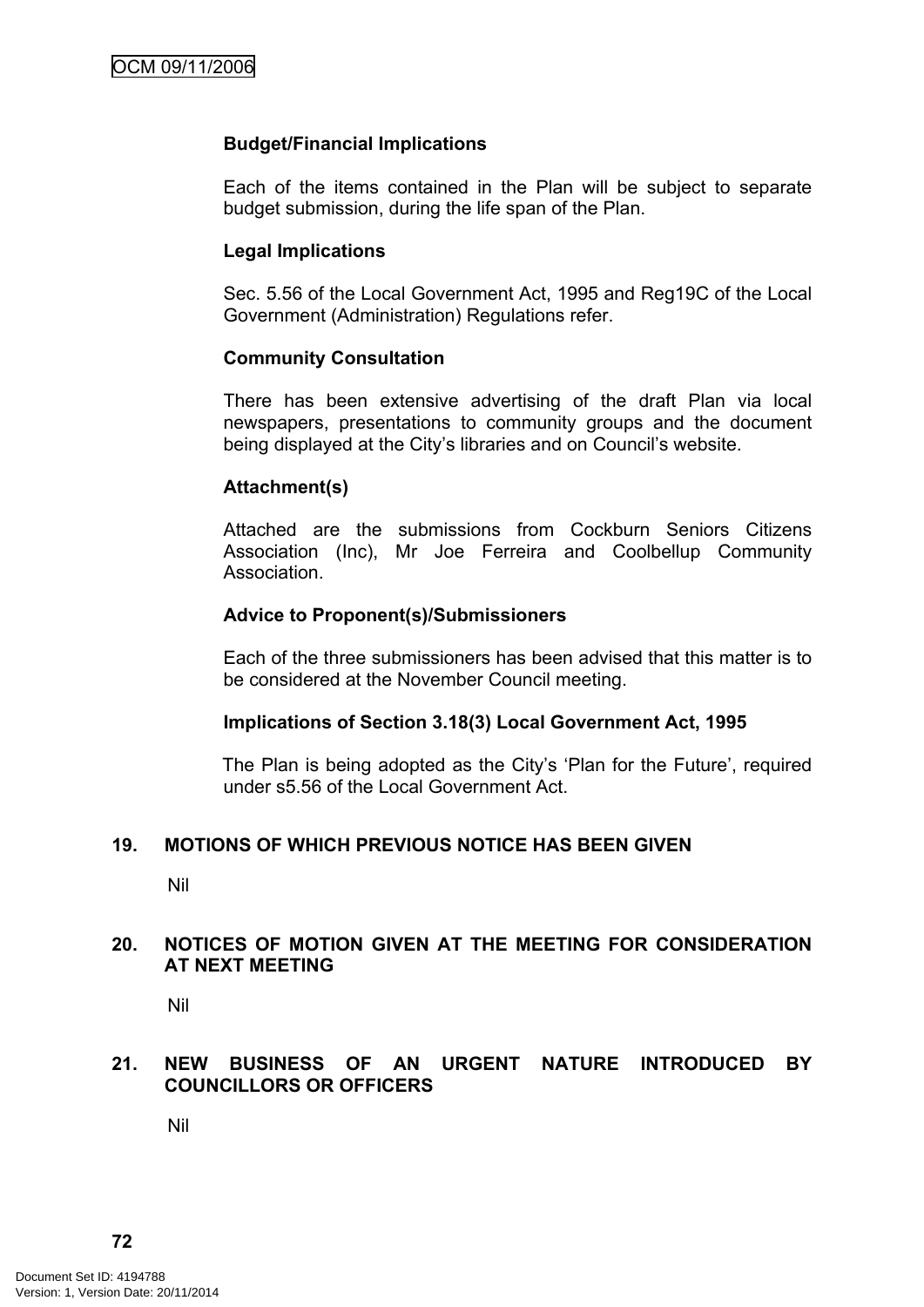**Budget/Financial Implications**

Each of the items contained in the Plan will be subject to separate budget submission, during the life span of the Plan.

**Legal Implications**

Sec. 5.56 of the Local Government Act, 1995 and Reg19C of the Local Government (Administration) Regulations refer.

**Community Consultation**

There has been extensive advertising of the draft Plan via local newspapers, presentations to community groups and the document being displayed at the City's libraries and on Council's website.

**Attachment(s)**

Attached are the submissions from Cockburn Seniors Citizens Association (Inc), Mr Joe Ferreira and Coolbellup Community Association.

**Advice to Proponent(s)/Submissioners**

Each of the three submissioners has been advised that this matter is to be considered at the November Council meeting.

**Implications of Section 3.18(3) Local Government Act, 1995**

The Plan is being adopted as the City's 'Plan for the Future', required under s5.56 of the Local Government Act.

## 19. MOTIONS OF WHICH PREVIOUS NOTICE HAS BEEN GIVEN

Nil

## 20. NOTICES OF MOTION GIVEN AT THE MEETING FOR CONSIDERATION AT NEXT MEETING

Nil

## 21. NEW BUSINESS OF AN URGENT NATURE INTRODUCED BY COUNCILLORS OR OFFICERS

Nil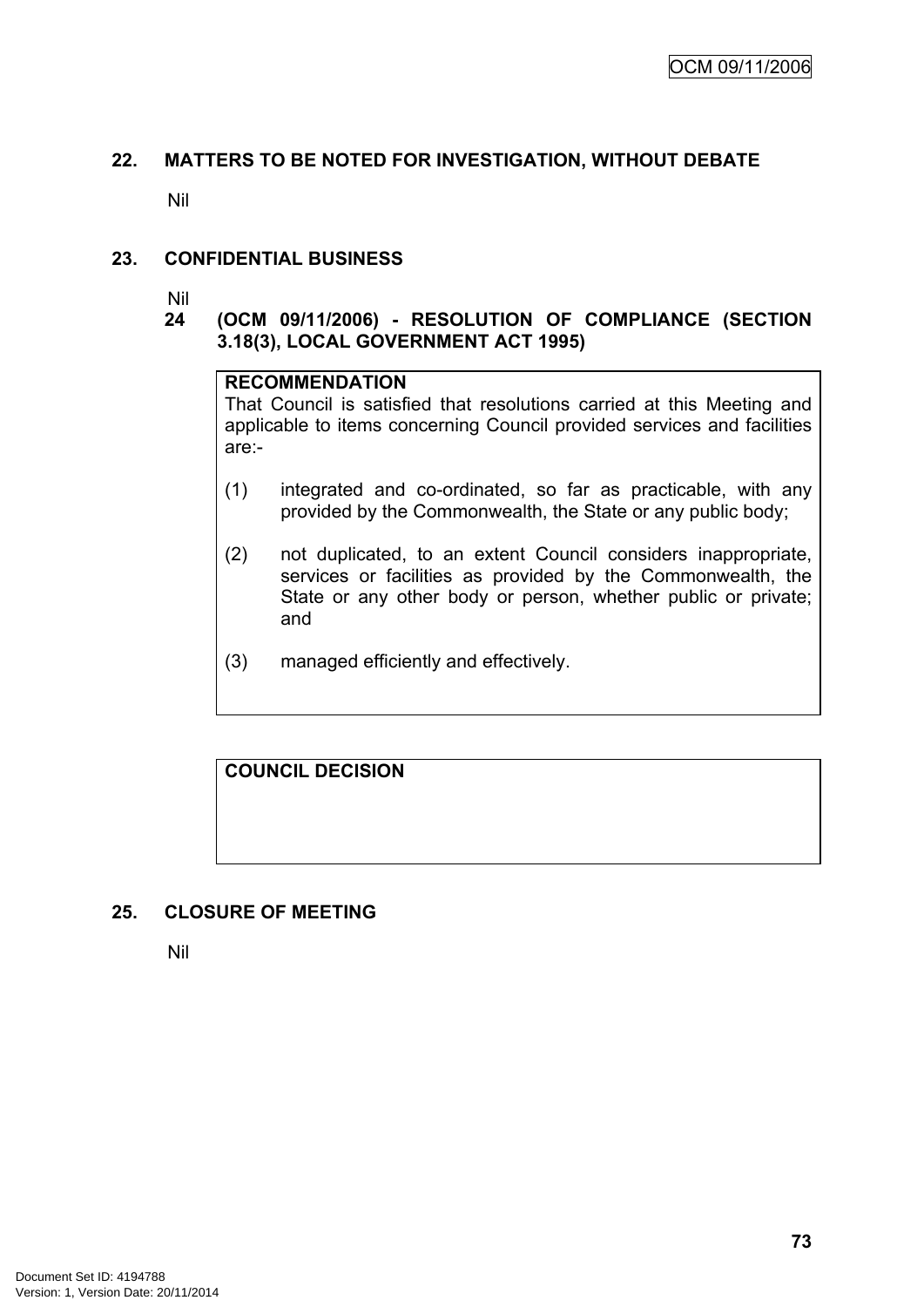## 22. MATTERS TO BE NOTED FOR INVESTIGATION, WITHOUT DEBATE

Nil

## 23. CONFIDENTIAL BUSINESS

Nil

## 24 (OCM 09/11/2006) - RESOLUTION OF COMPLIANCE (SECTION 3.18(3), LOCAL GOVERNMENT ACT 1995)

**RECOMMENDATION**

That Council is satisfied that resolutions carried at this Meeting and applicable to items concerning Council provided services and facilities are:-

(1) integrated and co-ordinated, so far as practicable, with any provided by the Commonwealth, the State or any public body;

(2) not duplicated, to an extent Council considers inappropriate, services or facilities as provided by the Commonwealth, the State or any other body or person, whether public or private; and

(3) managed efficiently and effectively.

**COUNCIL DECISION**

## 25. CLOSURE OF MEETING

Nil

Document Set ID: 4194788
Version: 1, Version Date: 20/11/2014